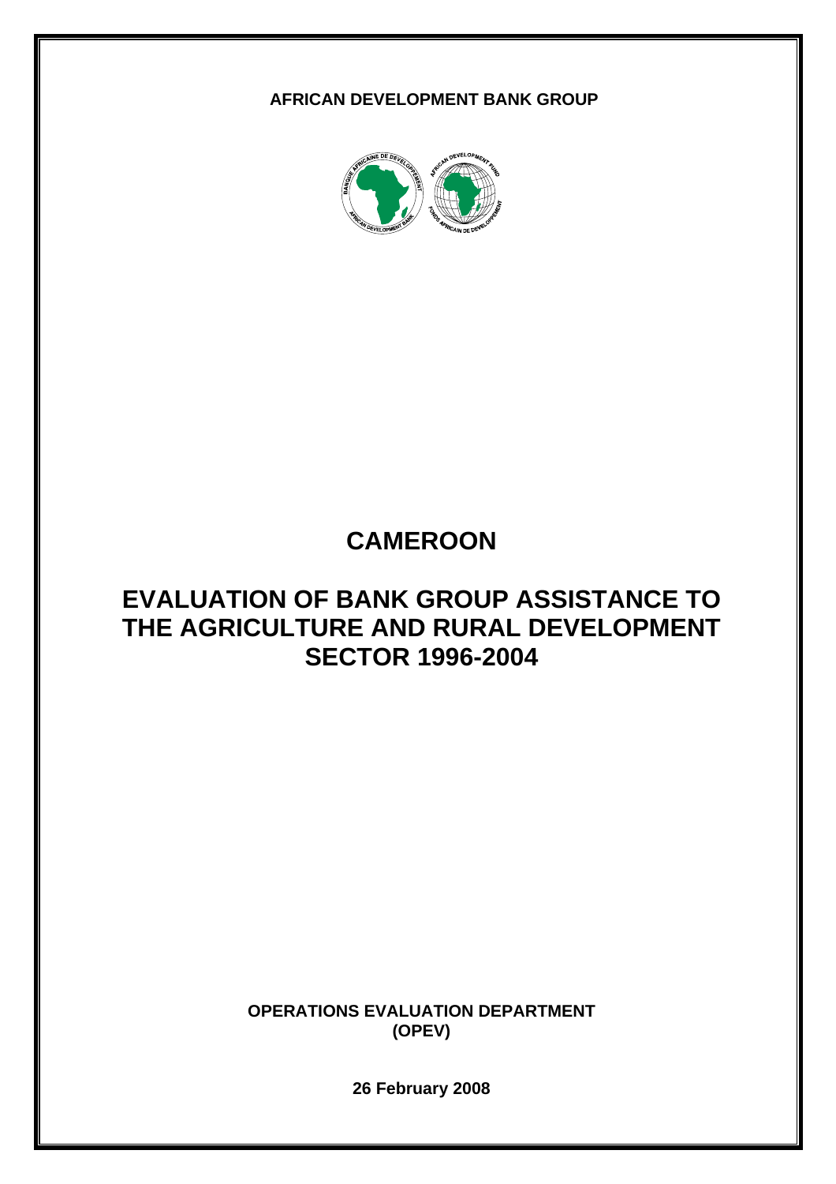**AFRICAN DEVELOPMENT BANK GROUP**

# CAMEROON

# EVALUATION OF BANK GROUP ASSISTANCE TO THE AGRICULTURE AND RURAL DEVELOPMENT SECTOR 1996-2004

**OPERATIONS EVALUATION DEPARTMENT (OPEV)**

**26 February 2008**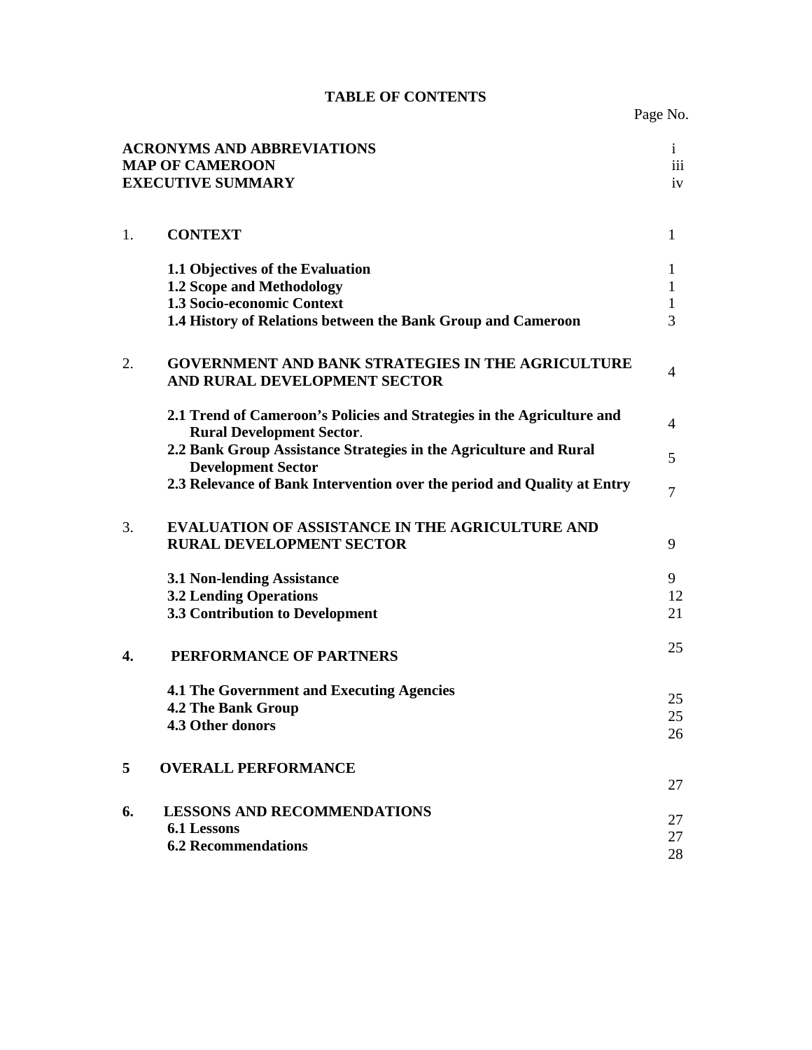# TABLE OF CONTENTS

| | | Page No. |
|---|---|---|
| | **ACRONYMS AND ABBREVIATIONS** | i |
| | **MAP OF CAMEROON** | iii |
| | **EXECUTIVE SUMMARY** | iv |
| 1. | **CONTEXT** | 1 |
| | **1.1 Objectives of the Evaluation** | 1 |
| | **1.2 Scope and Methodology** | 1 |
| | **1.3 Socio-economic Context** | 1 |
| | **1.4 History of Relations between the Bank Group and Cameroon** | 3 |
| 2. | **GOVERNMENT AND BANK STRATEGIES IN THE AGRICULTURE AND RURAL DEVELOPMENT SECTOR** | 4 |
| | **2.1 Trend of Cameroon's Policies and Strategies in the Agriculture and Rural Development Sector**. | 4 |
| | **2.2 Bank Group Assistance Strategies in the Agriculture and Rural Development Sector** | 5 |
| | **2.3 Relevance of Bank Intervention over the period and Quality at Entry** | 7 |
| 3. | **EVALUATION OF ASSISTANCE IN THE AGRICULTURE AND RURAL DEVELOPMENT SECTOR** | 9 |
| | **3.1 Non-lending Assistance** | 9 |
| | **3.2 Lending Operations** | 12 |
| | **3.3 Contribution to Development** | 21 |
| **4.** | **PERFORMANCE OF PARTNERS** | 25 |
| | **4.1 The Government and Executing Agencies** | 25 |
| | **4.2 The Bank Group** | 25 |
| | **4.3 Other donors** | 26 |
| **5** | **OVERALL PERFORMANCE** | 27 |
| **6.** | **LESSONS AND RECOMMENDATIONS** | 27 |
| | **6.1 Lessons** | 27 |
| | **6.2 Recommendations** | 28 |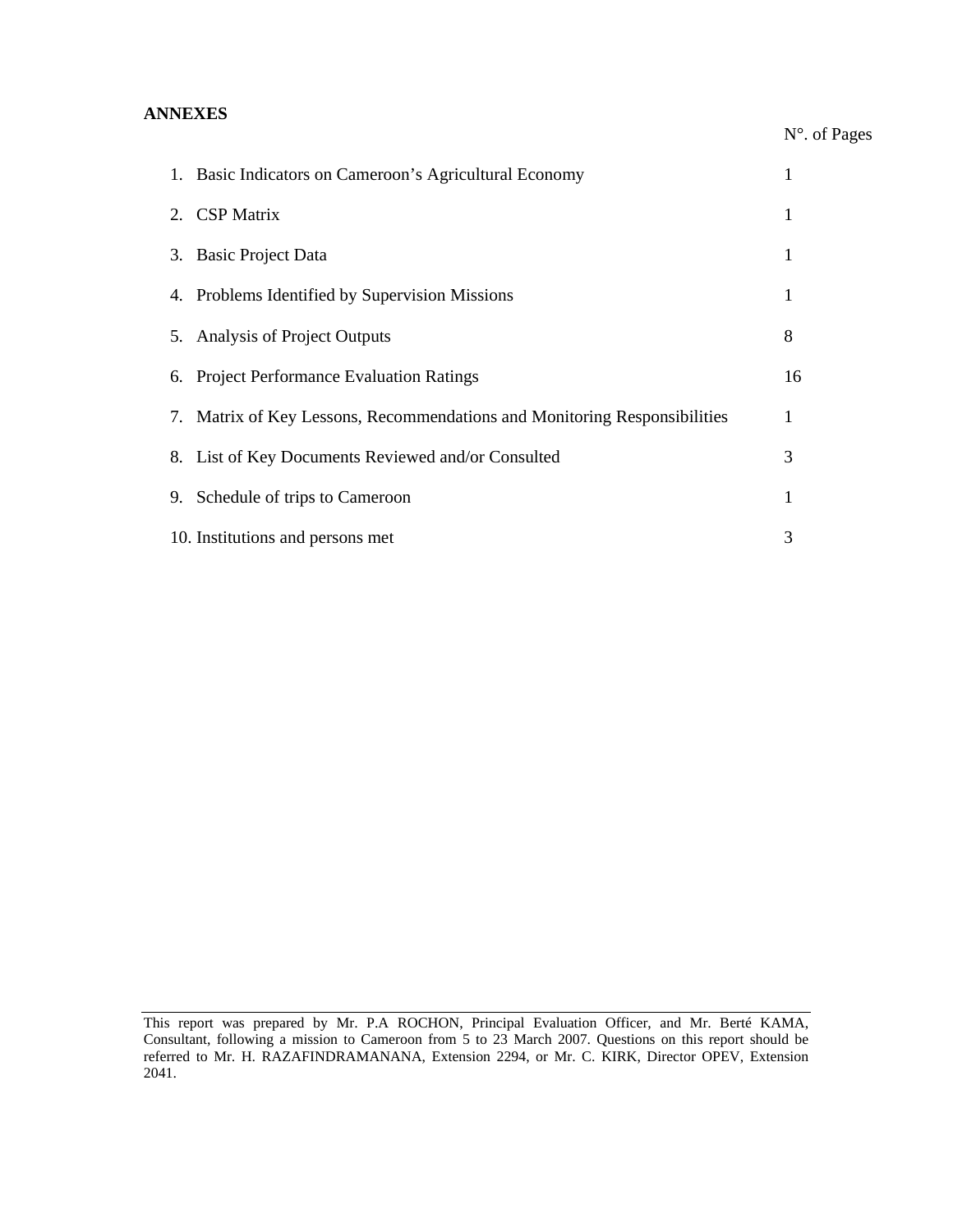**ANNEXES**

| | N°. of Pages |
|---|---|
| 1. Basic Indicators on Cameroon's Agricultural Economy | 1 |
| 2. CSP Matrix | 1 |
| 3. Basic Project Data | 1 |
| 4. Problems Identified by Supervision Missions | 1 |
| 5. Analysis of Project Outputs | 8 |
| 6. Project Performance Evaluation Ratings | 16 |
| 7. Matrix of Key Lessons, Recommendations and Monitoring Responsibilities | 1 |
| 8. List of Key Documents Reviewed and/or Consulted | 3 |
| 9. Schedule of trips to Cameroon | 1 |
| 10. Institutions and persons met | 3 |

This report was prepared by Mr. P.A ROCHON, Principal Evaluation Officer, and Mr. Berté KAMA, Consultant, following a mission to Cameroon from 5 to 23 March 2007. Questions on this report should be referred to Mr. H. RAZAFINDRAMANANA, Extension 2294, or Mr. C. KIRK, Director OPEV, Extension 2041.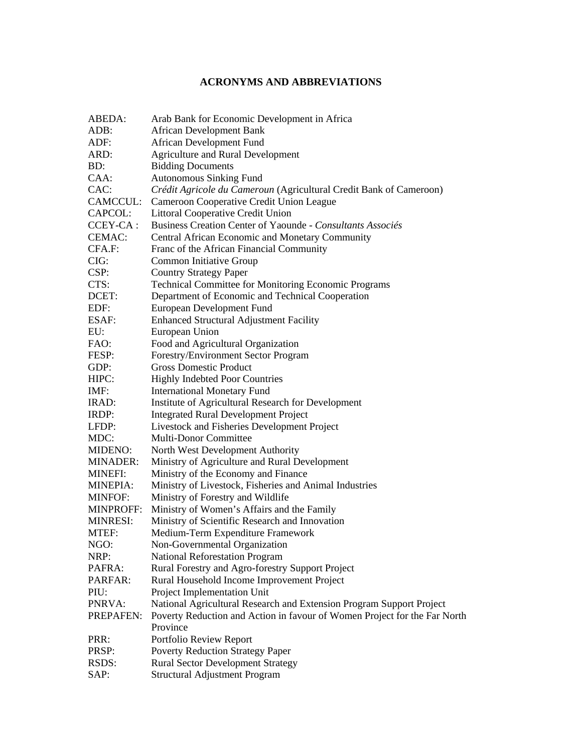# ACRONYMS AND ABBREVIATIONS

| | |
|---|---|
| ABEDA: | Arab Bank for Economic Development in Africa |
| ADB: | African Development Bank |
| ADF: | African Development Fund |
| ARD: | Agriculture and Rural Development |
| BD: | Bidding Documents |
| CAA: | Autonomous Sinking Fund |
| CAC: | *Crédit Agricole du Cameroun* (Agricultural Credit Bank of Cameroon) |
| CAMCCUL: | Cameroon Cooperative Credit Union League |
| CAPCOL: | Littoral Cooperative Credit Union |
| CCEY-CA : | Business Creation Center of Yaounde - *Consultants Associés* |
| CEMAC: | Central African Economic and Monetary Community |
| CFA.F: | Franc of the African Financial Community |
| CIG: | Common Initiative Group |
| CSP: | Country Strategy Paper |
| CTS: | Technical Committee for Monitoring Economic Programs |
| DCET: | Department of Economic and Technical Cooperation |
| EDF: | European Development Fund |
| ESAF: | Enhanced Structural Adjustment Facility |
| EU: | European Union |
| FAO: | Food and Agricultural Organization |
| FESP: | Forestry/Environment Sector Program |
| GDP: | Gross Domestic Product |
| HIPC: | Highly Indebted Poor Countries |
| IMF: | International Monetary Fund |
| IRAD: | Institute of Agricultural Research for Development |
| IRDP: | Integrated Rural Development Project |
| LFDP: | Livestock and Fisheries Development Project |
| MDC: | Multi-Donor Committee |
| MIDENO: | North West Development Authority |
| MINADER: | Ministry of Agriculture and Rural Development |
| MINEFI: | Ministry of the Economy and Finance |
| MINEPIA: | Ministry of Livestock, Fisheries and Animal Industries |
| MINFOF: | Ministry of Forestry and Wildlife |
| MINPROFF: | Ministry of Women's Affairs and the Family |
| MINRESI: | Ministry of Scientific Research and Innovation |
| MTEF: | Medium-Term Expenditure Framework |
| NGO: | Non-Governmental Organization |
| NRP: | National Reforestation Program |
| PAFRA: | Rural Forestry and Agro-forestry Support Project |
| PARFAR: | Rural Household Income Improvement Project |
| PIU: | Project Implementation Unit |
| PNRVA: | National Agricultural Research and Extension Program Support Project |
| PREPAFEN: | Poverty Reduction and Action in favour of Women Project for the Far North Province |
| PRR: | Portfolio Review Report |
| PRSP: | Poverty Reduction Strategy Paper |
| RSDS: | Rural Sector Development Strategy |
| SAP: | Structural Adjustment Program |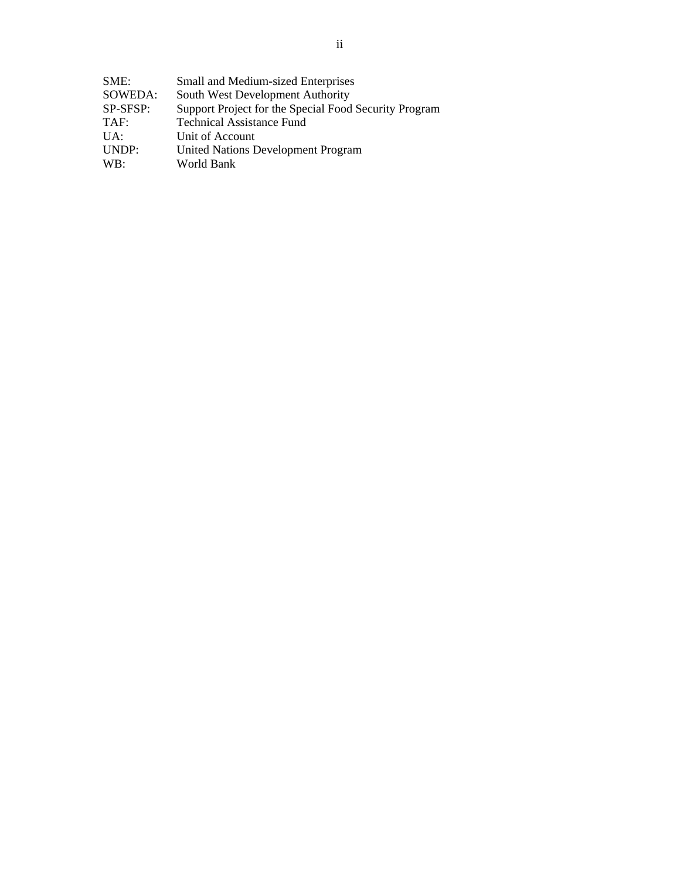SME: Small and Medium-sized Enterprises
SOWEDA: South West Development Authority
SP-SFSP: Support Project for the Special Food Security Program
TAF: Technical Assistance Fund
UA: Unit of Account
UNDP: United Nations Development Program
WB: World Bank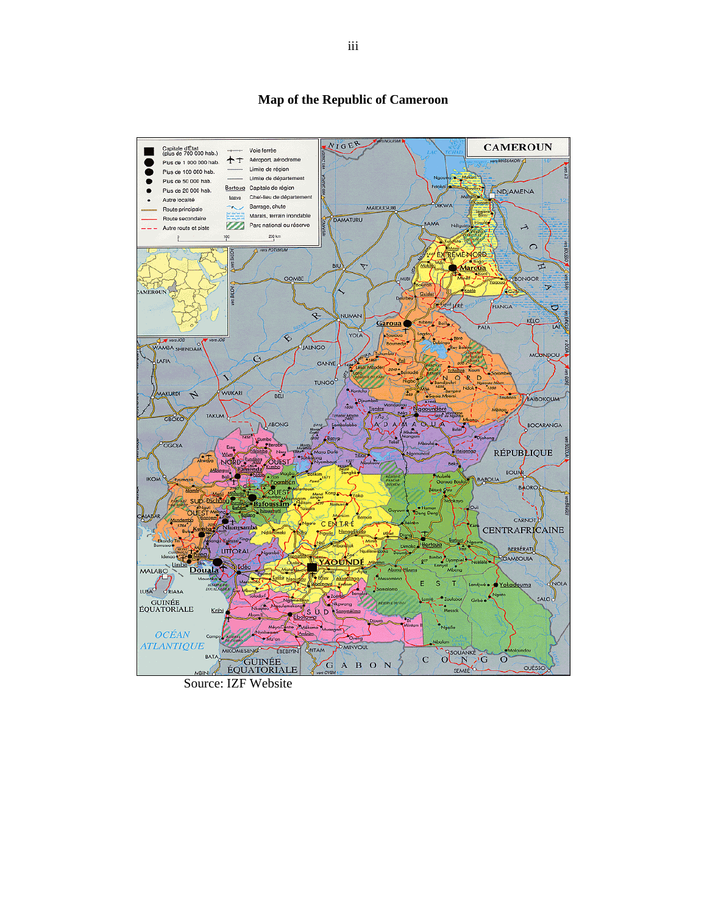## Map of the Republic of Cameroon

Source: IZF Website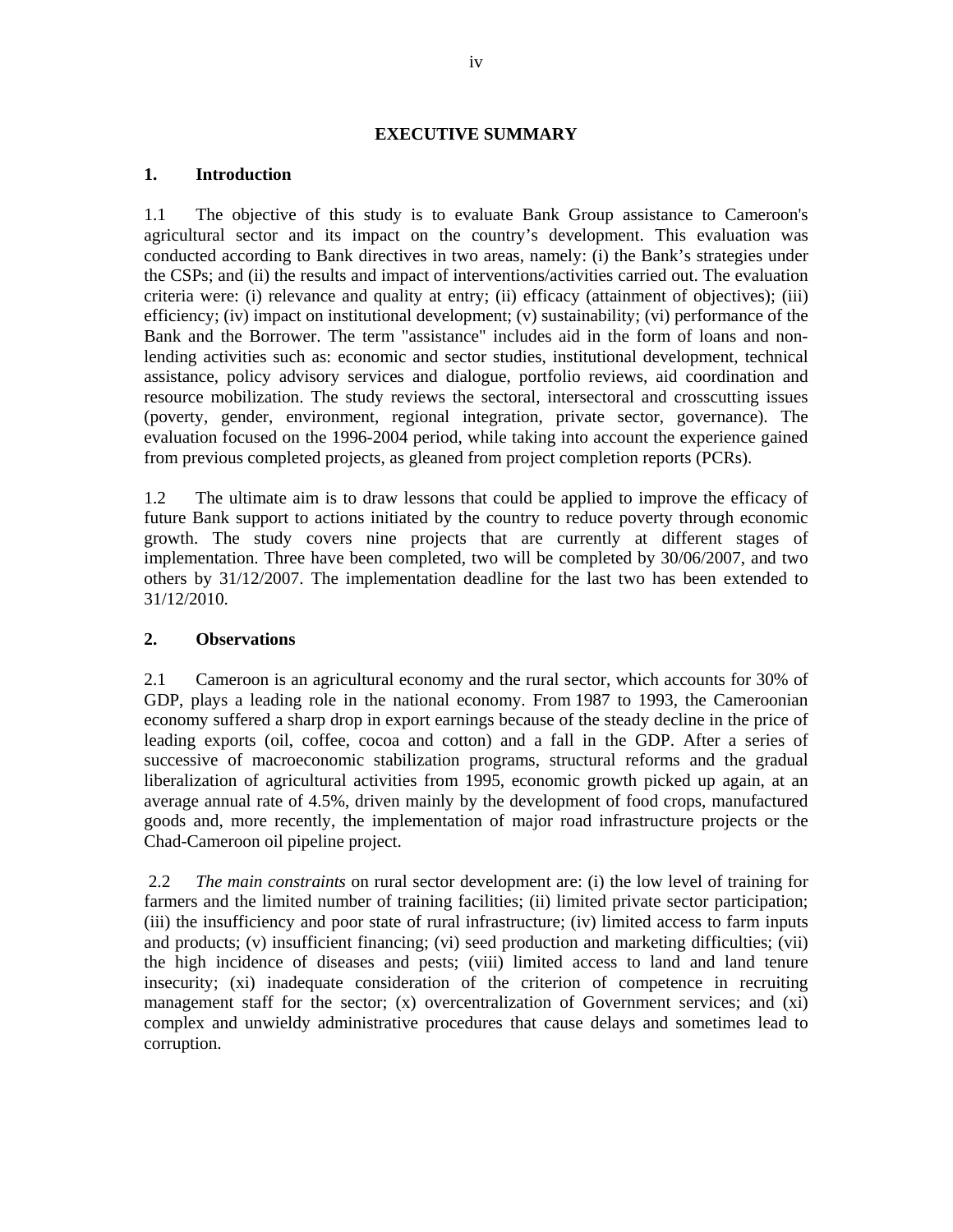# EXECUTIVE SUMMARY

## 1. Introduction

1.1 The objective of this study is to evaluate Bank Group assistance to Cameroon's agricultural sector and its impact on the country's development. This evaluation was conducted according to Bank directives in two areas, namely: (i) the Bank's strategies under the CSPs; and (ii) the results and impact of interventions/activities carried out. The evaluation criteria were: (i) relevance and quality at entry; (ii) efficacy (attainment of objectives); (iii) efficiency; (iv) impact on institutional development; (v) sustainability; (vi) performance of the Bank and the Borrower. The term "assistance" includes aid in the form of loans and non-lending activities such as: economic and sector studies, institutional development, technical assistance, policy advisory services and dialogue, portfolio reviews, aid coordination and resource mobilization. The study reviews the sectoral, intersectoral and crosscutting issues (poverty, gender, environment, regional integration, private sector, governance). The evaluation focused on the 1996-2004 period, while taking into account the experience gained from previous completed projects, as gleaned from project completion reports (PCRs).

1.2 The ultimate aim is to draw lessons that could be applied to improve the efficacy of future Bank support to actions initiated by the country to reduce poverty through economic growth. The study covers nine projects that are currently at different stages of implementation. Three have been completed, two will be completed by 30/06/2007, and two others by 31/12/2007. The implementation deadline for the last two has been extended to 31/12/2010.

## 2. Observations

2.1 Cameroon is an agricultural economy and the rural sector, which accounts for 30% of GDP, plays a leading role in the national economy. From 1987 to 1993, the Cameroonian economy suffered a sharp drop in export earnings because of the steady decline in the price of leading exports (oil, coffee, cocoa and cotton) and a fall in the GDP. After a series of successive of macroeconomic stabilization programs, structural reforms and the gradual liberalization of agricultural activities from 1995, economic growth picked up again, at an average annual rate of 4.5%, driven mainly by the development of food crops, manufactured goods and, more recently, the implementation of major road infrastructure projects or the Chad-Cameroon oil pipeline project.

2.2 *The main constraints* on rural sector development are: (i) the low level of training for farmers and the limited number of training facilities; (ii) limited private sector participation; (iii) the insufficiency and poor state of rural infrastructure; (iv) limited access to farm inputs and products; (v) insufficient financing; (vi) seed production and marketing difficulties; (vii) the high incidence of diseases and pests; (viii) limited access to land and land tenure insecurity; (xi) inadequate consideration of the criterion of competence in recruiting management staff for the sector; (x) overcentralization of Government services; and (xi) complex and unwieldy administrative procedures that cause delays and sometimes lead to corruption.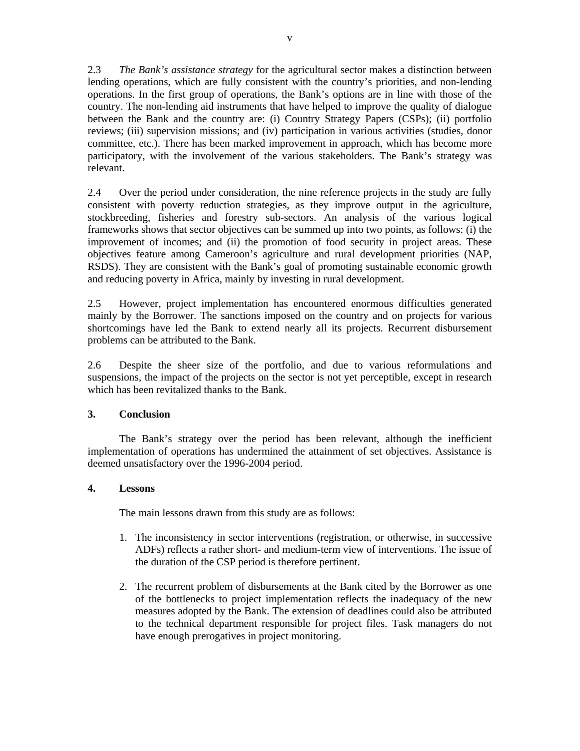2.3 *The Bank's assistance strategy* for the agricultural sector makes a distinction between lending operations, which are fully consistent with the country's priorities, and non-lending operations. In the first group of operations, the Bank's options are in line with those of the country. The non-lending aid instruments that have helped to improve the quality of dialogue between the Bank and the country are: (i) Country Strategy Papers (CSPs); (ii) portfolio reviews; (iii) supervision missions; and (iv) participation in various activities (studies, donor committee, etc.). There has been marked improvement in approach, which has become more participatory, with the involvement of the various stakeholders. The Bank's strategy was relevant.

2.4 Over the period under consideration, the nine reference projects in the study are fully consistent with poverty reduction strategies, as they improve output in the agriculture, stockbreeding, fisheries and forestry sub-sectors. An analysis of the various logical frameworks shows that sector objectives can be summed up into two points, as follows: (i) the improvement of incomes; and (ii) the promotion of food security in project areas. These objectives feature among Cameroon's agriculture and rural development priorities (NAP, RSDS). They are consistent with the Bank's goal of promoting sustainable economic growth and reducing poverty in Africa, mainly by investing in rural development.

2.5 However, project implementation has encountered enormous difficulties generated mainly by the Borrower. The sanctions imposed on the country and on projects for various shortcomings have led the Bank to extend nearly all its projects. Recurrent disbursement problems can be attributed to the Bank.

2.6 Despite the sheer size of the portfolio, and due to various reformulations and suspensions, the impact of the projects on the sector is not yet perceptible, except in research which has been revitalized thanks to the Bank.

## 3. Conclusion

The Bank's strategy over the period has been relevant, although the inefficient implementation of operations has undermined the attainment of set objectives. Assistance is deemed unsatisfactory over the 1996-2004 period.

## 4. Lessons

The main lessons drawn from this study are as follows:

1. The inconsistency in sector interventions (registration, or otherwise, in successive ADFs) reflects a rather short- and medium-term view of interventions. The issue of the duration of the CSP period is therefore pertinent.

2. The recurrent problem of disbursements at the Bank cited by the Borrower as one of the bottlenecks to project implementation reflects the inadequacy of the new measures adopted by the Bank. The extension of deadlines could also be attributed to the technical department responsible for project files. Task managers do not have enough prerogatives in project monitoring.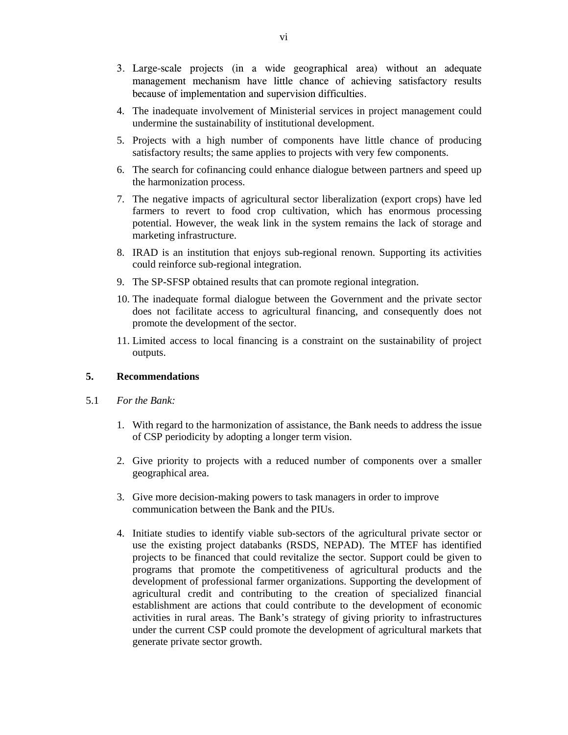3. Large-scale projects (in a wide geographical area) without an adequate management mechanism have little chance of achieving satisfactory results because of implementation and supervision difficulties.

4. The inadequate involvement of Ministerial services in project management could undermine the sustainability of institutional development.

5. Projects with a high number of components have little chance of producing satisfactory results; the same applies to projects with very few components.

6. The search for cofinancing could enhance dialogue between partners and speed up the harmonization process.

7. The negative impacts of agricultural sector liberalization (export crops) have led farmers to revert to food crop cultivation, which has enormous processing potential. However, the weak link in the system remains the lack of storage and marketing infrastructure.

8. IRAD is an institution that enjoys sub-regional renown. Supporting its activities could reinforce sub-regional integration.

9. The SP-SFSP obtained results that can promote regional integration.

10. The inadequate formal dialogue between the Government and the private sector does not facilitate access to agricultural financing, and consequently does not promote the development of the sector.

11. Limited access to local financing is a constraint on the sustainability of project outputs.

## 5. Recommendations

5.1 *For the Bank:*

1. With regard to the harmonization of assistance, the Bank needs to address the issue of CSP periodicity by adopting a longer term vision.

2. Give priority to projects with a reduced number of components over a smaller geographical area.

3. Give more decision-making powers to task managers in order to improve communication between the Bank and the PIUs.

4. Initiate studies to identify viable sub-sectors of the agricultural private sector or use the existing project databanks (RSDS, NEPAD). The MTEF has identified projects to be financed that could revitalize the sector. Support could be given to programs that promote the competitiveness of agricultural products and the development of professional farmer organizations. Supporting the development of agricultural credit and contributing to the creation of specialized financial establishment are actions that could contribute to the development of economic activities in rural areas. The Bank's strategy of giving priority to infrastructures under the current CSP could promote the development of agricultural markets that generate private sector growth.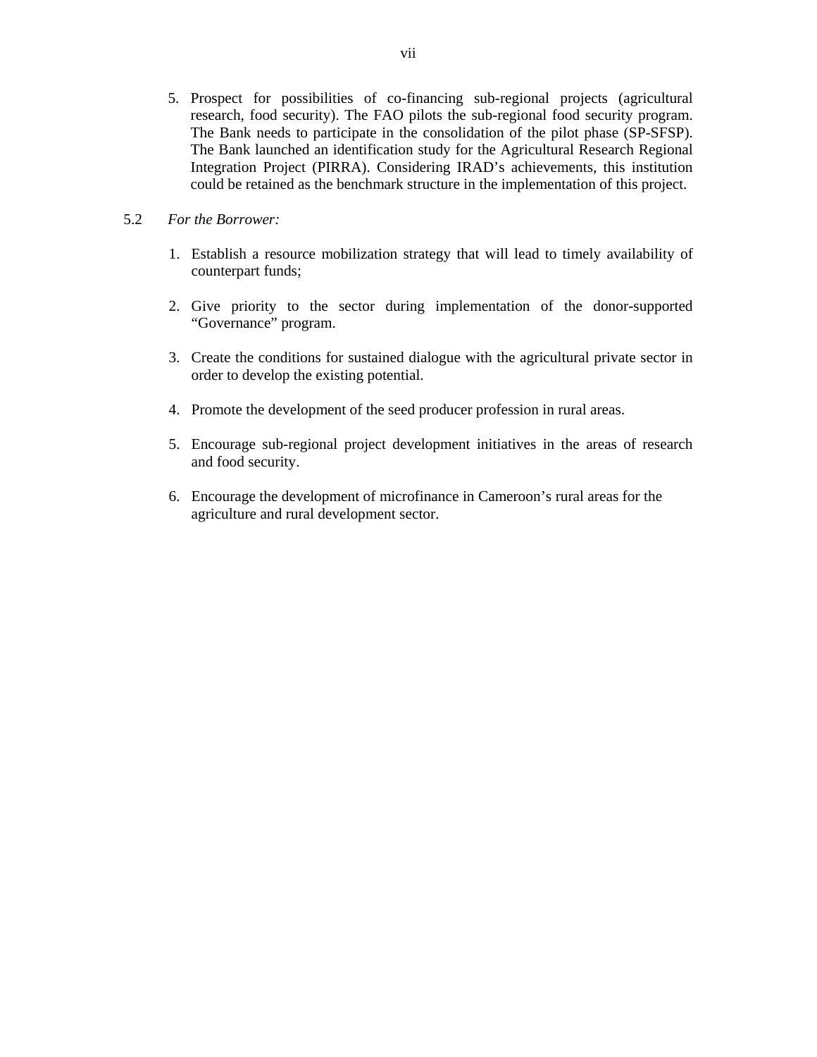5. Prospect for possibilities of co-financing sub-regional projects (agricultural research, food security). The FAO pilots the sub-regional food security program. The Bank needs to participate in the consolidation of the pilot phase (SP-SFSP). The Bank launched an identification study for the Agricultural Research Regional Integration Project (PIRRA). Considering IRAD's achievements, this institution could be retained as the benchmark structure in the implementation of this project.

5.2 *For the Borrower:*

1. Establish a resource mobilization strategy that will lead to timely availability of counterpart funds;

2. Give priority to the sector during implementation of the donor-supported "Governance" program.

3. Create the conditions for sustained dialogue with the agricultural private sector in order to develop the existing potential.

4. Promote the development of the seed producer profession in rural areas.

5. Encourage sub-regional project development initiatives in the areas of research and food security.

6. Encourage the development of microfinance in Cameroon's rural areas for the agriculture and rural development sector.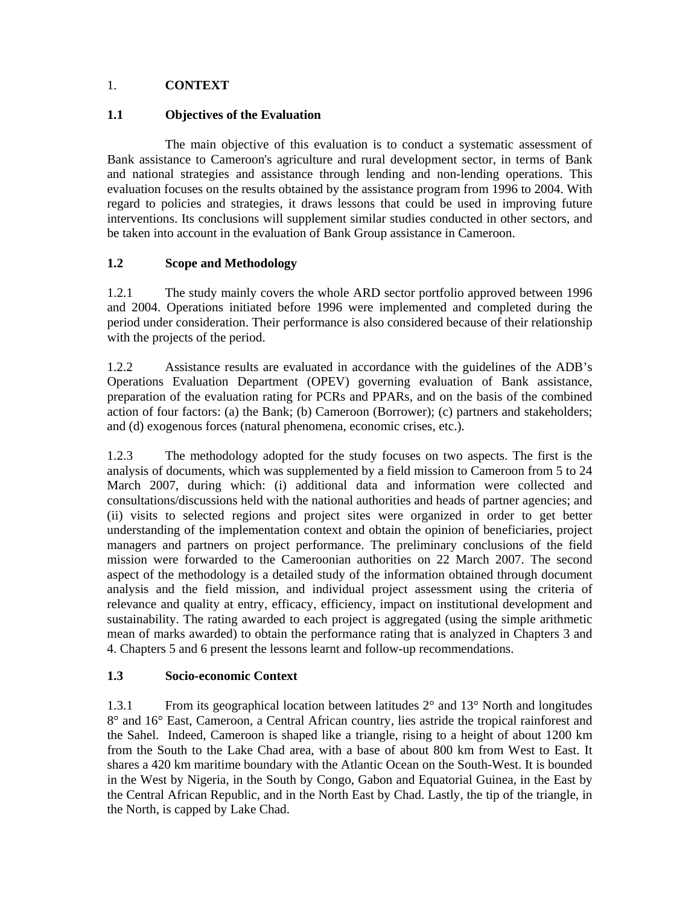# 1. CONTEXT

## 1.1 Objectives of the Evaluation

The main objective of this evaluation is to conduct a systematic assessment of Bank assistance to Cameroon's agriculture and rural development sector, in terms of Bank and national strategies and assistance through lending and non-lending operations. This evaluation focuses on the results obtained by the assistance program from 1996 to 2004. With regard to policies and strategies, it draws lessons that could be used in improving future interventions. Its conclusions will supplement similar studies conducted in other sectors, and be taken into account in the evaluation of Bank Group assistance in Cameroon.

## 1.2 Scope and Methodology

1.2.1 The study mainly covers the whole ARD sector portfolio approved between 1996 and 2004. Operations initiated before 1996 were implemented and completed during the period under consideration. Their performance is also considered because of their relationship with the projects of the period.

1.2.2 Assistance results are evaluated in accordance with the guidelines of the ADB's Operations Evaluation Department (OPEV) governing evaluation of Bank assistance, preparation of the evaluation rating for PCRs and PPARs, and on the basis of the combined action of four factors: (a) the Bank; (b) Cameroon (Borrower); (c) partners and stakeholders; and (d) exogenous forces (natural phenomena, economic crises, etc.).

1.2.3 The methodology adopted for the study focuses on two aspects. The first is the analysis of documents, which was supplemented by a field mission to Cameroon from 5 to 24 March 2007, during which: (i) additional data and information were collected and consultations/discussions held with the national authorities and heads of partner agencies; and (ii) visits to selected regions and project sites were organized in order to get better understanding of the implementation context and obtain the opinion of beneficiaries, project managers and partners on project performance. The preliminary conclusions of the field mission were forwarded to the Cameroonian authorities on 22 March 2007. The second aspect of the methodology is a detailed study of the information obtained through document analysis and the field mission, and individual project assessment using the criteria of relevance and quality at entry, efficacy, efficiency, impact on institutional development and sustainability. The rating awarded to each project is aggregated (using the simple arithmetic mean of marks awarded) to obtain the performance rating that is analyzed in Chapters 3 and 4. Chapters 5 and 6 present the lessons learnt and follow-up recommendations.

## 1.3 Socio-economic Context

1.3.1 From its geographical location between latitudes 2° and 13° North and longitudes 8° and 16° East, Cameroon, a Central African country, lies astride the tropical rainforest and the Sahel. Indeed, Cameroon is shaped like a triangle, rising to a height of about 1200 km from the South to the Lake Chad area, with a base of about 800 km from West to East. It shares a 420 km maritime boundary with the Atlantic Ocean on the South-West. It is bounded in the West by Nigeria, in the South by Congo, Gabon and Equatorial Guinea, in the East by the Central African Republic, and in the North East by Chad. Lastly, the tip of the triangle, in the North, is capped by Lake Chad.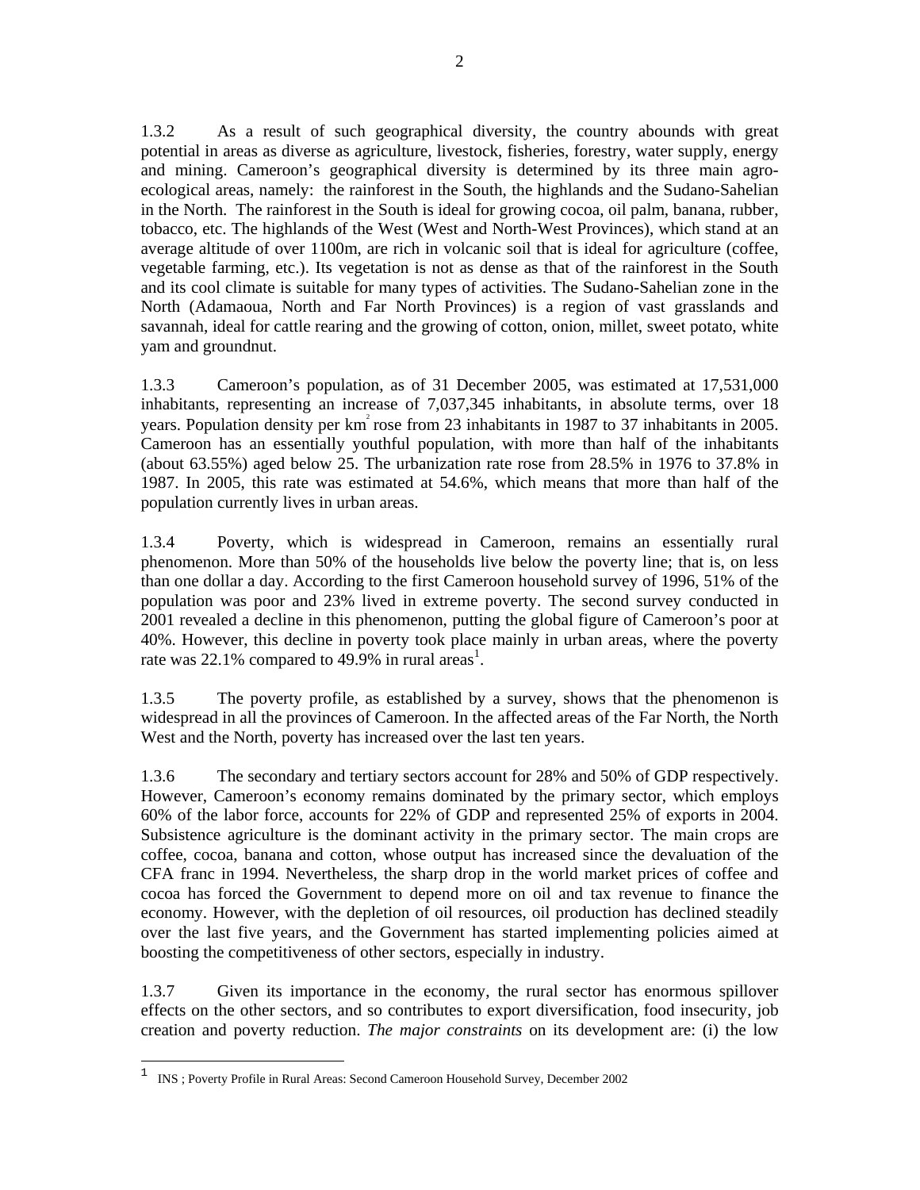1.3.2 As a result of such geographical diversity, the country abounds with great potential in areas as diverse as agriculture, livestock, fisheries, forestry, water supply, energy and mining. Cameroon's geographical diversity is determined by its three main agro-ecological areas, namely: the rainforest in the South, the highlands and the Sudano-Sahelian in the North. The rainforest in the South is ideal for growing cocoa, oil palm, banana, rubber, tobacco, etc. The highlands of the West (West and North-West Provinces), which stand at an average altitude of over 1100m, are rich in volcanic soil that is ideal for agriculture (coffee, vegetable farming, etc.). Its vegetation is not as dense as that of the rainforest in the South and its cool climate is suitable for many types of activities. The Sudano-Sahelian zone in the North (Adamaoua, North and Far North Provinces) is a region of vast grasslands and savannah, ideal for cattle rearing and the growing of cotton, onion, millet, sweet potato, white yam and groundnut.

1.3.3 Cameroon's population, as of 31 December 2005, was estimated at 17,531,000 inhabitants, representing an increase of 7,037,345 inhabitants, in absolute terms, over 18 years. Population density per $km^2$ rose from 23 inhabitants in 1987 to 37 inhabitants in 2005. Cameroon has an essentially youthful population, with more than half of the inhabitants (about 63.55%) aged below 25. The urbanization rate rose from 28.5% in 1976 to 37.8% in 1987. In 2005, this rate was estimated at 54.6%, which means that more than half of the population currently lives in urban areas.

1.3.4 Poverty, which is widespread in Cameroon, remains an essentially rural phenomenon. More than 50% of the households live below the poverty line; that is, on less than one dollar a day. According to the first Cameroon household survey of 1996, 51% of the population was poor and 23% lived in extreme poverty. The second survey conducted in 2001 revealed a decline in this phenomenon, putting the global figure of Cameroon's poor at 40%. However, this decline in poverty took place mainly in urban areas, where the poverty rate was 22.1% compared to 49.9% in rural areas[1].

1.3.5 The poverty profile, as established by a survey, shows that the phenomenon is widespread in all the provinces of Cameroon. In the affected areas of the Far North, the North West and the North, poverty has increased over the last ten years.

1.3.6 The secondary and tertiary sectors account for 28% and 50% of GDP respectively. However, Cameroon's economy remains dominated by the primary sector, which employs 60% of the labor force, accounts for 22% of GDP and represented 25% of exports in 2004. Subsistence agriculture is the dominant activity in the primary sector. The main crops are coffee, cocoa, banana and cotton, whose output has increased since the devaluation of the CFA franc in 1994. Nevertheless, the sharp drop in the world market prices of coffee and cocoa has forced the Government to depend more on oil and tax revenue to finance the economy. However, with the depletion of oil resources, oil production has declined steadily over the last five years, and the Government has started implementing policies aimed at boosting the competitiveness of other sectors, especially in industry.

1.3.7 Given its importance in the economy, the rural sector has enormous spillover effects on the other sectors, and so contributes to export diversification, food insecurity, job creation and poverty reduction. *The major constraints* on its development are: (i) the low

[1] INS ; Poverty Profile in Rural Areas: Second Cameroon Household Survey, December 2002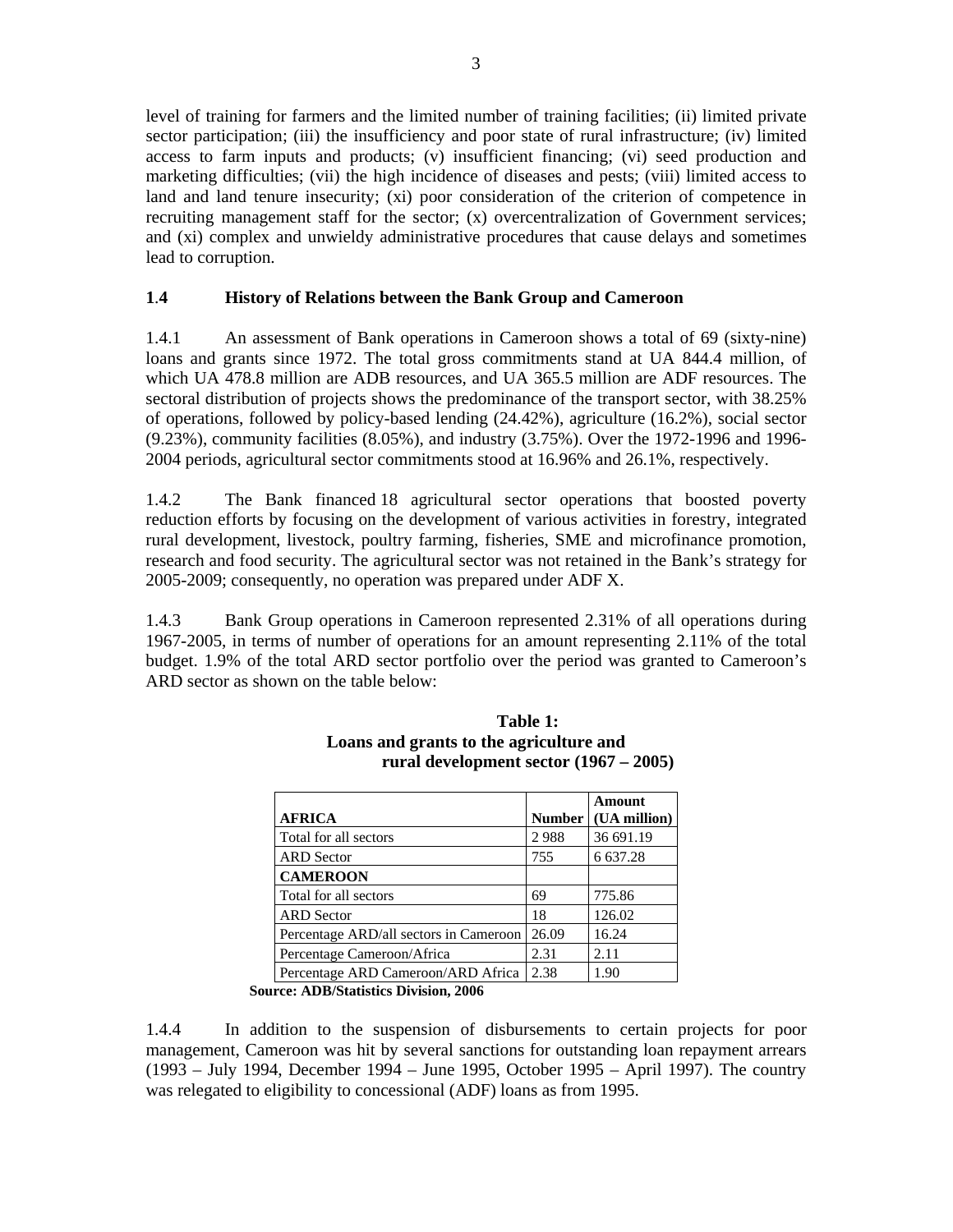level of training for farmers and the limited number of training facilities; (ii) limited private sector participation; (iii) the insufficiency and poor state of rural infrastructure; (iv) limited access to farm inputs and products; (v) insufficient financing; (vi) seed production and marketing difficulties; (vii) the high incidence of diseases and pests; (viii) limited access to land and land tenure insecurity; (xi) poor consideration of the criterion of competence in recruiting management staff for the sector; (x) overcentralization of Government services; and (xi) complex and unwieldy administrative procedures that cause delays and sometimes lead to corruption.

### 1.4 History of Relations between the Bank Group and Cameroon

1.4.1 An assessment of Bank operations in Cameroon shows a total of 69 (sixty-nine) loans and grants since 1972. The total gross commitments stand at UA 844.4 million, of which UA 478.8 million are ADB resources, and UA 365.5 million are ADF resources. The sectoral distribution of projects shows the predominance of the transport sector, with 38.25% of operations, followed by policy-based lending (24.42%), agriculture (16.2%), social sector (9.23%), community facilities (8.05%), and industry (3.75%). Over the 1972-1996 and 1996-2004 periods, agricultural sector commitments stood at 16.96% and 26.1%, respectively.

1.4.2 The Bank financed 18 agricultural sector operations that boosted poverty reduction efforts by focusing on the development of various activities in forestry, integrated rural development, livestock, poultry farming, fisheries, SME and microfinance promotion, research and food security. The agricultural sector was not retained in the Bank's strategy for 2005-2009; consequently, no operation was prepared under ADF X.

1.4.3 Bank Group operations in Cameroon represented 2.31% of all operations during 1967-2005, in terms of number of operations for an amount representing 2.11% of the total budget. 1.9% of the total ARD sector portfolio over the period was granted to Cameroon's ARD sector as shown on the table below:

**Table 1:**
**Loans and grants to the agriculture and rural development sector (1967 – 2005)**

| **AFRICA** | **Number** | **Amount (UA million)** |
|---|---|---|
| Total for all sectors | 2 988 | 36 691.19 |
| ARD Sector | 755 | 6 637.28 |
| **CAMEROON** | | |
| Total for all sectors | 69 | 775.86 |
| ARD Sector | 18 | 126.02 |
| Percentage ARD/all sectors in Cameroon | 26.09 | 16.24 |
| Percentage Cameroon/Africa | 2.31 | 2.11 |
| Percentage ARD Cameroon/ARD Africa | 2.38 | 1.90 |

**Source: ADB/Statistics Division, 2006**

1.4.4 In addition to the suspension of disbursements to certain projects for poor management, Cameroon was hit by several sanctions for outstanding loan repayment arrears (1993 – July 1994, December 1994 – June 1995, October 1995 – April 1997). The country was relegated to eligibility to concessional (ADF) loans as from 1995.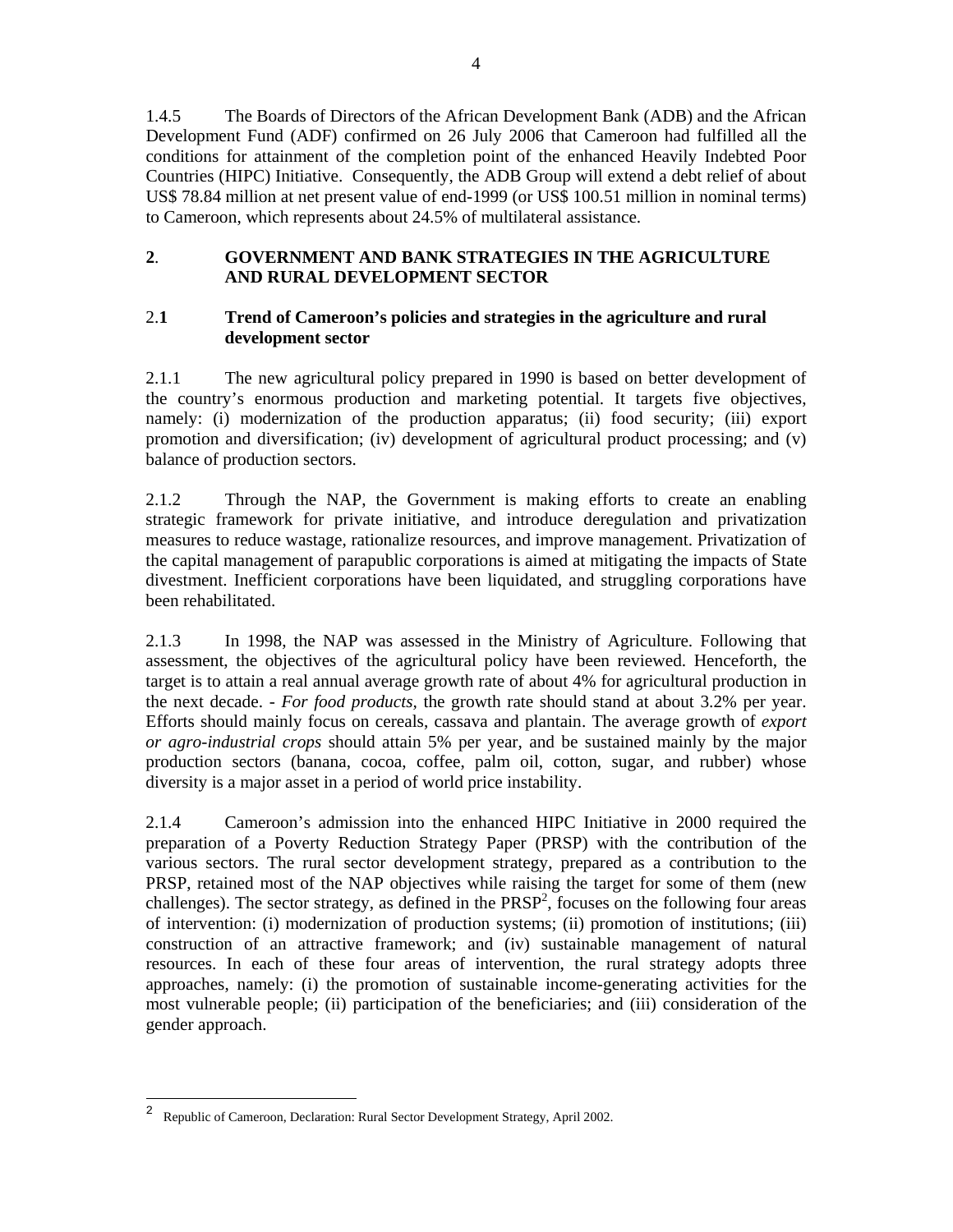1.4.5 The Boards of Directors of the African Development Bank (ADB) and the African Development Fund (ADF) confirmed on 26 July 2006 that Cameroon had fulfilled all the conditions for attainment of the completion point of the enhanced Heavily Indebted Poor Countries (HIPC) Initiative. Consequently, the ADB Group will extend a debt relief of about US$ 78.84 million at net present value of end-1999 (or US$ 100.51 million in nominal terms) to Cameroon, which represents about 24.5% of multilateral assistance.

## 2. GOVERNMENT AND BANK STRATEGIES IN THE AGRICULTURE AND RURAL DEVELOPMENT SECTOR

### 2.1 Trend of Cameroon's policies and strategies in the agriculture and rural development sector

2.1.1 The new agricultural policy prepared in 1990 is based on better development of the country's enormous production and marketing potential. It targets five objectives, namely: (i) modernization of the production apparatus; (ii) food security; (iii) export promotion and diversification; (iv) development of agricultural product processing; and (v) balance of production sectors.

2.1.2 Through the NAP, the Government is making efforts to create an enabling strategic framework for private initiative, and introduce deregulation and privatization measures to reduce wastage, rationalize resources, and improve management. Privatization of the capital management of parapublic corporations is aimed at mitigating the impacts of State divestment. Inefficient corporations have been liquidated, and struggling corporations have been rehabilitated.

2.1.3 In 1998, the NAP was assessed in the Ministry of Agriculture. Following that assessment, the objectives of the agricultural policy have been reviewed. Henceforth, the target is to attain a real annual average growth rate of about 4% for agricultural production in the next decade. - *For food products*, the growth rate should stand at about 3.2% per year. Efforts should mainly focus on cereals, cassava and plantain. The average growth of *export or agro-industrial crops* should attain 5% per year, and be sustained mainly by the major production sectors (banana, cocoa, coffee, palm oil, cotton, sugar, and rubber) whose diversity is a major asset in a period of world price instability.

2.1.4 Cameroon's admission into the enhanced HIPC Initiative in 2000 required the preparation of a Poverty Reduction Strategy Paper (PRSP) with the contribution of the various sectors. The rural sector development strategy, prepared as a contribution to the PRSP, retained most of the NAP objectives while raising the target for some of them (new challenges). The sector strategy, as defined in the PRSP[2], focuses on the following four areas of intervention: (i) modernization of production systems; (ii) promotion of institutions; (iii) construction of an attractive framework; and (iv) sustainable management of natural resources. In each of these four areas of intervention, the rural strategy adopts three approaches, namely: (i) the promotion of sustainable income-generating activities for the most vulnerable people; (ii) participation of the beneficiaries; and (iii) consideration of the gender approach.

[2] Republic of Cameroon, Declaration: Rural Sector Development Strategy, April 2002.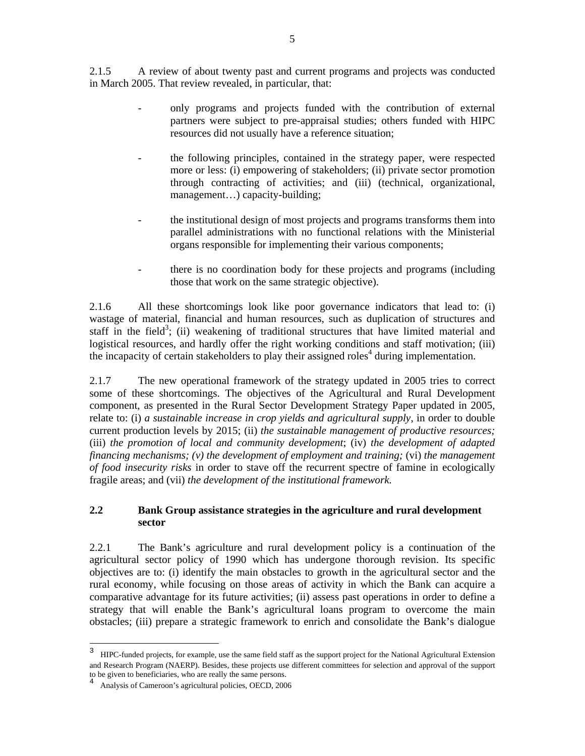2.1.5 A review of about twenty past and current programs and projects was conducted in March 2005. That review revealed, in particular, that:

- only programs and projects funded with the contribution of external partners were subject to pre-appraisal studies; others funded with HIPC resources did not usually have a reference situation;

- the following principles, contained in the strategy paper, were respected more or less: (i) empowering of stakeholders; (ii) private sector promotion through contracting of activities; and (iii) (technical, organizational, management…) capacity-building;

- the institutional design of most projects and programs transforms them into parallel administrations with no functional relations with the Ministerial organs responsible for implementing their various components;

- there is no coordination body for these projects and programs (including those that work on the same strategic objective).

2.1.6 All these shortcomings look like poor governance indicators that lead to: (i) wastage of material, financial and human resources, such as duplication of structures and staff in the field[3]; (ii) weakening of traditional structures that have limited material and logistical resources, and hardly offer the right working conditions and staff motivation; (iii) the incapacity of certain stakeholders to play their assigned roles[4] during implementation.

2.1.7 The new operational framework of the strategy updated in 2005 tries to correct some of these shortcomings. The objectives of the Agricultural and Rural Development component, as presented in the Rural Sector Development Strategy Paper updated in 2005, relate to: (i) *a sustainable increase in crop yields and agricultural supply*, in order to double current production levels by 2015; (ii) *the sustainable management of productive resources;* (iii) *the promotion of local and community development*; (iv) *the development of adapted financing mechanisms; (v) the development of employment and training;* (vi) *the management of food insecurity risks* in order to stave off the recurrent spectre of famine in ecologically fragile areas; and (vii) *the development of the institutional framework.*

### 2.2 Bank Group assistance strategies in the agriculture and rural development sector

2.2.1 The Bank's agriculture and rural development policy is a continuation of the agricultural sector policy of 1990 which has undergone thorough revision. Its specific objectives are to: (i) identify the main obstacles to growth in the agricultural sector and the rural economy, while focusing on those areas of activity in which the Bank can acquire a comparative advantage for its future activities; (ii) assess past operations in order to define a strategy that will enable the Bank's agricultural loans program to overcome the main obstacles; (iii) prepare a strategic framework to enrich and consolidate the Bank's dialogue

---

[3] HIPC-funded projects, for example, use the same field staff as the support project for the National Agricultural Extension and Research Program (NAERP). Besides, these projects use different committees for selection and approval of the support to be given to beneficiaries, who are really the same persons.

[4] Analysis of Cameroon's agricultural policies, OECD, 2006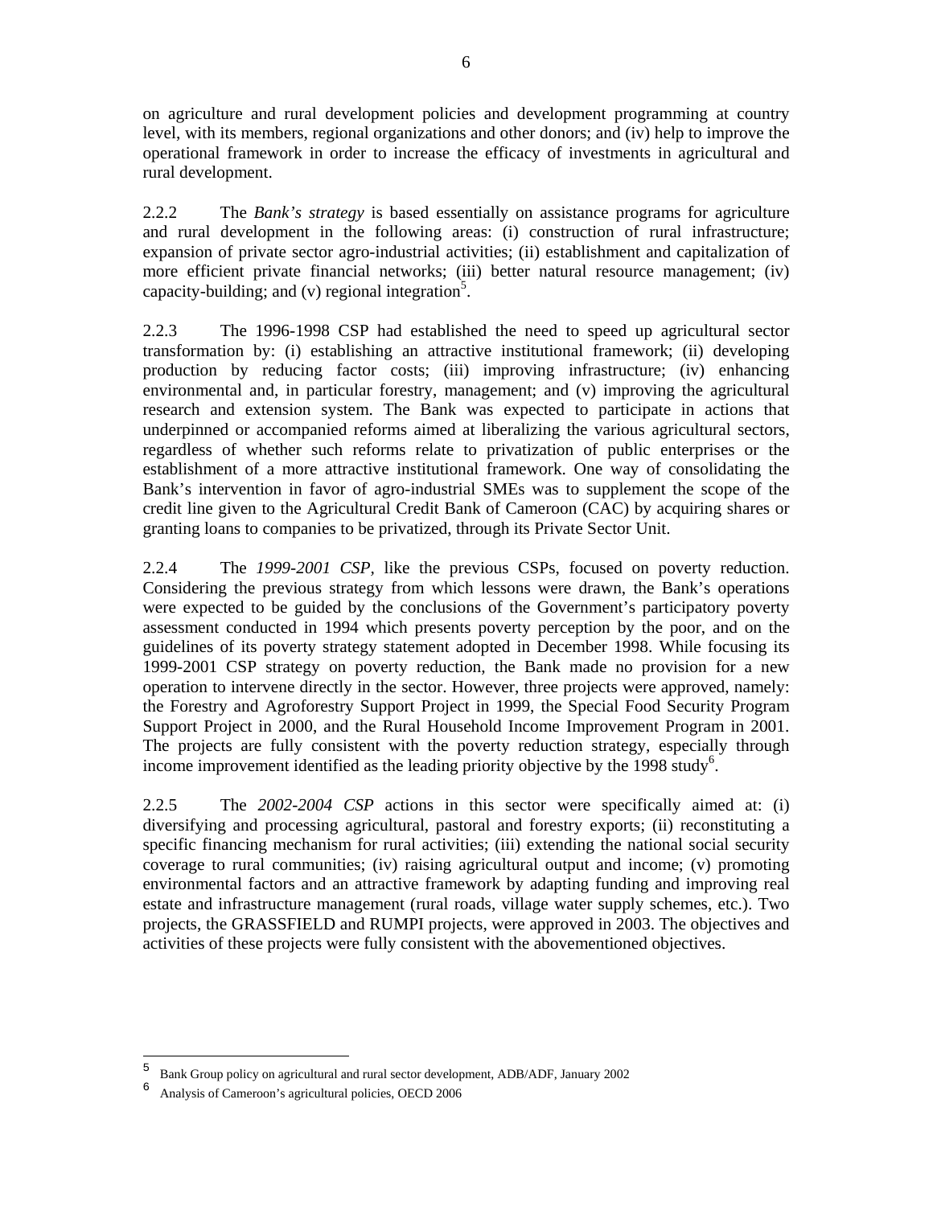on agriculture and rural development policies and development programming at country level, with its members, regional organizations and other donors; and (iv) help to improve the operational framework in order to increase the efficacy of investments in agricultural and rural development.

2.2.2 The *Bank's strategy* is based essentially on assistance programs for agriculture and rural development in the following areas: (i) construction of rural infrastructure; expansion of private sector agro-industrial activities; (ii) establishment and capitalization of more efficient private financial networks; (iii) better natural resource management; (iv) capacity-building; and (v) regional integration[5].

2.2.3 The 1996-1998 CSP had established the need to speed up agricultural sector transformation by: (i) establishing an attractive institutional framework; (ii) developing production by reducing factor costs; (iii) improving infrastructure; (iv) enhancing environmental and, in particular forestry, management; and (v) improving the agricultural research and extension system. The Bank was expected to participate in actions that underpinned or accompanied reforms aimed at liberalizing the various agricultural sectors, regardless of whether such reforms relate to privatization of public enterprises or the establishment of a more attractive institutional framework. One way of consolidating the Bank's intervention in favor of agro-industrial SMEs was to supplement the scope of the credit line given to the Agricultural Credit Bank of Cameroon (CAC) by acquiring shares or granting loans to companies to be privatized, through its Private Sector Unit.

2.2.4 The *1999-2001 CSP*, like the previous CSPs, focused on poverty reduction. Considering the previous strategy from which lessons were drawn, the Bank's operations were expected to be guided by the conclusions of the Government's participatory poverty assessment conducted in 1994 which presents poverty perception by the poor, and on the guidelines of its poverty strategy statement adopted in December 1998. While focusing its 1999-2001 CSP strategy on poverty reduction, the Bank made no provision for a new operation to intervene directly in the sector. However, three projects were approved, namely: the Forestry and Agroforestry Support Project in 1999, the Special Food Security Program Support Project in 2000, and the Rural Household Income Improvement Program in 2001. The projects are fully consistent with the poverty reduction strategy, especially through income improvement identified as the leading priority objective by the 1998 study[6].

2.2.5 The *2002-2004 CSP* actions in this sector were specifically aimed at: (i) diversifying and processing agricultural, pastoral and forestry exports; (ii) reconstituting a specific financing mechanism for rural activities; (iii) extending the national social security coverage to rural communities; (iv) raising agricultural output and income; (v) promoting environmental factors and an attractive framework by adapting funding and improving real estate and infrastructure management (rural roads, village water supply schemes, etc.). Two projects, the GRASSFIELD and RUMPI projects, were approved in 2003. The objectives and activities of these projects were fully consistent with the abovementioned objectives.

---

[5] Bank Group policy on agricultural and rural sector development, ADB/ADF, January 2002

[6] Analysis of Cameroon's agricultural policies, OECD 2006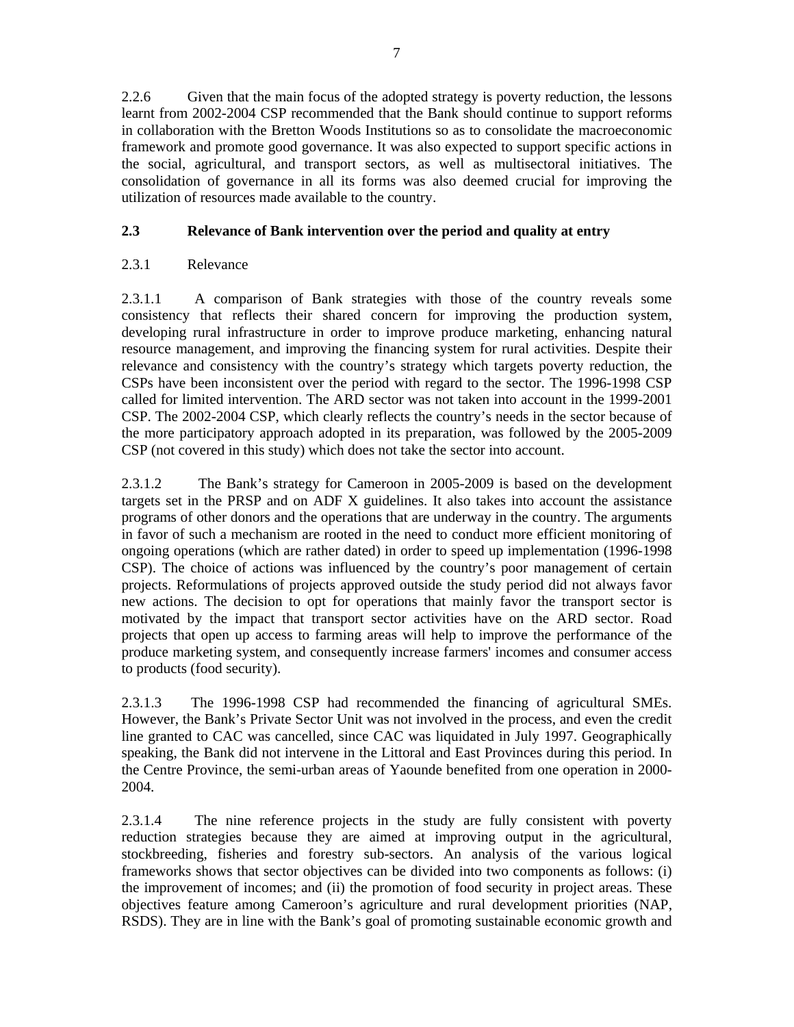2.2.6 Given that the main focus of the adopted strategy is poverty reduction, the lessons learnt from 2002-2004 CSP recommended that the Bank should continue to support reforms in collaboration with the Bretton Woods Institutions so as to consolidate the macroeconomic framework and promote good governance. It was also expected to support specific actions in the social, agricultural, and transport sectors, as well as multisectoral initiatives. The consolidation of governance in all its forms was also deemed crucial for improving the utilization of resources made available to the country.

### 2.3 Relevance of Bank intervention over the period and quality at entry

2.3.1 Relevance

2.3.1.1 A comparison of Bank strategies with those of the country reveals some consistency that reflects their shared concern for improving the production system, developing rural infrastructure in order to improve produce marketing, enhancing natural resource management, and improving the financing system for rural activities. Despite their relevance and consistency with the country's strategy which targets poverty reduction, the CSPs have been inconsistent over the period with regard to the sector. The 1996-1998 CSP called for limited intervention. The ARD sector was not taken into account in the 1999-2001 CSP. The 2002-2004 CSP, which clearly reflects the country's needs in the sector because of the more participatory approach adopted in its preparation, was followed by the 2005-2009 CSP (not covered in this study) which does not take the sector into account.

2.3.1.2 The Bank's strategy for Cameroon in 2005-2009 is based on the development targets set in the PRSP and on ADF X guidelines. It also takes into account the assistance programs of other donors and the operations that are underway in the country. The arguments in favor of such a mechanism are rooted in the need to conduct more efficient monitoring of ongoing operations (which are rather dated) in order to speed up implementation (1996-1998 CSP). The choice of actions was influenced by the country's poor management of certain projects. Reformulations of projects approved outside the study period did not always favor new actions. The decision to opt for operations that mainly favor the transport sector is motivated by the impact that transport sector activities have on the ARD sector. Road projects that open up access to farming areas will help to improve the performance of the produce marketing system, and consequently increase farmers' incomes and consumer access to products (food security).

2.3.1.3 The 1996-1998 CSP had recommended the financing of agricultural SMEs. However, the Bank's Private Sector Unit was not involved in the process, and even the credit line granted to CAC was cancelled, since CAC was liquidated in July 1997. Geographically speaking, the Bank did not intervene in the Littoral and East Provinces during this period. In the Centre Province, the semi-urban areas of Yaounde benefited from one operation in 2000-2004.

2.3.1.4 The nine reference projects in the study are fully consistent with poverty reduction strategies because they are aimed at improving output in the agricultural, stockbreeding, fisheries and forestry sub-sectors. An analysis of the various logical frameworks shows that sector objectives can be divided into two components as follows: (i) the improvement of incomes; and (ii) the promotion of food security in project areas. These objectives feature among Cameroon's agriculture and rural development priorities (NAP, RSDS). They are in line with the Bank's goal of promoting sustainable economic growth and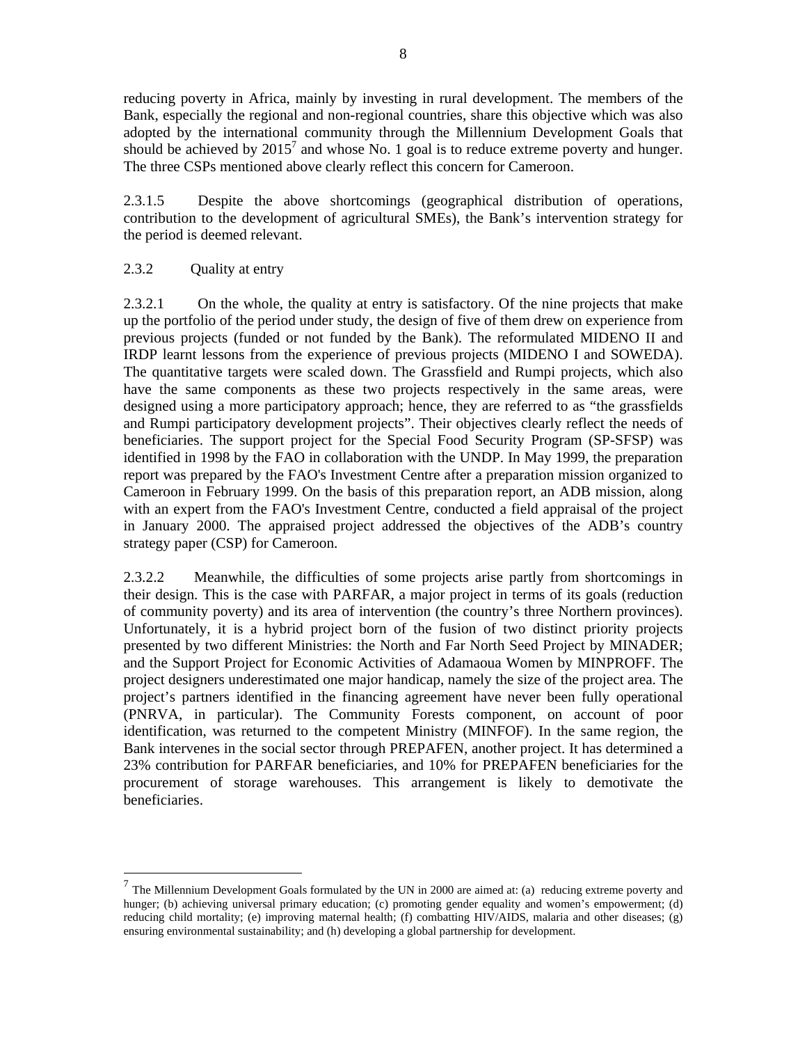reducing poverty in Africa, mainly by investing in rural development. The members of the Bank, especially the regional and non-regional countries, share this objective which was also adopted by the international community through the Millennium Development Goals that should be achieved by 2015[7] and whose No. 1 goal is to reduce extreme poverty and hunger. The three CSPs mentioned above clearly reflect this concern for Cameroon.

2.3.1.5 Despite the above shortcomings (geographical distribution of operations, contribution to the development of agricultural SMEs), the Bank's intervention strategy for the period is deemed relevant.

2.3.2 Quality at entry

2.3.2.1 On the whole, the quality at entry is satisfactory. Of the nine projects that make up the portfolio of the period under study, the design of five of them drew on experience from previous projects (funded or not funded by the Bank). The reformulated MIDENO II and IRDP learnt lessons from the experience of previous projects (MIDENO I and SOWEDA). The quantitative targets were scaled down. The Grassfield and Rumpi projects, which also have the same components as these two projects respectively in the same areas, were designed using a more participatory approach; hence, they are referred to as "the grassfields and Rumpi participatory development projects". Their objectives clearly reflect the needs of beneficiaries. The support project for the Special Food Security Program (SP-SFSP) was identified in 1998 by the FAO in collaboration with the UNDP. In May 1999, the preparation report was prepared by the FAO's Investment Centre after a preparation mission organized to Cameroon in February 1999. On the basis of this preparation report, an ADB mission, along with an expert from the FAO's Investment Centre, conducted a field appraisal of the project in January 2000. The appraised project addressed the objectives of the ADB's country strategy paper (CSP) for Cameroon.

2.3.2.2 Meanwhile, the difficulties of some projects arise partly from shortcomings in their design. This is the case with PARFAR, a major project in terms of its goals (reduction of community poverty) and its area of intervention (the country's three Northern provinces). Unfortunately, it is a hybrid project born of the fusion of two distinct priority projects presented by two different Ministries: the North and Far North Seed Project by MINADER; and the Support Project for Economic Activities of Adamaoua Women by MINPROFF. The project designers underestimated one major handicap, namely the size of the project area. The project's partners identified in the financing agreement have never been fully operational (PNRVA, in particular). The Community Forests component, on account of poor identification, was returned to the competent Ministry (MINFOF). In the same region, the Bank intervenes in the social sector through PREPAFEN, another project. It has determined a 23% contribution for PARFAR beneficiaries, and 10% for PREPAFEN beneficiaries for the procurement of storage warehouses. This arrangement is likely to demotivate the beneficiaries.

---

[7] The Millennium Development Goals formulated by the UN in 2000 are aimed at: (a) reducing extreme poverty and hunger; (b) achieving universal primary education; (c) promoting gender equality and women's empowerment; (d) reducing child mortality; (e) improving maternal health; (f) combatting HIV/AIDS, malaria and other diseases; (g) ensuring environmental sustainability; and (h) developing a global partnership for development.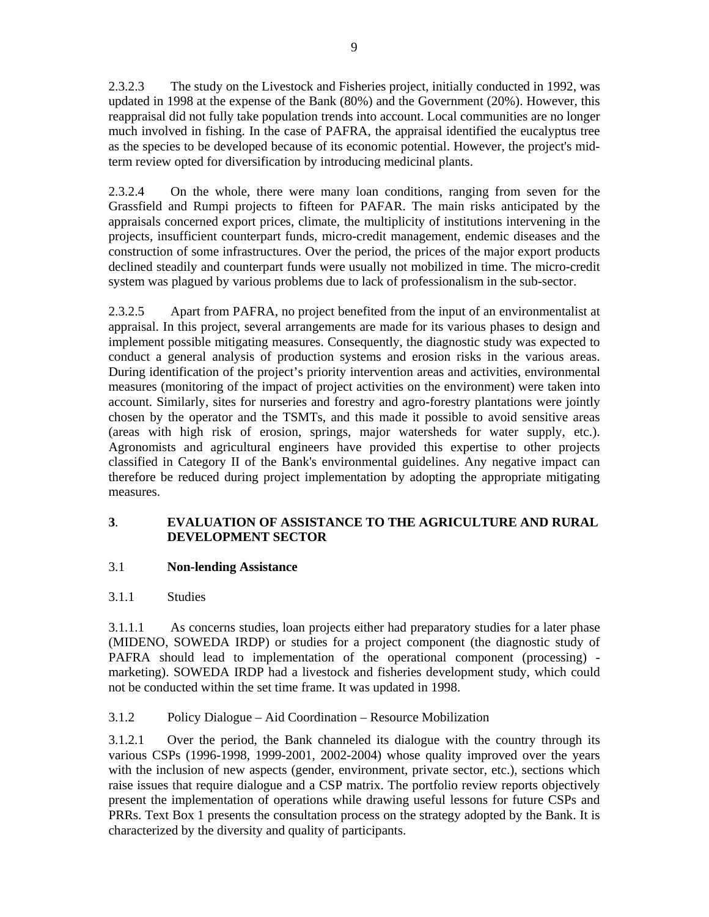2.3.2.3 The study on the Livestock and Fisheries project, initially conducted in 1992, was updated in 1998 at the expense of the Bank (80%) and the Government (20%). However, this reappraisal did not fully take population trends into account. Local communities are no longer much involved in fishing. In the case of PAFRA, the appraisal identified the eucalyptus tree as the species to be developed because of its economic potential. However, the project's mid-term review opted for diversification by introducing medicinal plants.

2.3.2.4 On the whole, there were many loan conditions, ranging from seven for the Grassfield and Rumpi projects to fifteen for PAFAR. The main risks anticipated by the appraisals concerned export prices, climate, the multiplicity of institutions intervening in the projects, insufficient counterpart funds, micro-credit management, endemic diseases and the construction of some infrastructures. Over the period, the prices of the major export products declined steadily and counterpart funds were usually not mobilized in time. The micro-credit system was plagued by various problems due to lack of professionalism in the sub-sector.

2.3.2.5 Apart from PAFRA, no project benefited from the input of an environmentalist at appraisal. In this project, several arrangements are made for its various phases to design and implement possible mitigating measures. Consequently, the diagnostic study was expected to conduct a general analysis of production systems and erosion risks in the various areas. During identification of the project's priority intervention areas and activities, environmental measures (monitoring of the impact of project activities on the environment) were taken into account. Similarly, sites for nurseries and forestry and agro-forestry plantations were jointly chosen by the operator and the TSMTs, and this made it possible to avoid sensitive areas (areas with high risk of erosion, springs, major watersheds for water supply, etc.). Agronomists and agricultural engineers have provided this expertise to other projects classified in Category II of the Bank's environmental guidelines. Any negative impact can therefore be reduced during project implementation by adopting the appropriate mitigating measures.

## 3. EVALUATION OF ASSISTANCE TO THE AGRICULTURE AND RURAL DEVELOPMENT SECTOR

### 3.1 Non-lending Assistance

3.1.1 Studies

3.1.1.1 As concerns studies, loan projects either had preparatory studies for a later phase (MIDENO, SOWEDA IRDP) or studies for a project component (the diagnostic study of PAFRA should lead to implementation of the operational component (processing) - marketing). SOWEDA IRDP had a livestock and fisheries development study, which could not be conducted within the set time frame. It was updated in 1998.

3.1.2 Policy Dialogue – Aid Coordination – Resource Mobilization

3.1.2.1 Over the period, the Bank channeled its dialogue with the country through its various CSPs (1996-1998, 1999-2001, 2002-2004) whose quality improved over the years with the inclusion of new aspects (gender, environment, private sector, etc.), sections which raise issues that require dialogue and a CSP matrix. The portfolio review reports objectively present the implementation of operations while drawing useful lessons for future CSPs and PRRs. Text Box 1 presents the consultation process on the strategy adopted by the Bank. It is characterized by the diversity and quality of participants.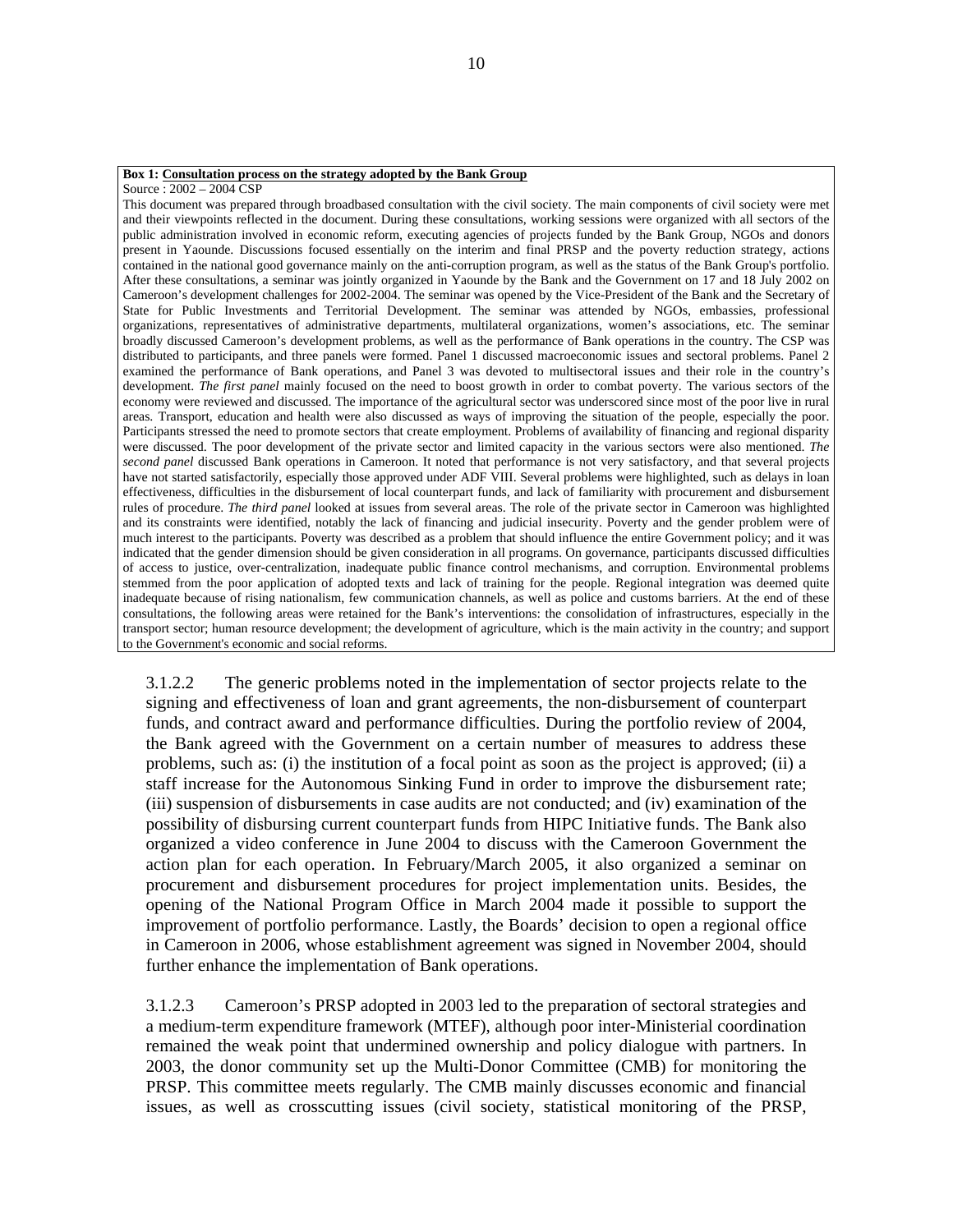**Box 1: Consultation process on the strategy adopted by the Bank Group**

Source : 2002 – 2004 CSP

This document was prepared through broadbased consultation with the civil society. The main components of civil society were met and their viewpoints reflected in the document. During these consultations, working sessions were organized with all sectors of the public administration involved in economic reform, executing agencies of projects funded by the Bank Group, NGOs and donors present in Yaounde. Discussions focused essentially on the interim and final PRSP and the poverty reduction strategy, actions contained in the national good governance mainly on the anti-corruption program, as well as the status of the Bank Group's portfolio. After these consultations, a seminar was jointly organized in Yaounde by the Bank and the Government on 17 and 18 July 2002 on Cameroon's development challenges for 2002-2004. The seminar was opened by the Vice-President of the Bank and the Secretary of State for Public Investments and Territorial Development. The seminar was attended by NGOs, embassies, professional organizations, representatives of administrative departments, multilateral organizations, women's associations, etc. The seminar broadly discussed Cameroon's development problems, as well as the performance of Bank operations in the country. The CSP was distributed to participants, and three panels were formed. Panel 1 discussed macroeconomic issues and sectoral problems. Panel 2 examined the performance of Bank operations, and Panel 3 was devoted to multisectoral issues and their role in the country's development. *The first panel* mainly focused on the need to boost growth in order to combat poverty. The various sectors of the economy were reviewed and discussed. The importance of the agricultural sector was underscored since most of the poor live in rural areas. Transport, education and health were also discussed as ways of improving the situation of the people, especially the poor. Participants stressed the need to promote sectors that create employment. Problems of availability of financing and regional disparity were discussed. The poor development of the private sector and limited capacity in the various sectors were also mentioned. *The second panel* discussed Bank operations in Cameroon. It noted that performance is not very satisfactory, and that several projects have not started satisfactorily, especially those approved under ADF VIII. Several problems were highlighted, such as delays in loan effectiveness, difficulties in the disbursement of local counterpart funds, and lack of familiarity with procurement and disbursement rules of procedure. *The third panel* looked at issues from several areas. The role of the private sector in Cameroon was highlighted and its constraints were identified, notably the lack of financing and judicial insecurity. Poverty and the gender problem were of much interest to the participants. Poverty was described as a problem that should influence the entire Government policy; and it was indicated that the gender dimension should be given consideration in all programs. On governance, participants discussed difficulties of access to justice, over-centralization, inadequate public finance control mechanisms, and corruption. Environmental problems stemmed from the poor application of adopted texts and lack of training for the people. Regional integration was deemed quite inadequate because of rising nationalism, few communication channels, as well as police and customs barriers. At the end of these consultations, the following areas were retained for the Bank's interventions: the consolidation of infrastructures, especially in the transport sector; human resource development; the development of agriculture, which is the main activity in the country; and support to the Government's economic and social reforms.

3.1.2.2 The generic problems noted in the implementation of sector projects relate to the signing and effectiveness of loan and grant agreements, the non-disbursement of counterpart funds, and contract award and performance difficulties. During the portfolio review of 2004, the Bank agreed with the Government on a certain number of measures to address these problems, such as: (i) the institution of a focal point as soon as the project is approved; (ii) a staff increase for the Autonomous Sinking Fund in order to improve the disbursement rate; (iii) suspension of disbursements in case audits are not conducted; and (iv) examination of the possibility of disbursing current counterpart funds from HIPC Initiative funds. The Bank also organized a video conference in June 2004 to discuss with the Cameroon Government the action plan for each operation. In February/March 2005, it also organized a seminar on procurement and disbursement procedures for project implementation units. Besides, the opening of the National Program Office in March 2004 made it possible to support the improvement of portfolio performance. Lastly, the Boards' decision to open a regional office in Cameroon in 2006, whose establishment agreement was signed in November 2004, should further enhance the implementation of Bank operations.

3.1.2.3 Cameroon's PRSP adopted in 2003 led to the preparation of sectoral strategies and a medium-term expenditure framework (MTEF), although poor inter-Ministerial coordination remained the weak point that undermined ownership and policy dialogue with partners. In 2003, the donor community set up the Multi-Donor Committee (CMB) for monitoring the PRSP. This committee meets regularly. The CMB mainly discusses economic and financial issues, as well as crosscutting issues (civil society, statistical monitoring of the PRSP,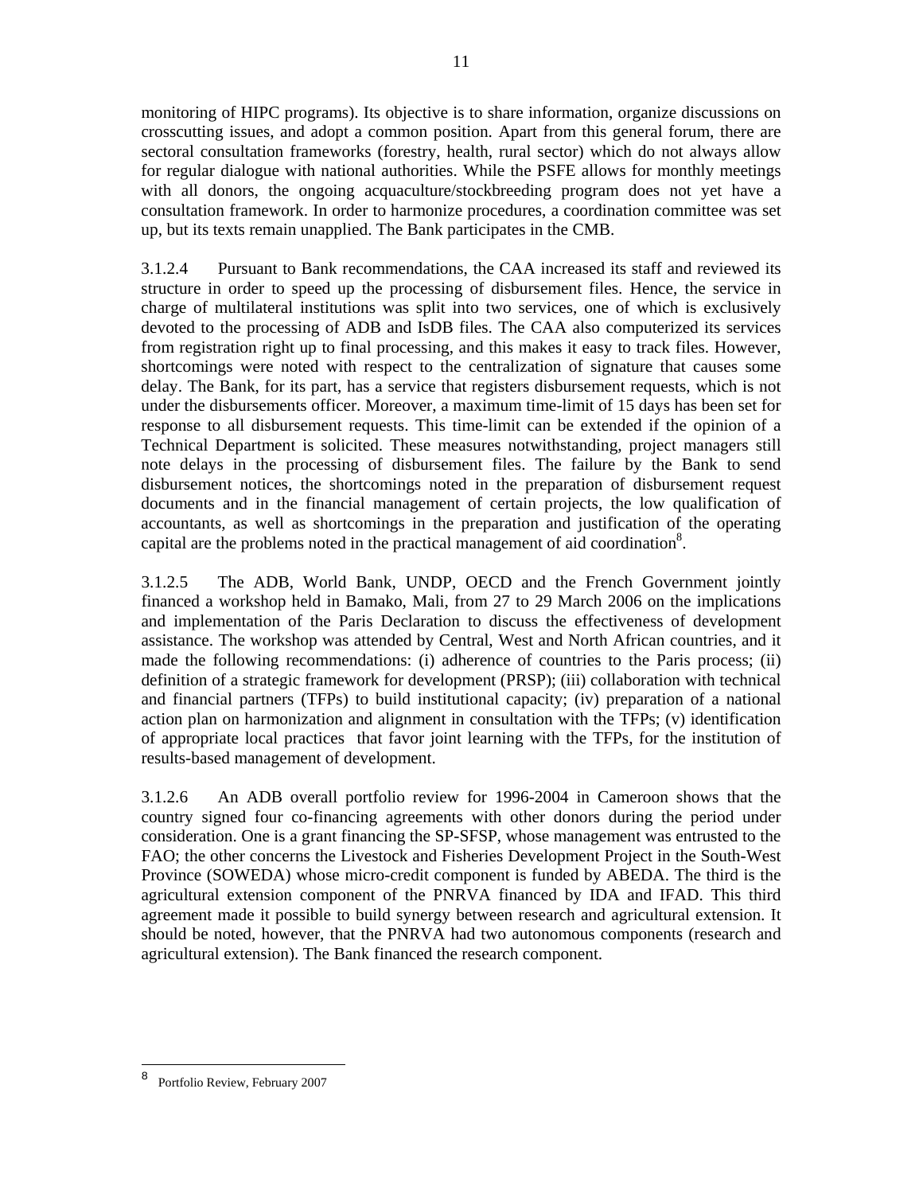monitoring of HIPC programs). Its objective is to share information, organize discussions on crosscutting issues, and adopt a common position. Apart from this general forum, there are sectoral consultation frameworks (forestry, health, rural sector) which do not always allow for regular dialogue with national authorities. While the PSFE allows for monthly meetings with all donors, the ongoing acquaculture/stockbreeding program does not yet have a consultation framework. In order to harmonize procedures, a coordination committee was set up, but its texts remain unapplied. The Bank participates in the CMB.

3.1.2.4 Pursuant to Bank recommendations, the CAA increased its staff and reviewed its structure in order to speed up the processing of disbursement files. Hence, the service in charge of multilateral institutions was split into two services, one of which is exclusively devoted to the processing of ADB and IsDB files. The CAA also computerized its services from registration right up to final processing, and this makes it easy to track files. However, shortcomings were noted with respect to the centralization of signature that causes some delay. The Bank, for its part, has a service that registers disbursement requests, which is not under the disbursements officer. Moreover, a maximum time-limit of 15 days has been set for response to all disbursement requests. This time-limit can be extended if the opinion of a Technical Department is solicited. These measures notwithstanding, project managers still note delays in the processing of disbursement files. The failure by the Bank to send disbursement notices, the shortcomings noted in the preparation of disbursement request documents and in the financial management of certain projects, the low qualification of accountants, as well as shortcomings in the preparation and justification of the operating capital are the problems noted in the practical management of aid coordination[8].

3.1.2.5 The ADB, World Bank, UNDP, OECD and the French Government jointly financed a workshop held in Bamako, Mali, from 27 to 29 March 2006 on the implications and implementation of the Paris Declaration to discuss the effectiveness of development assistance. The workshop was attended by Central, West and North African countries, and it made the following recommendations: (i) adherence of countries to the Paris process; (ii) definition of a strategic framework for development (PRSP); (iii) collaboration with technical and financial partners (TFPs) to build institutional capacity; (iv) preparation of a national action plan on harmonization and alignment in consultation with the TFPs; (v) identification of appropriate local practices that favor joint learning with the TFPs, for the institution of results-based management of development.

3.1.2.6 An ADB overall portfolio review for 1996-2004 in Cameroon shows that the country signed four co-financing agreements with other donors during the period under consideration. One is a grant financing the SP-SFSP, whose management was entrusted to the FAO; the other concerns the Livestock and Fisheries Development Project in the South-West Province (SOWEDA) whose micro-credit component is funded by ABEDA. The third is the agricultural extension component of the PNRVA financed by IDA and IFAD. This third agreement made it possible to build synergy between research and agricultural extension. It should be noted, however, that the PNRVA had two autonomous components (research and agricultural extension). The Bank financed the research component.

---

[8] Portfolio Review, February 2007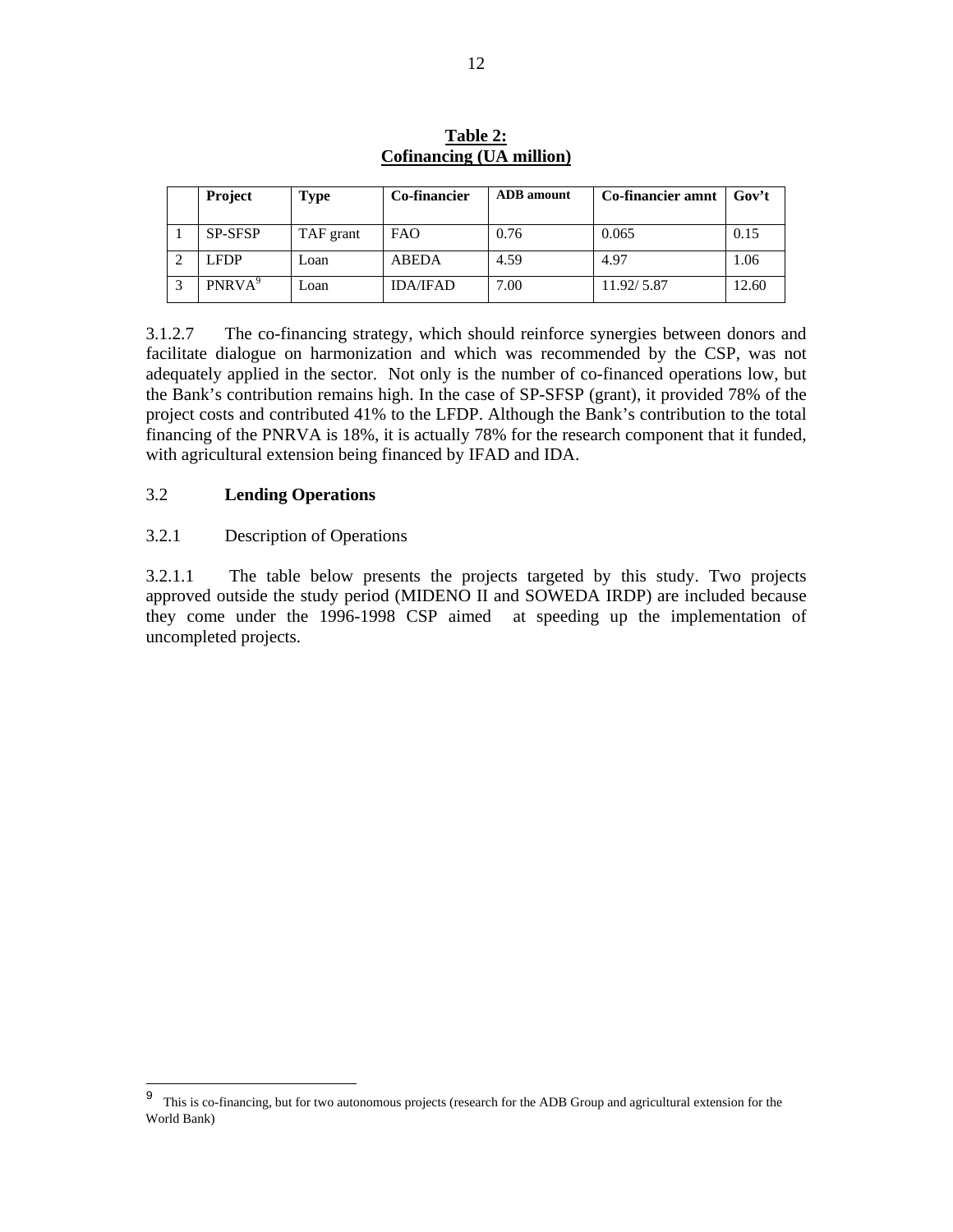**Table 2:**
**Cofinancing (UA million)**

| | Project | Type | Co-financier | ADB amount | Co-financier amnt | Gov't |
|---|---|---|---|---|---|---|
| 1 | SP-SFSP | TAF grant | FAO | 0.76 | 0.065 | 0.15 |
| 2 | LFDP | Loan | ABEDA | 4.59 | 4.97 | 1.06 |
| 3 | PNRVA[9] | Loan | IDA/IFAD | 7.00 | 11.92/ 5.87 | 12.60 |

3.1.2.7 The co-financing strategy, which should reinforce synergies between donors and facilitate dialogue on harmonization and which was recommended by the CSP, was not adequately applied in the sector. Not only is the number of co-financed operations low, but the Bank's contribution remains high. In the case of SP-SFSP (grant), it provided 78% of the project costs and contributed 41% to the LFDP. Although the Bank's contribution to the total financing of the PNRVA is 18%, it is actually 78% for the research component that it funded, with agricultural extension being financed by IFAD and IDA.

## 3.2 Lending Operations

### 3.2.1 Description of Operations

3.2.1.1 The table below presents the projects targeted by this study. Two projects approved outside the study period (MIDENO II and SOWEDA IRDP) are included because they come under the 1996-1998 CSP aimed at speeding up the implementation of uncompleted projects.

---

[9] This is co-financing, but for two autonomous projects (research for the ADB Group and agricultural extension for the World Bank)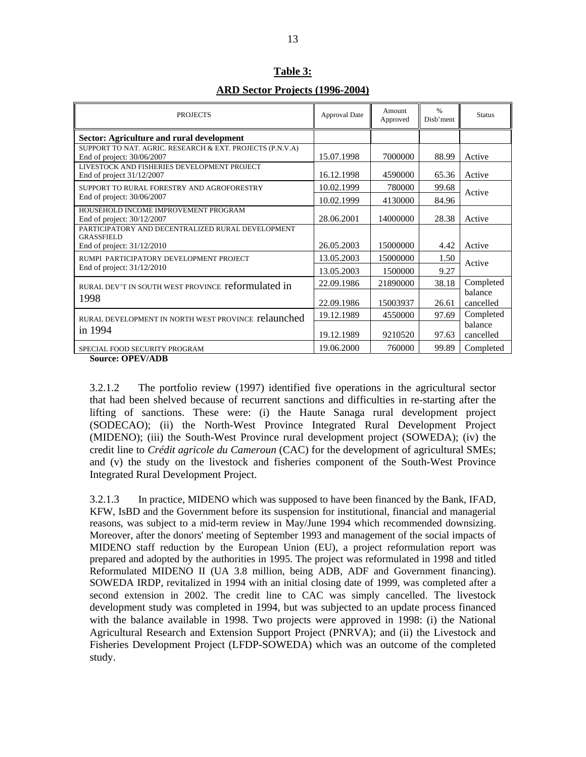**Table 3:**

**ARD Sector Projects (1996-2004)**

| PROJECTS | Approval Date | Amount Approved | % Disb'ment | Status |
|---|---|---|---|---|
| **Sector: Agriculture and rural development** | | | | |
| SUPPORT TO NAT. AGRIC. RESEARCH & EXT. PROJECTS (P.N.V.A) End of project: 30/06/2007 | 15.07.1998 | 7000000 | 88.99 | Active |
| LIVESTOCK AND FISHERIES DEVELOPMENT PROJECT End of project 31/12/2007 | 16.12.1998 | 4590000 | 65.36 | Active |
| SUPPORT TO RURAL FORESTRY AND AGROFORESTRY End of project: 30/06/2007 | 10.02.1999 | 780000 | 99.68 | Active |
| | 10.02.1999 | 4130000 | 84.96 | |
| HOUSEHOLD INCOME IMPROVEMENT PROGRAM End of project: 30/12/2007 | 28.06.2001 | 14000000 | 28.38 | Active |
| PARTICIPATORY AND DECENTRALIZED RURAL DEVELOPMENT GRASSFIELD End of project: 31/12/2010 | 26.05.2003 | 15000000 | 4.42 | Active |
| RUMPI PARTICIPATORY DEVELOPMENT PROJECT End of project: 31/12/2010 | 13.05.2003 | 15000000 | 1.50 | Active |
| | 13.05.2003 | 1500000 | 9.27 | |
| RURAL DEV'T IN SOUTH WEST PROVINCE reformulated in 1998 | 22.09.1986 | 21890000 | 38.18 | Completed balance cancelled |
| | 22.09.1986 | 15003937 | 26.61 | |
| RURAL DEVELOPMENT IN NORTH WEST PROVINCE relaunched in 1994 | 19.12.1989 | 4550000 | 97.69 | Completed balance cancelled |
| | 19.12.1989 | 9210520 | 97.63 | |
| SPECIAL FOOD SECURITY PROGRAM | 19.06.2000 | 760000 | 99.89 | Completed |

**Source: OPEV/ADB**

3.2.1.2 The portfolio review (1997) identified five operations in the agricultural sector that had been shelved because of recurrent sanctions and difficulties in re-starting after the lifting of sanctions. These were: (i) the Haute Sanaga rural development project (SODECAO); (ii) the North-West Province Integrated Rural Development Project (MIDENO); (iii) the South-West Province rural development project (SOWEDA); (iv) the credit line to *Crédit agricole du Cameroun* (CAC) for the development of agricultural SMEs; and (v) the study on the livestock and fisheries component of the South-West Province Integrated Rural Development Project.

3.2.1.3 In practice, MIDENO which was supposed to have been financed by the Bank, IFAD, KFW, IsBD and the Government before its suspension for institutional, financial and managerial reasons, was subject to a mid-term review in May/June 1994 which recommended downsizing. Moreover, after the donors' meeting of September 1993 and management of the social impacts of MIDENO staff reduction by the European Union (EU), a project reformulation report was prepared and adopted by the authorities in 1995. The project was reformulated in 1998 and titled Reformulated MIDENO II (UA 3.8 million, being ADB, ADF and Government financing). SOWEDA IRDP, revitalized in 1994 with an initial closing date of 1999, was completed after a second extension in 2002. The credit line to CAC was simply cancelled. The livestock development study was completed in 1994, but was subjected to an update process financed with the balance available in 1998. Two projects were approved in 1998: (i) the National Agricultural Research and Extension Support Project (PNRVA); and (ii) the Livestock and Fisheries Development Project (LFDP-SOWEDA) which was an outcome of the completed study.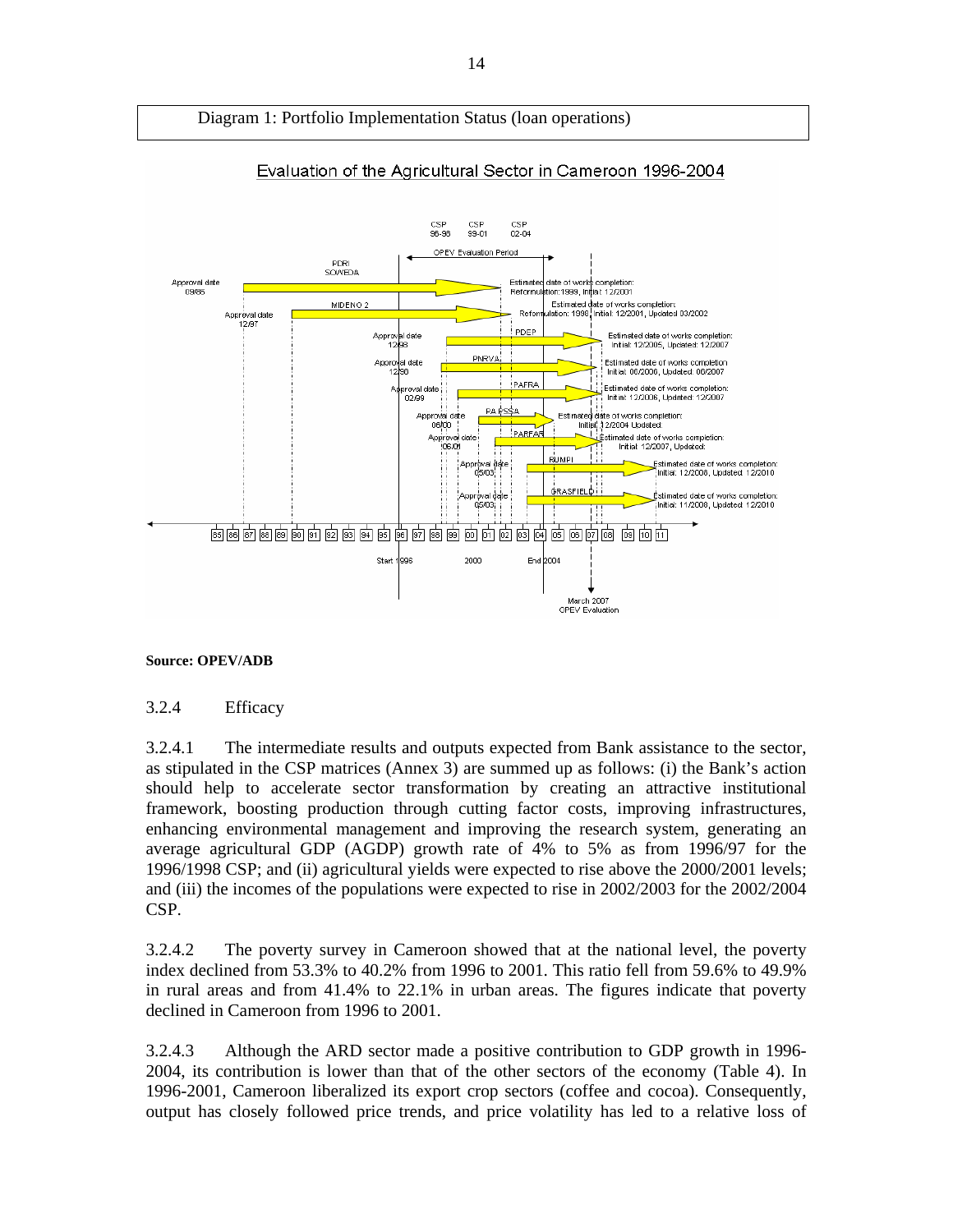Diagram 1: Portfolio Implementation Status (loan operations)

Evaluation of the Agricultural Sector in Cameroon 1996-2004

**Source: OPEV/ADB**

### 3.2.4 Efficacy

3.2.4.1 The intermediate results and outputs expected from Bank assistance to the sector, as stipulated in the CSP matrices (Annex 3) are summed up as follows: (i) the Bank's action should help to accelerate sector transformation by creating an attractive institutional framework, boosting production through cutting factor costs, improving infrastructures, enhancing environmental management and improving the research system, generating an average agricultural GDP (AGDP) growth rate of 4% to 5% as from 1996/97 for the 1996/1998 CSP; and (ii) agricultural yields were expected to rise above the 2000/2001 levels; and (iii) the incomes of the populations were expected to rise in 2002/2003 for the 2002/2004 CSP.

3.2.4.2 The poverty survey in Cameroon showed that at the national level, the poverty index declined from 53.3% to 40.2% from 1996 to 2001. This ratio fell from 59.6% to 49.9% in rural areas and from 41.4% to 22.1% in urban areas. The figures indicate that poverty declined in Cameroon from 1996 to 2001.

3.2.4.3 Although the ARD sector made a positive contribution to GDP growth in 1996-2004, its contribution is lower than that of the other sectors of the economy (Table 4). In 1996-2001, Cameroon liberalized its export crop sectors (coffee and cocoa). Consequently, output has closely followed price trends, and price volatility has led to a relative loss of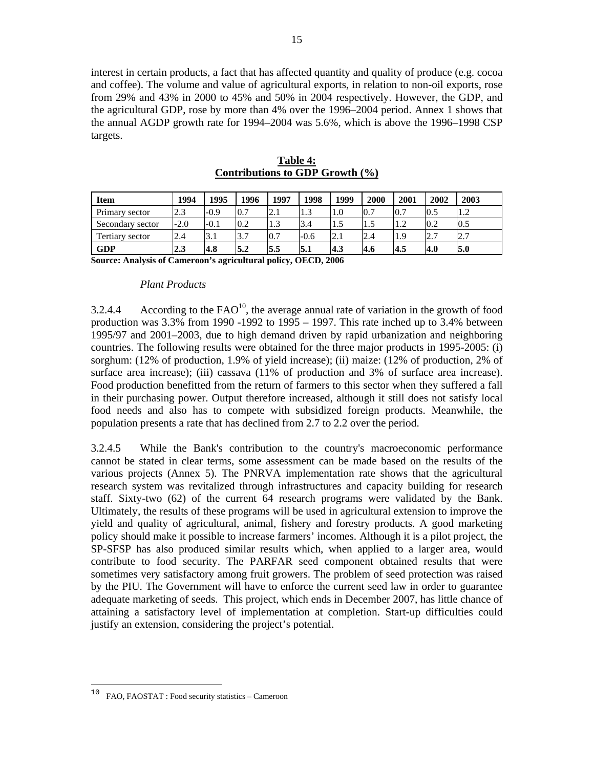interest in certain products, a fact that has affected quantity and quality of produce (e.g. cocoa and coffee). The volume and value of agricultural exports, in relation to non-oil exports, rose from 29% and 43% in 2000 to 45% and 50% in 2004 respectively. However, the GDP, and the agricultural GDP, rose by more than 4% over the 1996–2004 period. Annex 1 shows that the annual AGDP growth rate for 1994–2004 was 5.6%, which is above the 1996–1998 CSP targets.

**Table 4:**
**Contributions to GDP Growth (%)**

| Item | 1994 | 1995 | 1996 | 1997 | 1998 | 1999 | 2000 | 2001 | 2002 | 2003 |
|---|---|---|---|---|---|---|---|---|---|---|
| Primary sector | 2.3 | -0.9 | 0.7 | 2.1 | 1.3 | 1.0 | 0.7 | 0.7 | 0.5 | 1.2 |
| Secondary sector | -2.0 | -0.1 | 0.2 | 1.3 | 3.4 | 1.5 | 1.5 | 1.2 | 0.2 | 0.5 |
| Tertiary sector | 2.4 | 3.1 | 3.7 | 0.7 | -0.6 | 2.1 | 2.4 | 1.9 | 2.7 | 2.7 |
| **GDP** | **2.3** | **4.8** | **5.2** | **5.5** | **5.1** | **4.3** | **4.6** | **4.5** | **4.0** | **5.0** |

**Source: Analysis of Cameroon's agricultural policy, OECD, 2006**

*Plant Products*

3.2.4.4 According to the FAO[10], the average annual rate of variation in the growth of food production was 3.3% from 1990 -1992 to 1995 – 1997. This rate inched up to 3.4% between 1995/97 and 2001–2003, due to high demand driven by rapid urbanization and neighboring countries. The following results were obtained for the three major products in 1995-2005: (i) sorghum: (12% of production, 1.9% of yield increase); (ii) maize: (12% of production, 2% of surface area increase); (iii) cassava (11% of production and 3% of surface area increase). Food production benefitted from the return of farmers to this sector when they suffered a fall in their purchasing power. Output therefore increased, although it still does not satisfy local food needs and also has to compete with subsidized foreign products. Meanwhile, the population presents a rate that has declined from 2.7 to 2.2 over the period.

3.2.4.5 While the Bank's contribution to the country's macroeconomic performance cannot be stated in clear terms, some assessment can be made based on the results of the various projects (Annex 5). The PNRVA implementation rate shows that the agricultural research system was revitalized through infrastructures and capacity building for research staff. Sixty-two (62) of the current 64 research programs were validated by the Bank. Ultimately, the results of these programs will be used in agricultural extension to improve the yield and quality of agricultural, animal, fishery and forestry products. A good marketing policy should make it possible to increase farmers' incomes. Although it is a pilot project, the SP-SFSP has also produced similar results which, when applied to a larger area, would contribute to food security. The PARFAR seed component obtained results that were sometimes very satisfactory among fruit growers. The problem of seed protection was raised by the PIU. The Government will have to enforce the current seed law in order to guarantee adequate marketing of seeds. This project, which ends in December 2007, has little chance of attaining a satisfactory level of implementation at completion. Start-up difficulties could justify an extension, considering the project's potential.

[10] FAO, FAOSTAT : Food security statistics – Cameroon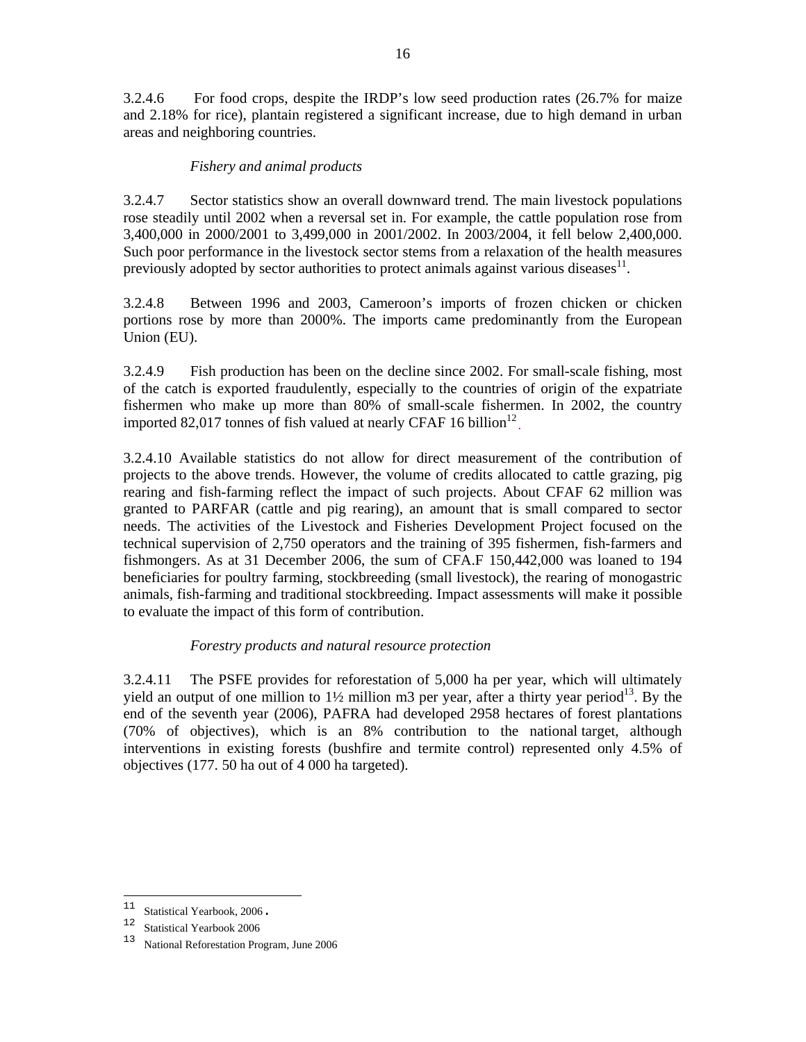3.2.4.6 For food crops, despite the IRDP's low seed production rates (26.7% for maize and 2.18% for rice), plantain registered a significant increase, due to high demand in urban areas and neighboring countries.

*Fishery and animal products*

3.2.4.7 Sector statistics show an overall downward trend. The main livestock populations rose steadily until 2002 when a reversal set in. For example, the cattle population rose from 3,400,000 in 2000/2001 to 3,499,000 in 2001/2002. In 2003/2004, it fell below 2,400,000. Such poor performance in the livestock sector stems from a relaxation of the health measures previously adopted by sector authorities to protect animals against various diseases[11].

3.2.4.8 Between 1996 and 2003, Cameroon's imports of frozen chicken or chicken portions rose by more than 2000%. The imports came predominantly from the European Union (EU).

3.2.4.9 Fish production has been on the decline since 2002. For small-scale fishing, most of the catch is exported fraudulently, especially to the countries of origin of the expatriate fishermen who make up more than 80% of small-scale fishermen. In 2002, the country imported 82,017 tonnes of fish valued at nearly CFAF 16 billion[12].

3.2.4.10 Available statistics do not allow for direct measurement of the contribution of projects to the above trends. However, the volume of credits allocated to cattle grazing, pig rearing and fish-farming reflect the impact of such projects. About CFAF 62 million was granted to PARFAR (cattle and pig rearing), an amount that is small compared to sector needs. The activities of the Livestock and Fisheries Development Project focused on the technical supervision of 2,750 operators and the training of 395 fishermen, fish-farmers and fishmongers. As at 31 December 2006, the sum of CFA.F 150,442,000 was loaned to 194 beneficiaries for poultry farming, stockbreeding (small livestock), the rearing of monogastric animals, fish-farming and traditional stockbreeding. Impact assessments will make it possible to evaluate the impact of this form of contribution.

*Forestry products and natural resource protection*

3.2.4.11 The PSFE provides for reforestation of 5,000 ha per year, which will ultimately yield an output of one million to 1½ million m3 per year, after a thirty year period[13]. By the end of the seventh year (2006), PAFRA had developed 2958 hectares of forest plantations (70% of objectives), which is an 8% contribution to the national target, although interventions in existing forests (bushfire and termite control) represented only 4.5% of objectives (177. 50 ha out of 4 000 ha targeted).

---

[11] Statistical Yearbook, 2006.

[12] Statistical Yearbook 2006

[13] National Reforestation Program, June 2006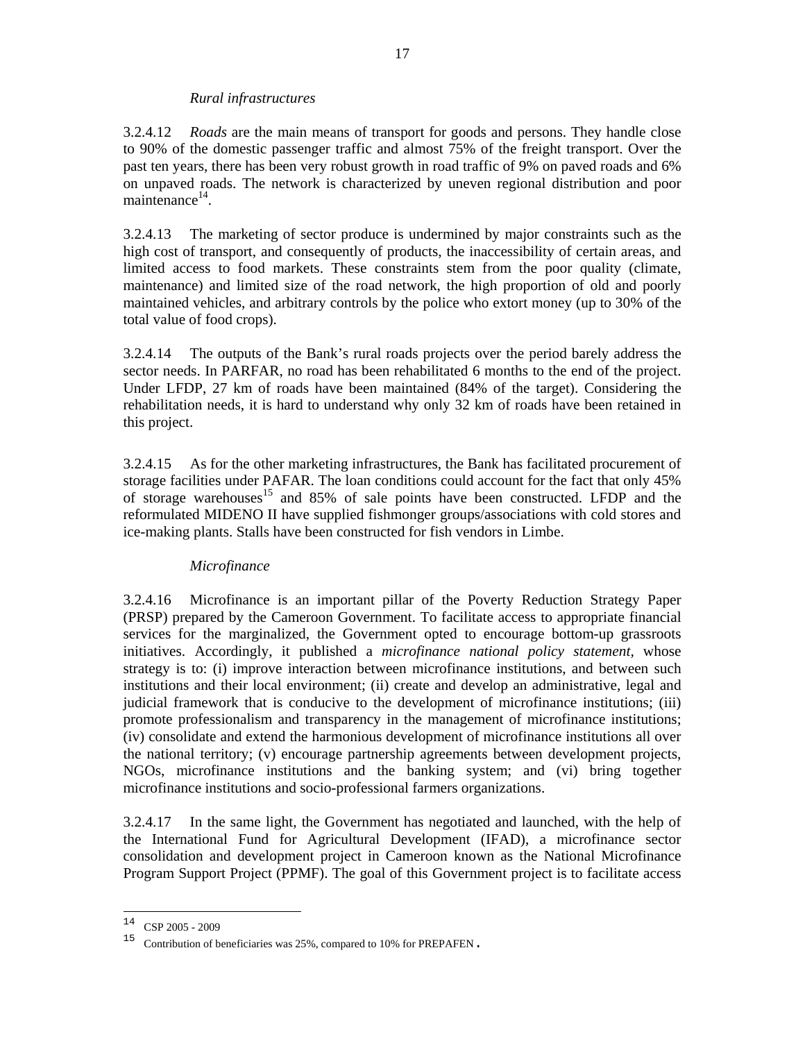*Rural infrastructures*

3.2.4.12 *Roads* are the main means of transport for goods and persons. They handle close to 90% of the domestic passenger traffic and almost 75% of the freight transport. Over the past ten years, there has been very robust growth in road traffic of 9% on paved roads and 6% on unpaved roads. The network is characterized by uneven regional distribution and poor maintenance[14].

3.2.4.13 The marketing of sector produce is undermined by major constraints such as the high cost of transport, and consequently of products, the inaccessibility of certain areas, and limited access to food markets. These constraints stem from the poor quality (climate, maintenance) and limited size of the road network, the high proportion of old and poorly maintained vehicles, and arbitrary controls by the police who extort money (up to 30% of the total value of food crops).

3.2.4.14 The outputs of the Bank's rural roads projects over the period barely address the sector needs. In PARFAR, no road has been rehabilitated 6 months to the end of the project. Under LFDP, 27 km of roads have been maintained (84% of the target). Considering the rehabilitation needs, it is hard to understand why only 32 km of roads have been retained in this project.

3.2.4.15 As for the other marketing infrastructures, the Bank has facilitated procurement of storage facilities under PAFAR. The loan conditions could account for the fact that only 45% of storage warehouses[15] and 85% of sale points have been constructed. LFDP and the reformulated MIDENO II have supplied fishmonger groups/associations with cold stores and ice-making plants. Stalls have been constructed for fish vendors in Limbe.

*Microfinance*

3.2.4.16 Microfinance is an important pillar of the Poverty Reduction Strategy Paper (PRSP) prepared by the Cameroon Government. To facilitate access to appropriate financial services for the marginalized, the Government opted to encourage bottom-up grassroots initiatives. Accordingly, it published a *microfinance national policy statement*, whose strategy is to: (i) improve interaction between microfinance institutions, and between such institutions and their local environment; (ii) create and develop an administrative, legal and judicial framework that is conducive to the development of microfinance institutions; (iii) promote professionalism and transparency in the management of microfinance institutions; (iv) consolidate and extend the harmonious development of microfinance institutions all over the national territory; (v) encourage partnership agreements between development projects, NGOs, microfinance institutions and the banking system; and (vi) bring together microfinance institutions and socio-professional farmers organizations.

3.2.4.17 In the same light, the Government has negotiated and launched, with the help of the International Fund for Agricultural Development (IFAD), a microfinance sector consolidation and development project in Cameroon known as the National Microfinance Program Support Project (PPMF). The goal of this Government project is to facilitate access

---

[14] CSP 2005 - 2009

[15] Contribution of beneficiaries was 25%, compared to 10% for PREPAFEN.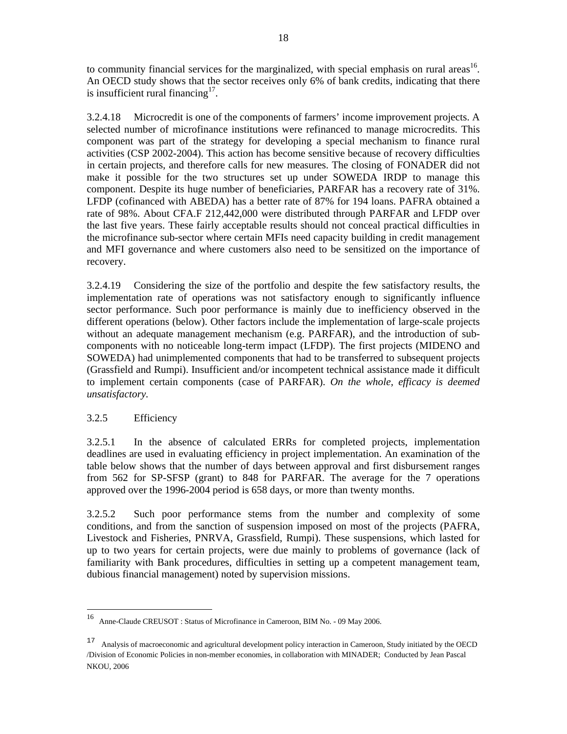to community financial services for the marginalized, with special emphasis on rural areas[16]. An OECD study shows that the sector receives only 6% of bank credits, indicating that there is insufficient rural financing[17].

3.2.4.18 Microcredit is one of the components of farmers' income improvement projects. A selected number of microfinance institutions were refinanced to manage microcredits. This component was part of the strategy for developing a special mechanism to finance rural activities (CSP 2002-2004). This action has become sensitive because of recovery difficulties in certain projects, and therefore calls for new measures. The closing of FONADER did not make it possible for the two structures set up under SOWEDA IRDP to manage this component. Despite its huge number of beneficiaries, PARFAR has a recovery rate of 31%. LFDP (cofinanced with ABEDA) has a better rate of 87% for 194 loans. PAFRA obtained a rate of 98%. About CFA.F 212,442,000 were distributed through PARFAR and LFDP over the last five years. These fairly acceptable results should not conceal practical difficulties in the microfinance sub-sector where certain MFIs need capacity building in credit management and MFI governance and where customers also need to be sensitized on the importance of recovery.

3.2.4.19 Considering the size of the portfolio and despite the few satisfactory results, the implementation rate of operations was not satisfactory enough to significantly influence sector performance. Such poor performance is mainly due to inefficiency observed in the different operations (below). Other factors include the implementation of large-scale projects without an adequate management mechanism (e.g. PARFAR), and the introduction of sub-components with no noticeable long-term impact (LFDP). The first projects (MIDENO and SOWEDA) had unimplemented components that had to be transferred to subsequent projects (Grassfield and Rumpi). Insufficient and/or incompetent technical assistance made it difficult to implement certain components (case of PARFAR). *On the whole, efficacy is deemed unsatisfactory.*

3.2.5 Efficiency

3.2.5.1 In the absence of calculated ERRs for completed projects, implementation deadlines are used in evaluating efficiency in project implementation. An examination of the table below shows that the number of days between approval and first disbursement ranges from 562 for SP-SFSP (grant) to 848 for PARFAR. The average for the 7 operations approved over the 1996-2004 period is 658 days, or more than twenty months.

3.2.5.2 Such poor performance stems from the number and complexity of some conditions, and from the sanction of suspension imposed on most of the projects (PAFRA, Livestock and Fisheries, PNRVA, Grassfield, Rumpi). These suspensions, which lasted for up to two years for certain projects, were due mainly to problems of governance (lack of familiarity with Bank procedures, difficulties in setting up a competent management team, dubious financial management) noted by supervision missions.

---

[16] Anne-Claude CREUSOT : Status of Microfinance in Cameroon, BIM No. - 09 May 2006.

[17] Analysis of macroeconomic and agricultural development policy interaction in Cameroon, Study initiated by the OECD /Division of Economic Policies in non-member economies, in collaboration with MINADER; Conducted by Jean Pascal NKOU, 2006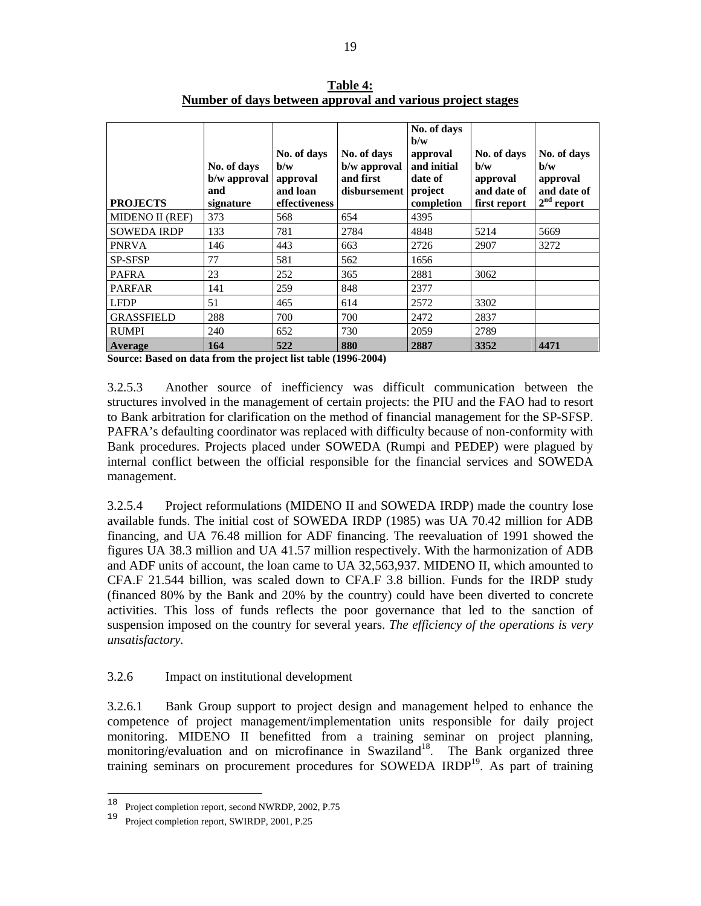**Table 4:**
**Number of days between approval and various project stages**

| PROJECTS | No. of days b/w approval and signature | No. of days b/w approval and loan effectiveness | No. of days b/w approval and first disbursement | No. of days b/w approval and initial date of project completion | No. of days b/w approval and date of first report | No. of days b/w approval and date of 2nd report |
|---|---|---|---|---|---|---|
| MIDENO II (REF) | 373 | 568 | 654 | 4395 | | |
| SOWEDA IRDP | 133 | 781 | 2784 | 4848 | 5214 | 5669 |
| PNRVA | 146 | 443 | 663 | 2726 | 2907 | 3272 |
| SP-SFSP | 77 | 581 | 562 | 1656 | | |
| PAFRA | 23 | 252 | 365 | 2881 | 3062 | |
| PARFAR | 141 | 259 | 848 | 2377 | | |
| LFDP | 51 | 465 | 614 | 2572 | 3302 | |
| GRASSFIELD | 288 | 700 | 700 | 2472 | 2837 | |
| RUMPI | 240 | 652 | 730 | 2059 | 2789 | |
| **Average** | **164** | **522** | **880** | **2887** | **3352** | **4471** |

**Source: Based on data from the project list table (1996-2004)**

3.2.5.3 Another source of inefficiency was difficult communication between the structures involved in the management of certain projects: the PIU and the FAO had to resort to Bank arbitration for clarification on the method of financial management for the SP-SFSP. PAFRA's defaulting coordinator was replaced with difficulty because of non-conformity with Bank procedures. Projects placed under SOWEDA (Rumpi and PEDEP) were plagued by internal conflict between the official responsible for the financial services and SOWEDA management.

3.2.5.4 Project reformulations (MIDENO II and SOWEDA IRDP) made the country lose available funds. The initial cost of SOWEDA IRDP (1985) was UA 70.42 million for ADB financing, and UA 76.48 million for ADF financing. The reevaluation of 1991 showed the figures UA 38.3 million and UA 41.57 million respectively. With the harmonization of ADB and ADF units of account, the loan came to UA 32,563,937. MIDENO II, which amounted to CFA.F 21.544 billion, was scaled down to CFA.F 3.8 billion. Funds for the IRDP study (financed 80% by the Bank and 20% by the country) could have been diverted to concrete activities. This loss of funds reflects the poor governance that led to the sanction of suspension imposed on the country for several years. *The efficiency of the operations is very unsatisfactory.*

3.2.6 Impact on institutional development

3.2.6.1 Bank Group support to project design and management helped to enhance the competence of project management/implementation units responsible for daily project monitoring. MIDENO II benefitted from a training seminar on project planning, monitoring/evaluation and on microfinance in Swaziland[18]. The Bank organized three training seminars on procurement procedures for SOWEDA IRDP[19]. As part of training

---

[18] Project completion report, second NWRDP, 2002, P.75

[19] Project completion report, SWIRDP, 2001, P.25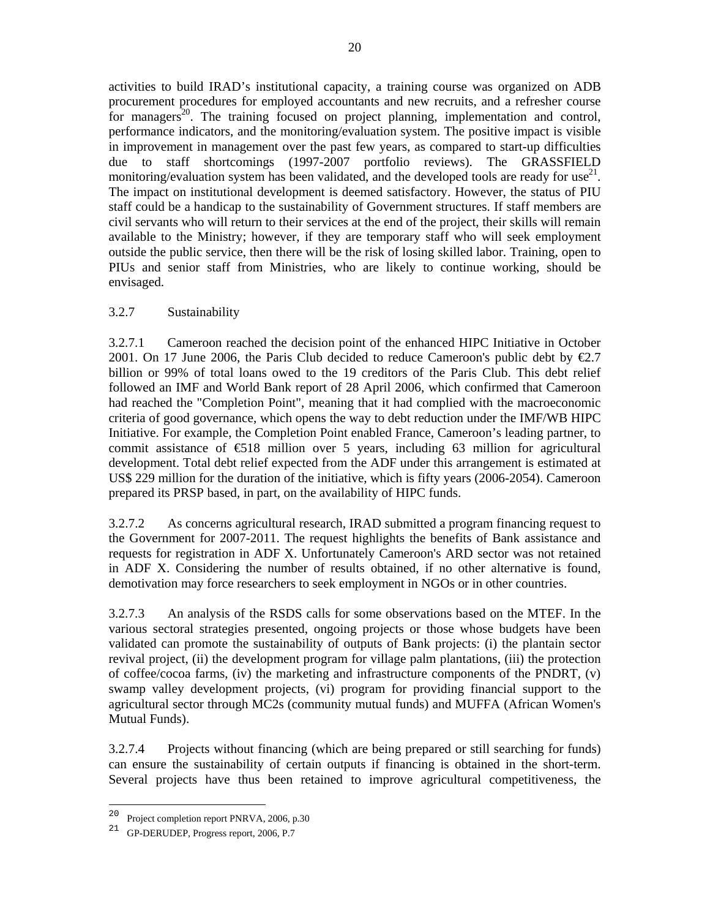activities to build IRAD's institutional capacity, a training course was organized on ADB procurement procedures for employed accountants and new recruits, and a refresher course for managers[20]. The training focused on project planning, implementation and control, performance indicators, and the monitoring/evaluation system. The positive impact is visible in improvement in management over the past few years, as compared to start-up difficulties due to staff shortcomings (1997-2007 portfolio reviews). The GRASSFIELD monitoring/evaluation system has been validated, and the developed tools are ready for use[21]. The impact on institutional development is deemed satisfactory. However, the status of PIU staff could be a handicap to the sustainability of Government structures. If staff members are civil servants who will return to their services at the end of the project, their skills will remain available to the Ministry; however, if they are temporary staff who will seek employment outside the public service, then there will be the risk of losing skilled labor. Training, open to PIUs and senior staff from Ministries, who are likely to continue working, should be envisaged.

3.2.7 Sustainability

3.2.7.1 Cameroon reached the decision point of the enhanced HIPC Initiative in October 2001. On 17 June 2006, the Paris Club decided to reduce Cameroon's public debt by €2.7 billion or 99% of total loans owed to the 19 creditors of the Paris Club. This debt relief followed an IMF and World Bank report of 28 April 2006, which confirmed that Cameroon had reached the "Completion Point", meaning that it had complied with the macroeconomic criteria of good governance, which opens the way to debt reduction under the IMF/WB HIPC Initiative. For example, the Completion Point enabled France, Cameroon's leading partner, to commit assistance of €518 million over 5 years, including 63 million for agricultural development. Total debt relief expected from the ADF under this arrangement is estimated at US$ 229 million for the duration of the initiative, which is fifty years (2006-2054). Cameroon prepared its PRSP based, in part, on the availability of HIPC funds.

3.2.7.2 As concerns agricultural research, IRAD submitted a program financing request to the Government for 2007-2011. The request highlights the benefits of Bank assistance and requests for registration in ADF X. Unfortunately Cameroon's ARD sector was not retained in ADF X. Considering the number of results obtained, if no other alternative is found, demotivation may force researchers to seek employment in NGOs or in other countries.

3.2.7.3 An analysis of the RSDS calls for some observations based on the MTEF. In the various sectoral strategies presented, ongoing projects or those whose budgets have been validated can promote the sustainability of outputs of Bank projects: (i) the plantain sector revival project, (ii) the development program for village palm plantations, (iii) the protection of coffee/cocoa farms, (iv) the marketing and infrastructure components of the PNDRT, (v) swamp valley development projects, (vi) program for providing financial support to the agricultural sector through MC2s (community mutual funds) and MUFFA (African Women's Mutual Funds).

3.2.7.4 Projects without financing (which are being prepared or still searching for funds) can ensure the sustainability of certain outputs if financing is obtained in the short-term. Several projects have thus been retained to improve agricultural competitiveness, the

[20] Project completion report PNRVA, 2006, p.30

[21] GP-DERUDEP, Progress report, 2006, P.7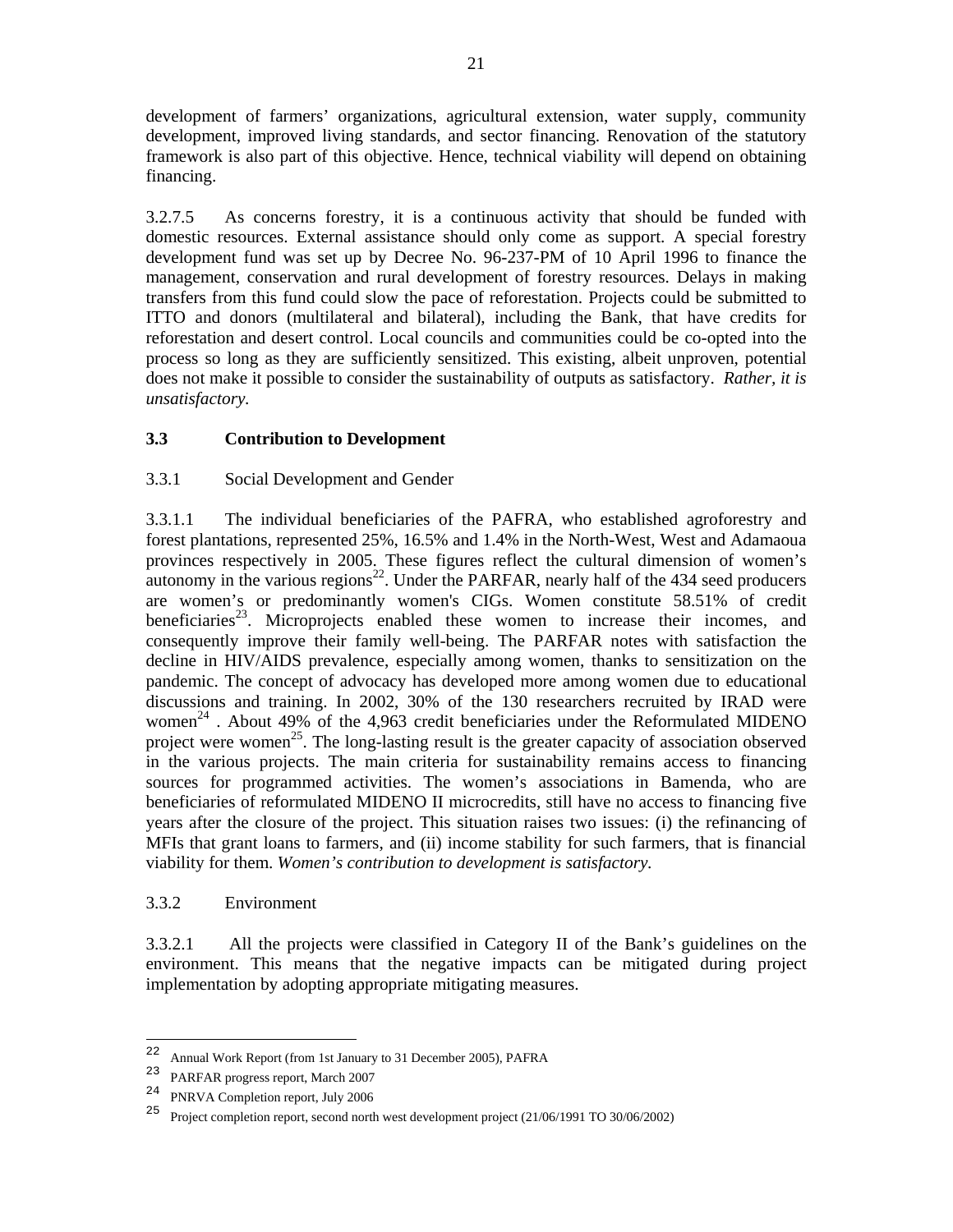development of farmers' organizations, agricultural extension, water supply, community development, improved living standards, and sector financing. Renovation of the statutory framework is also part of this objective. Hence, technical viability will depend on obtaining financing.

3.2.7.5 As concerns forestry, it is a continuous activity that should be funded with domestic resources. External assistance should only come as support. A special forestry development fund was set up by Decree No. 96-237-PM of 10 April 1996 to finance the management, conservation and rural development of forestry resources. Delays in making transfers from this fund could slow the pace of reforestation. Projects could be submitted to ITTO and donors (multilateral and bilateral), including the Bank, that have credits for reforestation and desert control. Local councils and communities could be co-opted into the process so long as they are sufficiently sensitized. This existing, albeit unproven, potential does not make it possible to consider the sustainability of outputs as satisfactory. *Rather, it is unsatisfactory.*

### 3.3 Contribution to Development

#### 3.3.1 Social Development and Gender

3.3.1.1 The individual beneficiaries of the PAFRA, who established agroforestry and forest plantations, represented 25%, 16.5% and 1.4% in the North-West, West and Adamaoua provinces respectively in 2005. These figures reflect the cultural dimension of women's autonomy in the various regions[22]. Under the PARFAR, nearly half of the 434 seed producers are women's or predominantly women's CIGs. Women constitute 58.51% of credit beneficiaries[23]. Microprojects enabled these women to increase their incomes, and consequently improve their family well-being. The PARFAR notes with satisfaction the decline in HIV/AIDS prevalence, especially among women, thanks to sensitization on the pandemic. The concept of advocacy has developed more among women due to educational discussions and training. In 2002, 30% of the 130 researchers recruited by IRAD were women[24] . About 49% of the 4,963 credit beneficiaries under the Reformulated MIDENO project were women[25]. The long-lasting result is the greater capacity of association observed in the various projects. The main criteria for sustainability remains access to financing sources for programmed activities. The women's associations in Bamenda, who are beneficiaries of reformulated MIDENO II microcredits, still have no access to financing five years after the closure of the project. This situation raises two issues: (i) the refinancing of MFIs that grant loans to farmers, and (ii) income stability for such farmers, that is financial viability for them. *Women's contribution to development is satisfactory.*

#### 3.3.2 Environment

3.3.2.1 All the projects were classified in Category II of the Bank's guidelines on the environment. This means that the negative impacts can be mitigated during project implementation by adopting appropriate mitigating measures.

---

[22] Annual Work Report (from 1st January to 31 December 2005), PAFRA

[23] PARFAR progress report, March 2007

[24] PNRVA Completion report, July 2006

[25] Project completion report, second north west development project (21/06/1991 TO 30/06/2002)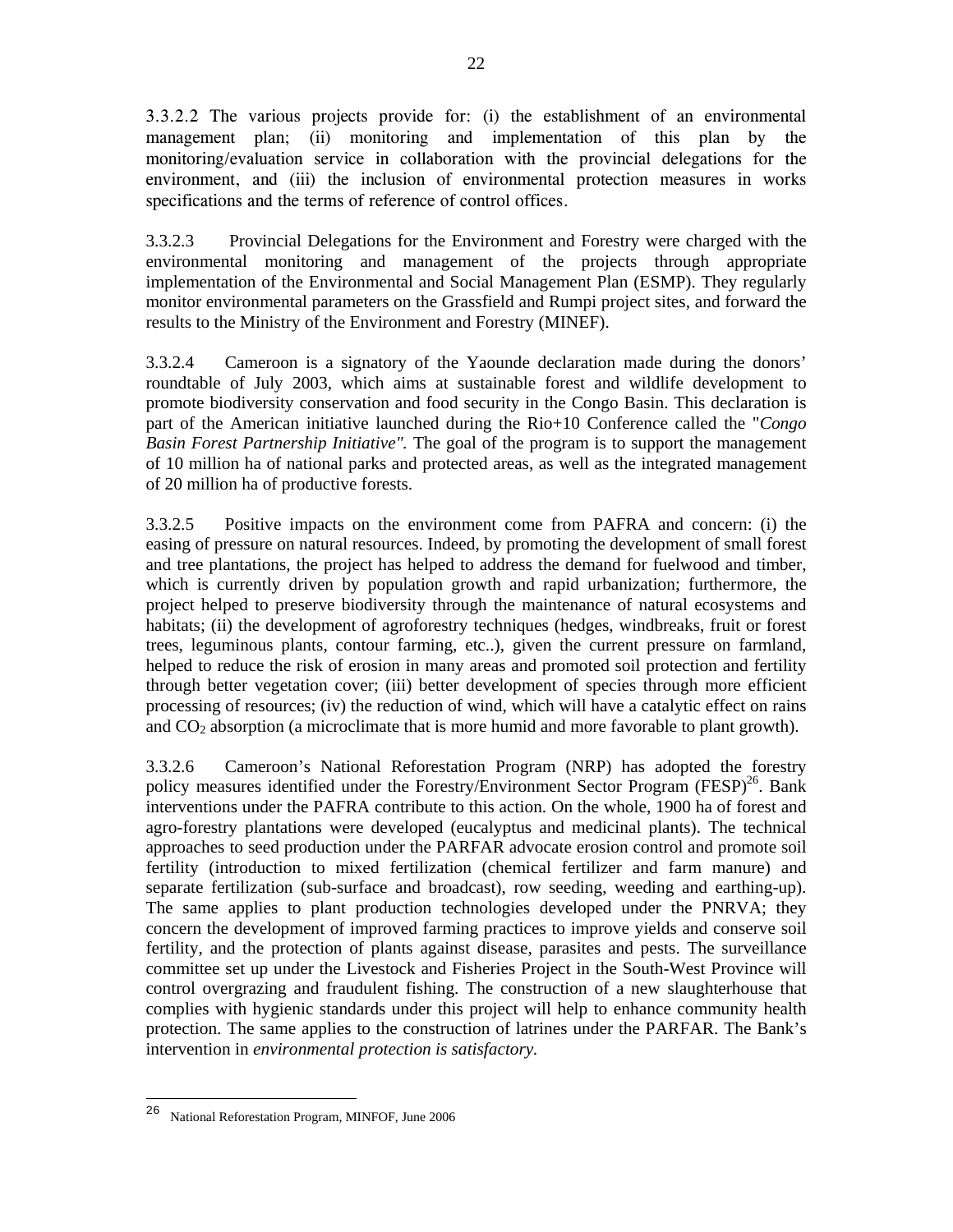3.3.2.2 The various projects provide for: (i) the establishment of an environmental management plan; (ii) monitoring and implementation of this plan by the monitoring/evaluation service in collaboration with the provincial delegations for the environment, and (iii) the inclusion of environmental protection measures in works specifications and the terms of reference of control offices.

3.3.2.3 Provincial Delegations for the Environment and Forestry were charged with the environmental monitoring and management of the projects through appropriate implementation of the Environmental and Social Management Plan (ESMP). They regularly monitor environmental parameters on the Grassfield and Rumpi project sites, and forward the results to the Ministry of the Environment and Forestry (MINEF).

3.3.2.4 Cameroon is a signatory of the Yaounde declaration made during the donors' roundtable of July 2003, which aims at sustainable forest and wildlife development to promote biodiversity conservation and food security in the Congo Basin. This declaration is part of the American initiative launched during the Rio+10 Conference called the "*Congo Basin Forest Partnership Initiative".* The goal of the program is to support the management of 10 million ha of national parks and protected areas, as well as the integrated management of 20 million ha of productive forests.

3.3.2.5 Positive impacts on the environment come from PAFRA and concern: (i) the easing of pressure on natural resources. Indeed, by promoting the development of small forest and tree plantations, the project has helped to address the demand for fuelwood and timber, which is currently driven by population growth and rapid urbanization; furthermore, the project helped to preserve biodiversity through the maintenance of natural ecosystems and habitats; (ii) the development of agroforestry techniques (hedges, windbreaks, fruit or forest trees, leguminous plants, contour farming, etc..), given the current pressure on farmland, helped to reduce the risk of erosion in many areas and promoted soil protection and fertility through better vegetation cover; (iii) better development of species through more efficient processing of resources; (iv) the reduction of wind, which will have a catalytic effect on rains and $CO_2$ absorption (a microclimate that is more humid and more favorable to plant growth).

3.3.2.6 Cameroon's National Reforestation Program (NRP) has adopted the forestry policy measures identified under the Forestry/Environment Sector Program (FESP)[26]. Bank interventions under the PAFRA contribute to this action. On the whole, 1900 ha of forest and agro-forestry plantations were developed (eucalyptus and medicinal plants). The technical approaches to seed production under the PARFAR advocate erosion control and promote soil fertility (introduction to mixed fertilization (chemical fertilizer and farm manure) and separate fertilization (sub-surface and broadcast), row seeding, weeding and earthing-up). The same applies to plant production technologies developed under the PNRVA; they concern the development of improved farming practices to improve yields and conserve soil fertility, and the protection of plants against disease, parasites and pests. The surveillance committee set up under the Livestock and Fisheries Project in the South-West Province will control overgrazing and fraudulent fishing. The construction of a new slaughterhouse that complies with hygienic standards under this project will help to enhance community health protection. The same applies to the construction of latrines under the PARFAR. The Bank's intervention in *environmental protection is satisfactory.*

[26] National Reforestation Program, MINFOF, June 2006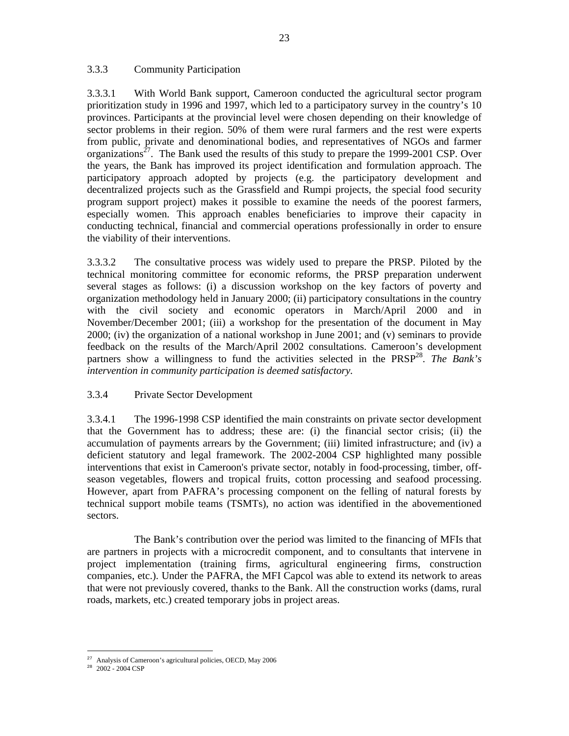### 3.3.3 Community Participation

3.3.3.1 With World Bank support, Cameroon conducted the agricultural sector program prioritization study in 1996 and 1997, which led to a participatory survey in the country's 10 provinces. Participants at the provincial level were chosen depending on their knowledge of sector problems in their region. 50% of them were rural farmers and the rest were experts from public, private and denominational bodies, and representatives of NGOs and farmer organizations[27]. The Bank used the results of this study to prepare the 1999-2001 CSP. Over the years, the Bank has improved its project identification and formulation approach. The participatory approach adopted by projects (e.g. the participatory development and decentralized projects such as the Grassfield and Rumpi projects, the special food security program support project) makes it possible to examine the needs of the poorest farmers, especially women. This approach enables beneficiaries to improve their capacity in conducting technical, financial and commercial operations professionally in order to ensure the viability of their interventions.

3.3.3.2 The consultative process was widely used to prepare the PRSP. Piloted by the technical monitoring committee for economic reforms, the PRSP preparation underwent several stages as follows: (i) a discussion workshop on the key factors of poverty and organization methodology held in January 2000; (ii) participatory consultations in the country with the civil society and economic operators in March/April 2000 and in November/December 2001; (iii) a workshop for the presentation of the document in May 2000; (iv) the organization of a national workshop in June 2001; and (v) seminars to provide feedback on the results of the March/April 2002 consultations. Cameroon's development partners show a willingness to fund the activities selected in the PRSP[28]. *The Bank's intervention in community participation is deemed satisfactory.*

### 3.3.4 Private Sector Development

3.3.4.1 The 1996-1998 CSP identified the main constraints on private sector development that the Government has to address; these are: (i) the financial sector crisis; (ii) the accumulation of payments arrears by the Government; (iii) limited infrastructure; and (iv) a deficient statutory and legal framework. The 2002-2004 CSP highlighted many possible interventions that exist in Cameroon's private sector, notably in food-processing, timber, off-season vegetables, flowers and tropical fruits, cotton processing and seafood processing. However, apart from PAFRA's processing component on the felling of natural forests by technical support mobile teams (TSMTs), no action was identified in the abovementioned sectors.

The Bank's contribution over the period was limited to the financing of MFIs that are partners in projects with a microcredit component, and to consultants that intervene in project implementation (training firms, agricultural engineering firms, construction companies, etc.). Under the PAFRA, the MFI Capcol was able to extend its network to areas that were not previously covered, thanks to the Bank. All the construction works (dams, rural roads, markets, etc.) created temporary jobs in project areas.

---

[27] Analysis of Cameroon's agricultural policies, OECD, May 2006

[28] 2002 - 2004 CSP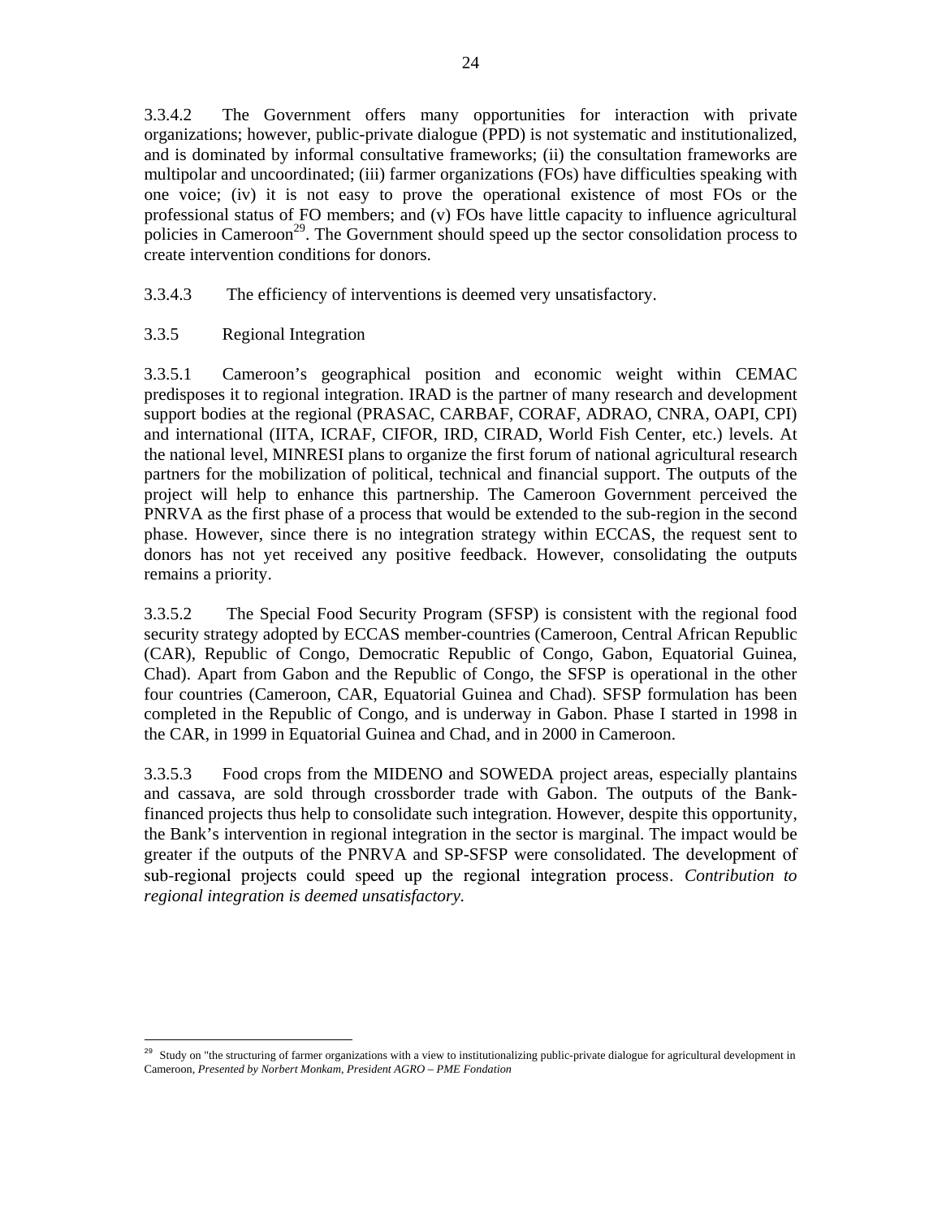3.3.4.2 The Government offers many opportunities for interaction with private organizations; however, public-private dialogue (PPD) is not systematic and institutionalized, and is dominated by informal consultative frameworks; (ii) the consultation frameworks are multipolar and uncoordinated; (iii) farmer organizations (FOs) have difficulties speaking with one voice; (iv) it is not easy to prove the operational existence of most FOs or the professional status of FO members; and (v) FOs have little capacity to influence agricultural policies in Cameroon[29]. The Government should speed up the sector consolidation process to create intervention conditions for donors.

3.3.4.3 The efficiency of interventions is deemed very unsatisfactory.

3.3.5 Regional Integration

3.3.5.1 Cameroon's geographical position and economic weight within CEMAC predisposes it to regional integration. IRAD is the partner of many research and development support bodies at the regional (PRASAC, CARBAF, CORAF, ADRAO, CNRA, OAPI, CPI) and international (IITA, ICRAF, CIFOR, IRD, CIRAD, World Fish Center, etc.) levels. At the national level, MINRESI plans to organize the first forum of national agricultural research partners for the mobilization of political, technical and financial support. The outputs of the project will help to enhance this partnership. The Cameroon Government perceived the PNRVA as the first phase of a process that would be extended to the sub-region in the second phase. However, since there is no integration strategy within ECCAS, the request sent to donors has not yet received any positive feedback. However, consolidating the outputs remains a priority.

3.3.5.2 The Special Food Security Program (SFSP) is consistent with the regional food security strategy adopted by ECCAS member-countries (Cameroon, Central African Republic (CAR), Republic of Congo, Democratic Republic of Congo, Gabon, Equatorial Guinea, Chad). Apart from Gabon and the Republic of Congo, the SFSP is operational in the other four countries (Cameroon, CAR, Equatorial Guinea and Chad). SFSP formulation has been completed in the Republic of Congo, and is underway in Gabon. Phase I started in 1998 in the CAR, in 1999 in Equatorial Guinea and Chad, and in 2000 in Cameroon.

3.3.5.3 Food crops from the MIDENO and SOWEDA project areas, especially plantains and cassava, are sold through crossborder trade with Gabon. The outputs of the Bank-financed projects thus help to consolidate such integration. However, despite this opportunity, the Bank's intervention in regional integration in the sector is marginal. The impact would be greater if the outputs of the PNRVA and SP-SFSP were consolidated. The development of sub-regional projects could speed up the regional integration process. *Contribution to regional integration is deemed unsatisfactory.*

---

[29] Study on "the structuring of farmer organizations with a view to institutionalizing public-private dialogue for agricultural development in Cameroon, *Presented by Norbert Monkam, President AGRO – PME Fondation*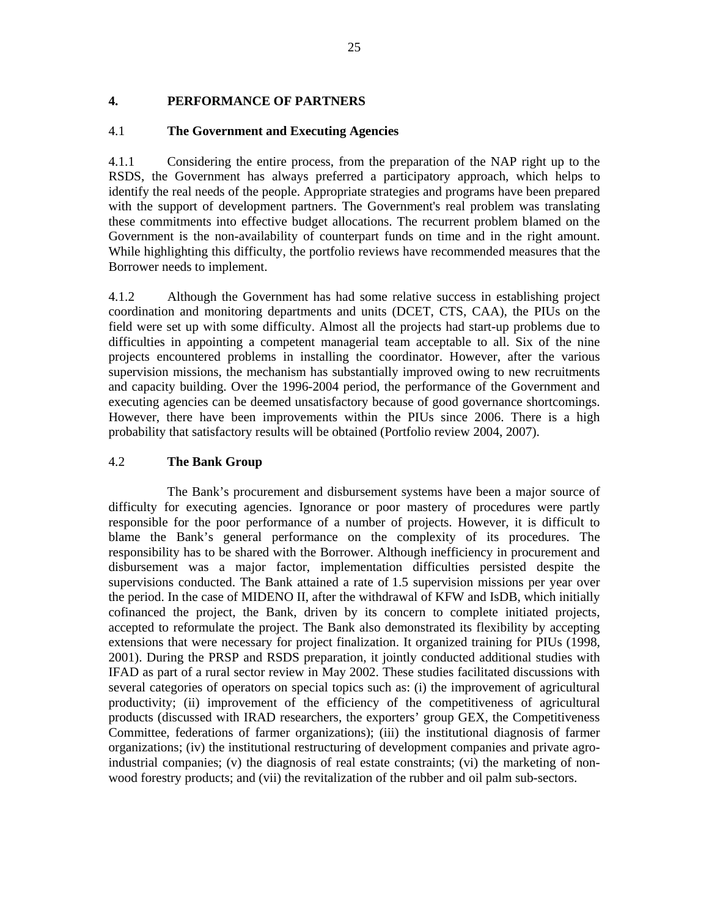## 4. PERFORMANCE OF PARTNERS

### 4.1 The Government and Executing Agencies

4.1.1 Considering the entire process, from the preparation of the NAP right up to the RSDS, the Government has always preferred a participatory approach, which helps to identify the real needs of the people. Appropriate strategies and programs have been prepared with the support of development partners. The Government's real problem was translating these commitments into effective budget allocations. The recurrent problem blamed on the Government is the non-availability of counterpart funds on time and in the right amount. While highlighting this difficulty, the portfolio reviews have recommended measures that the Borrower needs to implement.

4.1.2 Although the Government has had some relative success in establishing project coordination and monitoring departments and units (DCET, CTS, CAA), the PIUs on the field were set up with some difficulty. Almost all the projects had start-up problems due to difficulties in appointing a competent managerial team acceptable to all. Six of the nine projects encountered problems in installing the coordinator. However, after the various supervision missions, the mechanism has substantially improved owing to new recruitments and capacity building. Over the 1996-2004 period, the performance of the Government and executing agencies can be deemed unsatisfactory because of good governance shortcomings. However, there have been improvements within the PIUs since 2006. There is a high probability that satisfactory results will be obtained (Portfolio review 2004, 2007).

### 4.2 The Bank Group

The Bank's procurement and disbursement systems have been a major source of difficulty for executing agencies. Ignorance or poor mastery of procedures were partly responsible for the poor performance of a number of projects. However, it is difficult to blame the Bank's general performance on the complexity of its procedures. The responsibility has to be shared with the Borrower. Although inefficiency in procurement and disbursement was a major factor, implementation difficulties persisted despite the supervisions conducted. The Bank attained a rate of 1.5 supervision missions per year over the period. In the case of MIDENO II, after the withdrawal of KFW and IsDB, which initially cofinanced the project, the Bank, driven by its concern to complete initiated projects, accepted to reformulate the project. The Bank also demonstrated its flexibility by accepting extensions that were necessary for project finalization. It organized training for PIUs (1998, 2001). During the PRSP and RSDS preparation, it jointly conducted additional studies with IFAD as part of a rural sector review in May 2002. These studies facilitated discussions with several categories of operators on special topics such as: (i) the improvement of agricultural productivity; (ii) improvement of the efficiency of the competitiveness of agricultural products (discussed with IRAD researchers, the exporters' group GEX, the Competitiveness Committee, federations of farmer organizations); (iii) the institutional diagnosis of farmer organizations; (iv) the institutional restructuring of development companies and private agro-industrial companies; (v) the diagnosis of real estate constraints; (vi) the marketing of non-wood forestry products; and (vii) the revitalization of the rubber and oil palm sub-sectors.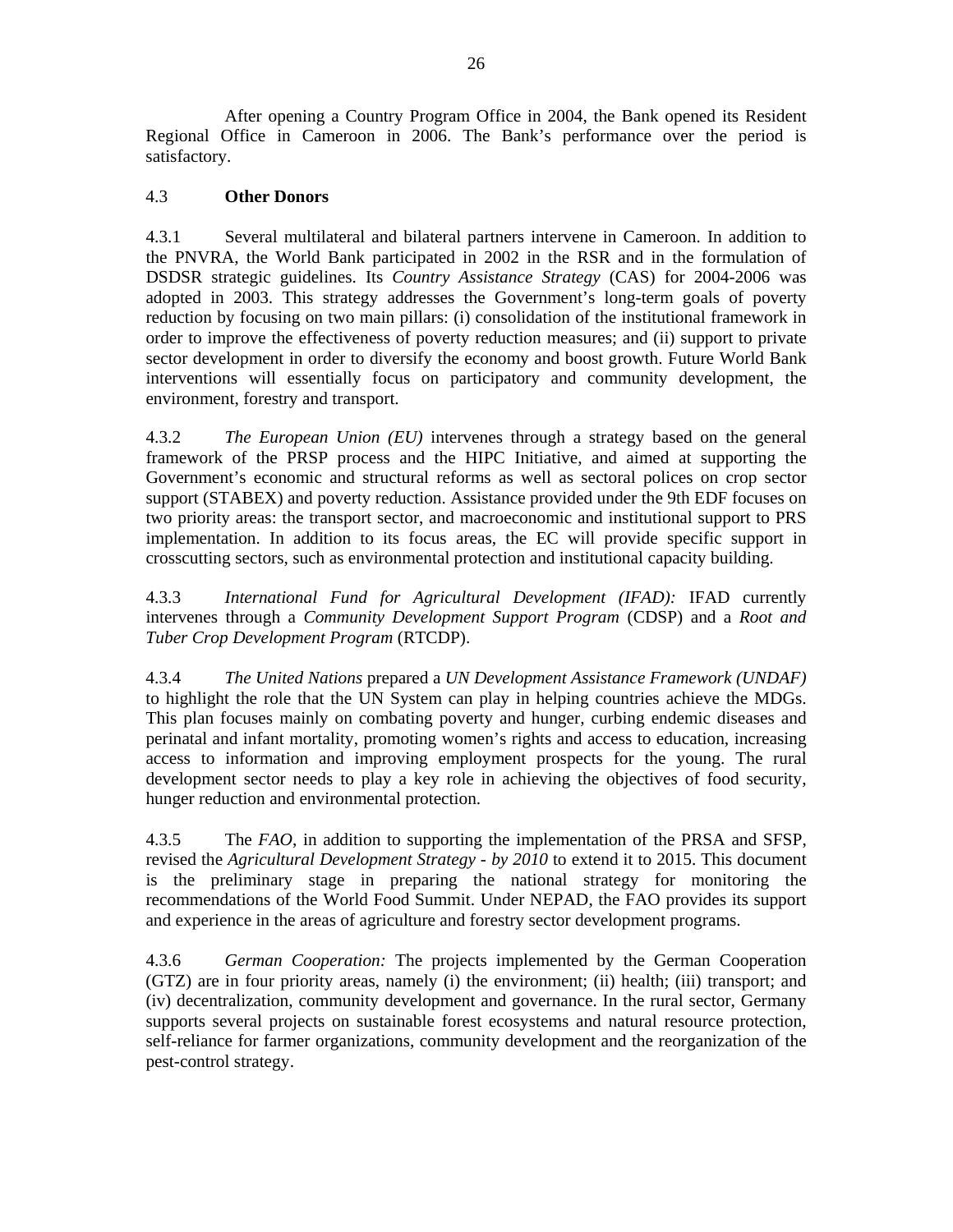After opening a Country Program Office in 2004, the Bank opened its Resident Regional Office in Cameroon in 2006. The Bank's performance over the period is satisfactory.

### 4.3 **Other Donors**

4.3.1 Several multilateral and bilateral partners intervene in Cameroon. In addition to the PNVRA, the World Bank participated in 2002 in the RSR and in the formulation of DSDSR strategic guidelines. Its *Country Assistance Strategy* (CAS) for 2004-2006 was adopted in 2003. This strategy addresses the Government's long-term goals of poverty reduction by focusing on two main pillars: (i) consolidation of the institutional framework in order to improve the effectiveness of poverty reduction measures; and (ii) support to private sector development in order to diversify the economy and boost growth. Future World Bank interventions will essentially focus on participatory and community development, the environment, forestry and transport.

4.3.2 *The European Union (EU)* intervenes through a strategy based on the general framework of the PRSP process and the HIPC Initiative, and aimed at supporting the Government's economic and structural reforms as well as sectoral polices on crop sector support (STABEX) and poverty reduction. Assistance provided under the 9th EDF focuses on two priority areas: the transport sector, and macroeconomic and institutional support to PRS implementation. In addition to its focus areas, the EC will provide specific support in crosscutting sectors, such as environmental protection and institutional capacity building.

4.3.3 *International Fund for Agricultural Development (IFAD):* IFAD currently intervenes through a *Community Development Support Program* (CDSP) and a *Root and Tuber Crop Development Program* (RTCDP).

4.3.4 *The United Nations* prepared a *UN Development Assistance Framework (UNDAF)* to highlight the role that the UN System can play in helping countries achieve the MDGs. This plan focuses mainly on combating poverty and hunger, curbing endemic diseases and perinatal and infant mortality, promoting women's rights and access to education, increasing access to information and improving employment prospects for the young. The rural development sector needs to play a key role in achieving the objectives of food security, hunger reduction and environmental protection.

4.3.5 The *FAO*, in addition to supporting the implementation of the PRSA and SFSP, revised the *Agricultural Development Strategy - by 2010* to extend it to 2015. This document is the preliminary stage in preparing the national strategy for monitoring the recommendations of the World Food Summit. Under NEPAD, the FAO provides its support and experience in the areas of agriculture and forestry sector development programs.

4.3.6 *German Cooperation:* The projects implemented by the German Cooperation (GTZ) are in four priority areas, namely (i) the environment; (ii) health; (iii) transport; and (iv) decentralization, community development and governance. In the rural sector, Germany supports several projects on sustainable forest ecosystems and natural resource protection, self-reliance for farmer organizations, community development and the reorganization of the pest-control strategy.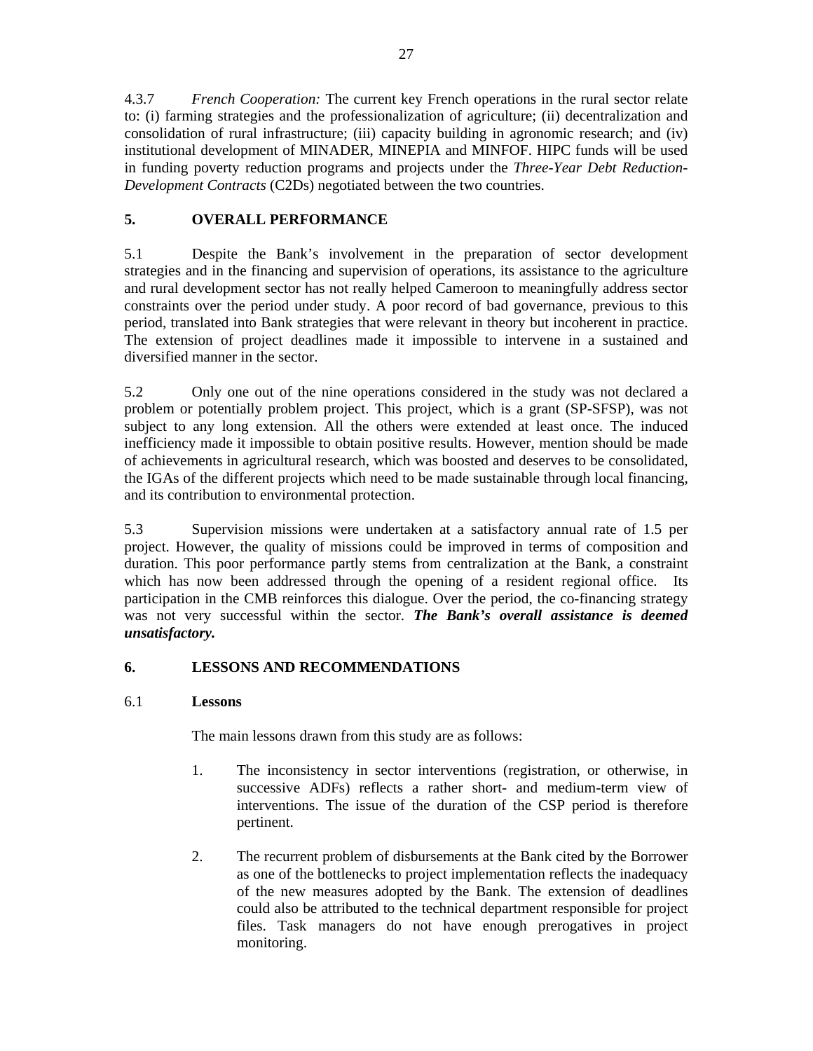4.3.7 *French Cooperation:* The current key French operations in the rural sector relate to: (i) farming strategies and the professionalization of agriculture; (ii) decentralization and consolidation of rural infrastructure; (iii) capacity building in agronomic research; and (iv) institutional development of MINADER, MINEPIA and MINFOF. HIPC funds will be used in funding poverty reduction programs and projects under the *Three-Year Debt Reduction-Development Contracts* (C2Ds) negotiated between the two countries.

## 5. OVERALL PERFORMANCE

5.1 Despite the Bank's involvement in the preparation of sector development strategies and in the financing and supervision of operations, its assistance to the agriculture and rural development sector has not really helped Cameroon to meaningfully address sector constraints over the period under study. A poor record of bad governance, previous to this period, translated into Bank strategies that were relevant in theory but incoherent in practice. The extension of project deadlines made it impossible to intervene in a sustained and diversified manner in the sector.

5.2 Only one out of the nine operations considered in the study was not declared a problem or potentially problem project. This project, which is a grant (SP-SFSP), was not subject to any long extension. All the others were extended at least once. The induced inefficiency made it impossible to obtain positive results. However, mention should be made of achievements in agricultural research, which was boosted and deserves to be consolidated, the IGAs of the different projects which need to be made sustainable through local financing, and its contribution to environmental protection.

5.3 Supervision missions were undertaken at a satisfactory annual rate of 1.5 per project. However, the quality of missions could be improved in terms of composition and duration. This poor performance partly stems from centralization at the Bank, a constraint which has now been addressed through the opening of a resident regional office. Its participation in the CMB reinforces this dialogue. Over the period, the co-financing strategy was not very successful within the sector. ***The Bank's overall assistance is deemed unsatisfactory.***

## 6. LESSONS AND RECOMMENDATIONS

### 6.1 Lessons

The main lessons drawn from this study are as follows:

1. The inconsistency in sector interventions (registration, or otherwise, in successive ADFs) reflects a rather short- and medium-term view of interventions. The issue of the duration of the CSP period is therefore pertinent.

2. The recurrent problem of disbursements at the Bank cited by the Borrower as one of the bottlenecks to project implementation reflects the inadequacy of the new measures adopted by the Bank. The extension of deadlines could also be attributed to the technical department responsible for project files. Task managers do not have enough prerogatives in project monitoring.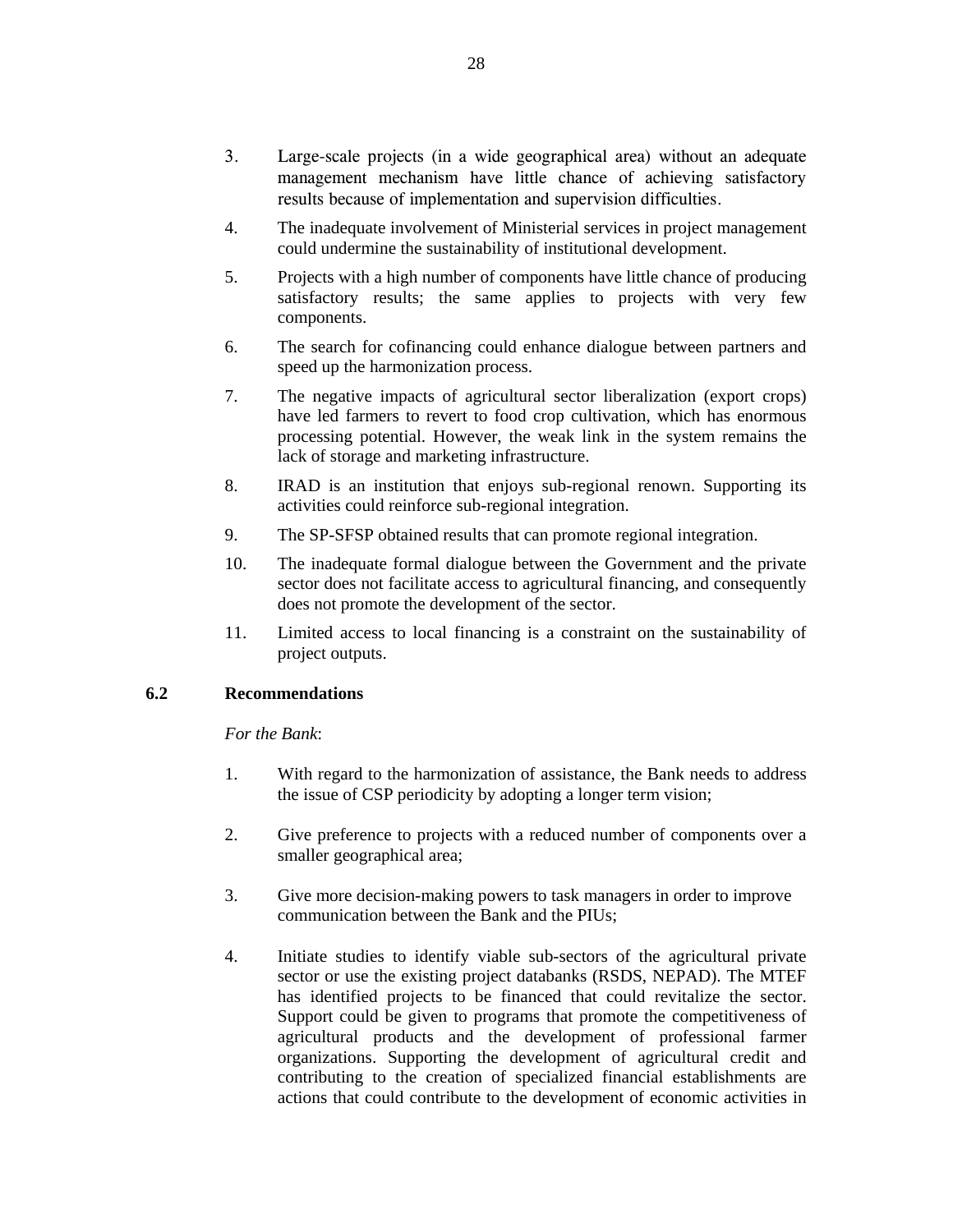3. Large-scale projects (in a wide geographical area) without an adequate management mechanism have little chance of achieving satisfactory results because of implementation and supervision difficulties.

4. The inadequate involvement of Ministerial services in project management could undermine the sustainability of institutional development.

5. Projects with a high number of components have little chance of producing satisfactory results; the same applies to projects with very few components.

6. The search for cofinancing could enhance dialogue between partners and speed up the harmonization process.

7. The negative impacts of agricultural sector liberalization (export crops) have led farmers to revert to food crop cultivation, which has enormous processing potential. However, the weak link in the system remains the lack of storage and marketing infrastructure.

8. IRAD is an institution that enjoys sub-regional renown. Supporting its activities could reinforce sub-regional integration.

9. The SP-SFSP obtained results that can promote regional integration.

10. The inadequate formal dialogue between the Government and the private sector does not facilitate access to agricultural financing, and consequently does not promote the development of the sector.

11. Limited access to local financing is a constraint on the sustainability of project outputs.

### 6.2 Recommendations

*For the Bank*:

1. With regard to the harmonization of assistance, the Bank needs to address the issue of CSP periodicity by adopting a longer term vision;

2. Give preference to projects with a reduced number of components over a smaller geographical area;

3. Give more decision-making powers to task managers in order to improve communication between the Bank and the PIUs;

4. Initiate studies to identify viable sub-sectors of the agricultural private sector or use the existing project databanks (RSDS, NEPAD). The MTEF has identified projects to be financed that could revitalize the sector. Support could be given to programs that promote the competitiveness of agricultural products and the development of professional farmer organizations. Supporting the development of agricultural credit and contributing to the creation of specialized financial establishments are actions that could contribute to the development of economic activities in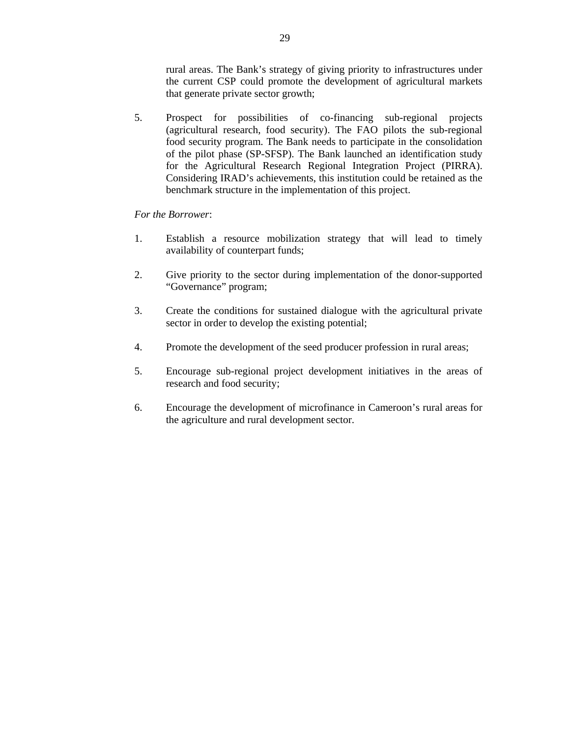rural areas. The Bank's strategy of giving priority to infrastructures under the current CSP could promote the development of agricultural markets that generate private sector growth;

5. Prospect for possibilities of co-financing sub-regional projects (agricultural research, food security). The FAO pilots the sub-regional food security program. The Bank needs to participate in the consolidation of the pilot phase (SP-SFSP). The Bank launched an identification study for the Agricultural Research Regional Integration Project (PIRRA). Considering IRAD's achievements, this institution could be retained as the benchmark structure in the implementation of this project.

*For the Borrower*:

1. Establish a resource mobilization strategy that will lead to timely availability of counterpart funds;

2. Give priority to the sector during implementation of the donor-supported "Governance" program;

3. Create the conditions for sustained dialogue with the agricultural private sector in order to develop the existing potential;

4. Promote the development of the seed producer profession in rural areas;

5. Encourage sub-regional project development initiatives in the areas of research and food security;

6. Encourage the development of microfinance in Cameroon's rural areas for the agriculture and rural development sector.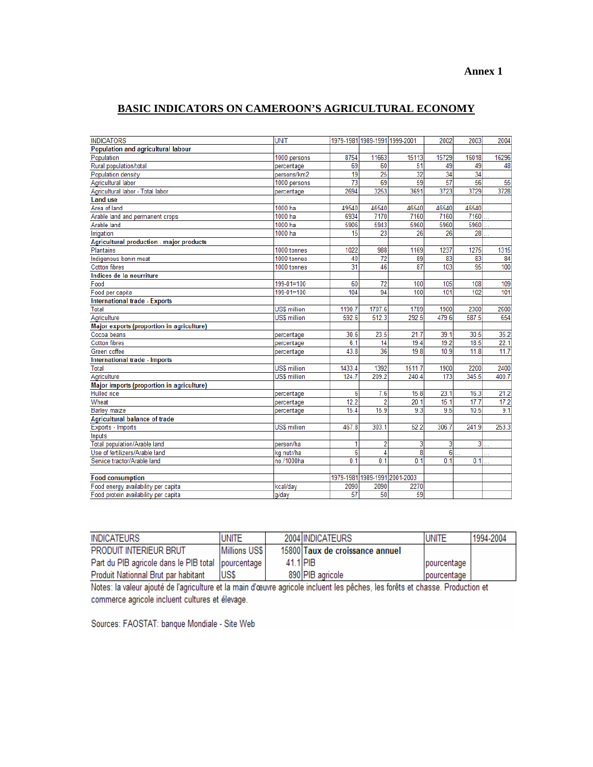**Annex 1**

## BASIC INDICATORS ON CAMEROON'S AGRICULTURAL ECONOMY

| INDICATORS | UNIT | 1979-1981 | 1989-1991 | 1999-2001 | 2002 | 2003 | 2004 |
|---|---|---|---|---|---|---|---|
| **Population and agricultural labour** | | | | | | | |
| Population | 1000 persons | 8754 | 11663 | 15113 | 15729 | 16018 | 16296 |
| Rural population/total | percentage | 69 | 60 | 51 | 49 | 49 | 48 |
| Population density | persons/km2 | 19 | 25 | 32 | 34 | 34 | .. |
| Agricultural labor | 1000 persons | 73 | 69 | 59 | 57 | 56 | 55 |
| Agricultural labor - Total labor | percentage | 2694 | 3253 | 3691 | 3723 | 3729 | 3728 |
| **Land use** | | | | | | | |
| Area of land | 1000 ha | 49540 | 46540 | 46540 | 46540 | 46540 | .. |
| Arable land and permanent crops | 1000 ha | 6934 | 7170 | 7160 | 7160 | 7160 | ... |
| Arable land | 1000 ha | 5906 | 5943 | 5960 | 5960 | 5960 | ... |
| Irrigation | 1000 ha | 15 | 23 | 26 | 26 | 28 | ... |
| **Agricultural production - major products** | | | | | | | |
| Plantains | 1000 tonnes | 1022 | 988 | 1169 | 1237 | 1275 | 1315 |
| Indigenous bonin meat | 1000 tonnes | 40 | 72 | 89 | 83 | 83 | 84 |
| Cotton fibres | 1000 tonnes | 31 | 46 | 87 | 103 | 95 | 100 |
| **Indices de la nourriture** | | | | | | | |
| Food | 199-01=100 | 60 | 72 | 100 | 105 | 108 | 109 |
| Food per capita | 199-01=100 | 104 | 94 | 100 | 101 | 102 | 101 |
| **International trade - Exports** | | | | | | | |
| Total | US$ million | 1190.7 | 1707.6 | 1789 | 1900 | 2300 | 2600 |
| Agriculture | US$ million | 592.6 | 512.3 | 292.5 | 479.6 | 587.5 | 654 |
| **Major exports (proportion in agriculture)** | | | | | | | |
| Cocoa beans | percentage | 30.6 | 23.5 | 21.7 | 39.1 | 30.5 | 35.2 |
| Cotton fibres | percentage | 6.1 | 14 | 19.4 | 19.2 | 18.5 | 22.1 |
| Green coffee | percentage | 43.8 | 36 | 19.8 | 10.9 | 11.8 | 11.7 |
| **International trade - Imports** | | | | | | | |
| Total | US$ million | 1433.4 | 1392 | 1511.7 | 1900 | 2200 | 2400 |
| Agriculture | US$ million | 124.7 | 209.2 | 240.4 | 173 | 345.5 | 400.7 |
| **Major imports (proportion in agriculture)** | | | | | | | |
| Hulled rice | percentage | 6 | 7.6 | 15.8 | 23.1 | 16.3 | 21.2 |
| Wheat | percentage | 12.2 | 2 | 20.1 | 15.1 | 17.7 | 17.2 |
| Barley maize | percentage | 15.4 | 15.9 | 9.3 | 9.5 | 10.5 | 9.1 |
| **Agricultural balance of trade** | | | | | | | |
| Exports - Imports | US$ million | 467.8 | 303.1 | 52.2 | 306.7 | 241.9 | 253.3 |
| Inputs | | | | | | | |
| Total population/Arable land | person/ha | 1 | 2 | 3 | 3 | 3 | ... |
| Use of fertilizers/Arable land | kg nutr/ha | 6 | 4 | 8 | 6 | ... | ... |
| Service tractor/Arable land | no./1000ha | 0.1 | 0.1 | 0.1 | 0.1 | 0.1 | ... |
| | | | | | | | |
| **Food consumption** | | 1979-1981 | 1989-1991 | 2001-2003 | | | |
| Food energy availability per capita | kcal/day | 2090 | 2090 | 2270 | | | |
| Food protein availability per capita | g/day | 57 | 50 | 59 | | | |

| INDICATEURS | UNITE | 2004 | INDICATEURS | UNITE | 1994-2004 |
|---|---|---|---|---|---|
| PRODUIT INTERIEUR BRUT | Millions US$ | 15800 | **Taux de croissance annuel** | | |
| Part du PIB agricole dans le PIB total | pourcentage | 41.1 | PIB | pourcentage | |
| Produit Nationnal Brut par habitant | US$ | 890 | PIB agricole | pourcentage | |

Notes: la valeur ajouté de l'agriculture et la main d'œuvre agricole incluent les pêches, les forêts et chasse. Production et commerce agricole incluent cultures et élevage.

Sources: FAOSTAT: banque Mondiale - Site Web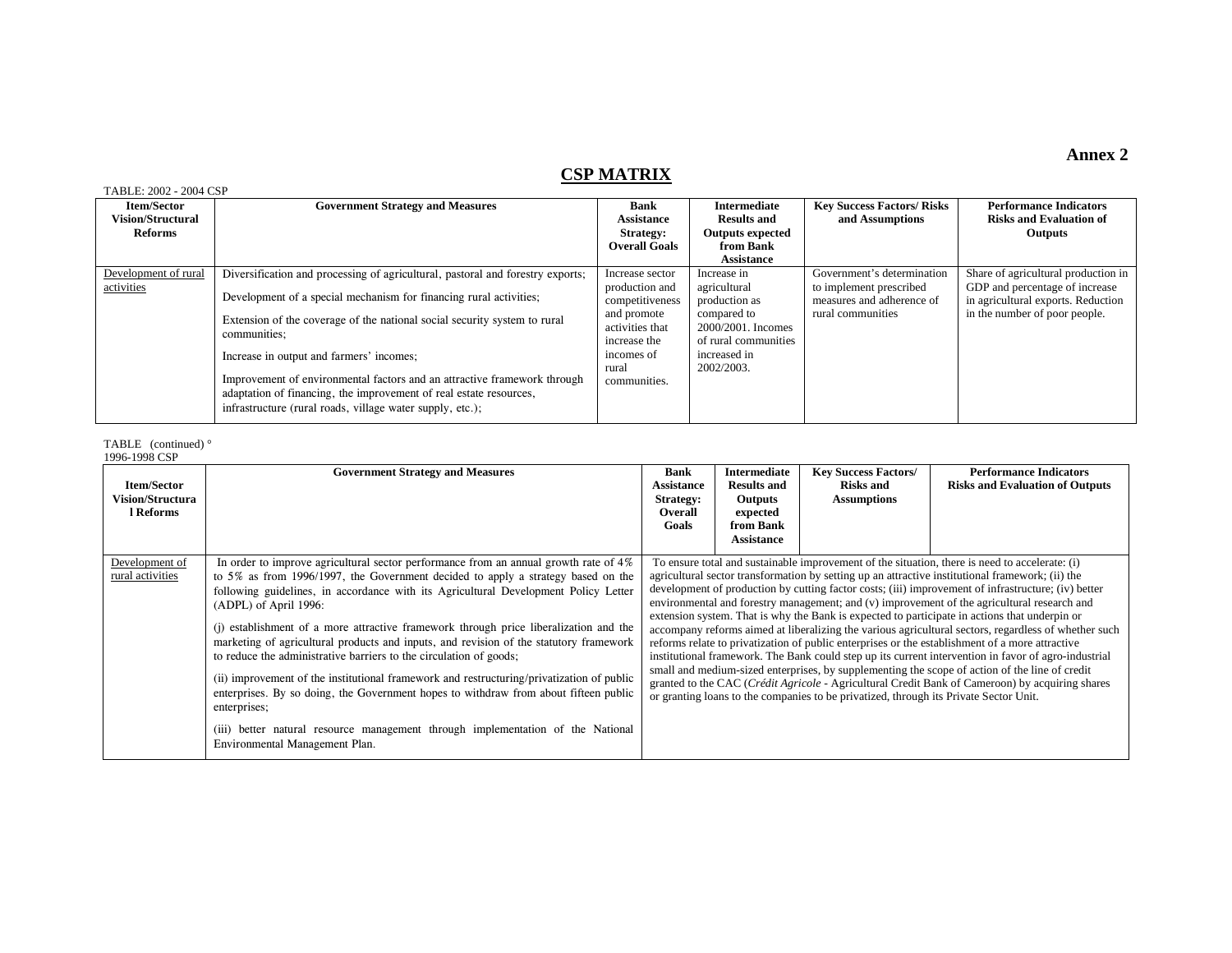**Annex 2**

# CSP MATRIX

TABLE: 2002 - 2004 CSP

| Item/Sector Vision/Structural Reforms | Government Strategy and Measures | Bank Assistance Strategy: Overall Goals | Intermediate Results and Outputs expected from Bank Assistance | Key Success Factors/ Risks and Assumptions | Performance Indicators Risks and Evaluation of Outputs |
|---|---|---|---|---|---|
| Development of rural activities | Diversification and processing of agricultural, pastoral and forestry exports;<br><br>Development of a special mechanism for financing rural activities;<br><br>Extension of the coverage of the national social security system to rural communities;<br><br>Increase in output and farmers' incomes;<br><br>Improvement of environmental factors and an attractive framework through adaptation of financing, the improvement of real estate resources, infrastructure (rural roads, village water supply, etc.); | Increase sector production and competitiveness and promote activities that increase the incomes of rural communities. | Increase in agricultural production as compared to 2000/2001. Incomes of rural communities increased in 2002/2003. | Government's determination to implement prescribed measures and adherence of rural communities | Share of agricultural production in GDP and percentage of increase in agricultural exports. Reduction in the number of poor people. |

TABLE (continued) °
1996-1998 CSP

| Item/Sector Vision/Structural Reforms | Government Strategy and Measures | Bank Assistance Strategy: Overall Goals | Intermediate Results and Outputs expected from Bank Assistance | Key Success Factors/ Risks and Assumptions | Performance Indicators Risks and Evaluation of Outputs |
|---|---|---|---|---|---|
| Development of rural activities | In order to improve agricultural sector performance from an annual growth rate of 4% to 5% as from 1996/1997, the Government decided to apply a strategy based on the following guidelines, in accordance with its Agricultural Development Policy Letter (ADPL) of April 1996:<br><br>(j) establishment of a more attractive framework through price liberalization and the marketing of agricultural products and inputs, and revision of the statutory framework to reduce the administrative barriers to the circulation of goods;<br><br>(ii) improvement of the institutional framework and restructuring/privatization of public enterprises. By so doing, the Government hopes to withdraw from about fifteen public enterprises;<br><br>(iii) better natural resource management through implementation of the National Environmental Management Plan. | To ensure total and sustainable improvement of the situation, there is need to accelerate: (i) agricultural sector transformation by setting up an attractive institutional framework; (ii) the development of production by cutting factor costs; (iii) improvement of infrastructure; (iv) better environmental and forestry management; and (v) improvement of the agricultural research and extension system. That is why the Bank is expected to participate in actions that underpin or accompany reforms aimed at liberalizing the various agricultural sectors, regardless of whether such reforms relate to privatization of public enterprises or the establishment of a more attractive institutional framework. The Bank could step up its current intervention in favor of agro-industrial small and medium-sized enterprises, by supplementing the scope of action of the line of credit granted to the CAC (*Crédit Agricole* - Agricultural Credit Bank of Cameroon) by acquiring shares or granting loans to the companies to be privatized, through its Private Sector Unit. | | | |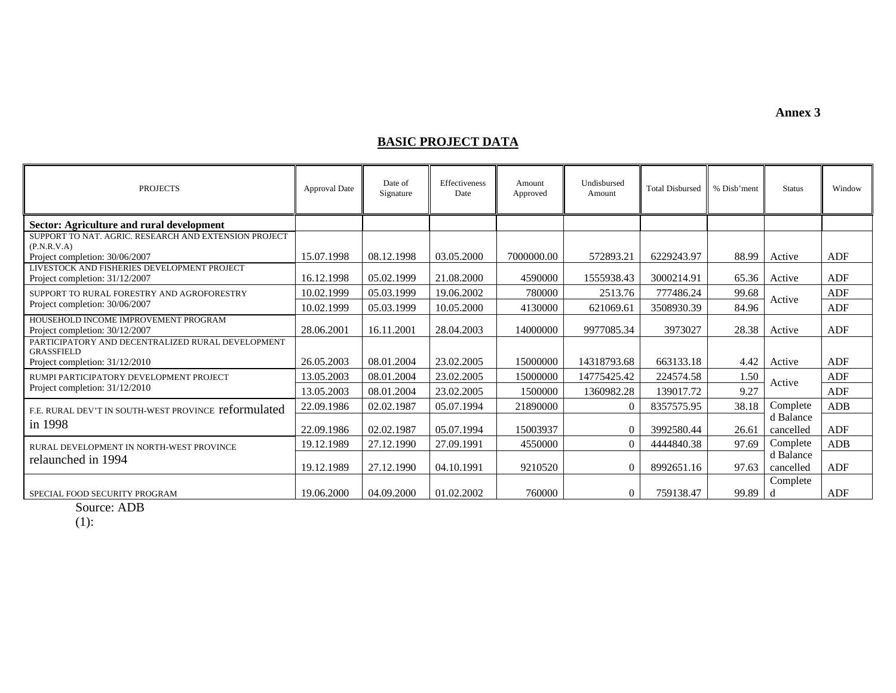**Annex 3**

## BASIC PROJECT DATA

| PROJECTS | Approval Date | Date of Signature | Effectiveness Date | Amount Approved | Undisbursed Amount | Total Disbursed | % Disb'ment | Status | Window |
|---|---|---|---|---|---|---|---|---|---|
| **Sector: Agriculture and rural development** | | | | | | | | | |
| SUPPORT TO NAT. AGRIC. RESEARCH AND EXTENSION PROJECT (P.N.R.V.A) Project completion: 30/06/2007 | 15.07.1998 | 08.12.1998 | 03.05.2000 | 7000000.00 | 572893.21 | 6229243.97 | 88.99 | Active | ADF |
| LIVESTOCK AND FISHERIES DEVELOPMENT PROJECT Project completion: 31/12/2007 | 16.12.1998 | 05.02.1999 | 21.08.2000 | 4590000 | 1555938.43 | 3000214.91 | 65.36 | Active | ADF |
| SUPPORT TO RURAL FORESTRY AND AGROFORESTRY Project completion: 30/06/2007 | 10.02.1999 | 05.03.1999 | 19.06.2002 | 780000 | 2513.76 | 777486.24 | 99.68 | Active | ADF |
| | 10.02.1999 | 05.03.1999 | 10.05.2000 | 4130000 | 621069.61 | 3508930.39 | 84.96 | | ADF |
| HOUSEHOLD INCOME IMPROVEMENT PROGRAM Project completion: 30/12/2007 | 28.06.2001 | 16.11.2001 | 28.04.2003 | 14000000 | 9977085.34 | 3973027 | 28.38 | Active | ADF |
| PARTICIPATORY AND DECENTRALIZED RURAL DEVELOPMENT GRASSFIELD Project completion: 31/12/2010 | 26.05.2003 | 08.01.2004 | 23.02.2005 | 15000000 | 14318793.68 | 663133.18 | 4.42 | Active | ADF |
| RUMPI PARTICIPATORY DEVELOPMENT PROJECT Project completion: 31/12/2010 | 13.05.2003 | 08.01.2004 | 23.02.2005 | 15000000 | 14775425.42 | 224574.58 | 1.50 | Active | ADF |
| | 13.05.2003 | 08.01.2004 | 23.02.2005 | 1500000 | 1360982.28 | 139017.72 | 9.27 | | ADF |
| F.E. RURAL DEV'T IN SOUTH-WEST PROVINCE reformulated in 1998 | 22.09.1986 | 02.02.1987 | 05.07.1994 | 21890000 | 0 | 8357575.95 | 38.18 | Completed Balance cancelled | ADB |
| | 22.09.1986 | 02.02.1987 | 05.07.1994 | 15003937 | 0 | 3992580.44 | 26.61 | | ADF |
| RURAL DEVELOPMENT IN NORTH-WEST PROVINCE relaunched in 1994 | 19.12.1989 | 27.12.1990 | 27.09.1991 | 4550000 | 0 | 4444840.38 | 97.69 | Completed Balance cancelled | ADB |
| | 19.12.1989 | 27.12.1990 | 04.10.1991 | 9210520 | 0 | 8992651.16 | 97.63 | | ADF |
| SPECIAL FOOD SECURITY PROGRAM | 19.06.2000 | 04.09.2000 | 01.02.2002 | 760000 | 0 | 759138.47 | 99.89 | Completed | ADF |

Source: ADB
(1):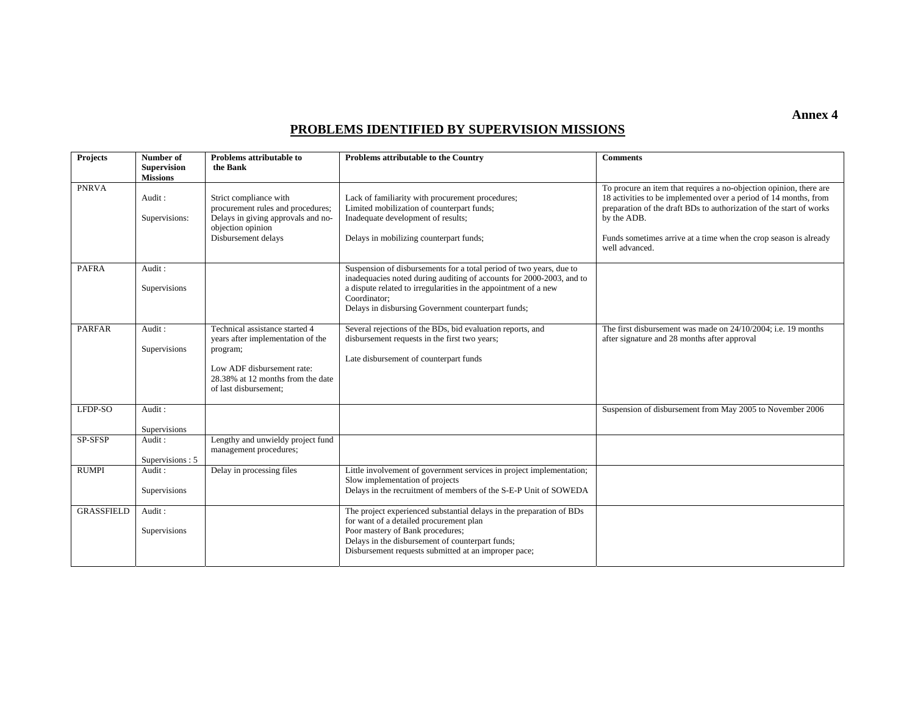**Annex 4**

# PROBLEMS IDENTIFIED BY SUPERVISION MISSIONS

| Projects | Number of Supervision Missions | Problems attributable to the Bank | Problems attributable to the Country | Comments |
|---|---|---|---|---|
| PNRVA | Audit :<br><br>Supervisions: | Strict compliance with procurement rules and procedures;<br>Delays in giving approvals and no-objection opinion<br>Disbursement delays | Lack of familiarity with procurement procedures;<br>Limited mobilization of counterpart funds;<br>Inadequate development of results;<br><br>Delays in mobilizing counterpart funds; | To procure an item that requires a no-objection opinion, there are 18 activities to be implemented over a period of 14 months, from preparation of the draft BDs to authorization of the start of works by the ADB.<br><br>Funds sometimes arrive at a time when the crop season is already well advanced. |
| PAFRA | Audit :<br><br>Supervisions | | Suspension of disbursements for a total period of two years, due to inadequacies noted during auditing of accounts for 2000-2003, and to a dispute related to irregularities in the appointment of a new Coordinator;<br>Delays in disbursing Government counterpart funds; | |
| PARFAR | Audit :<br><br>Supervisions | Technical assistance started 4 years after implementation of the program;<br><br>Low ADF disbursement rate: 28.38% at 12 months from the date of last disbursement; | Several rejections of the BDs, bid evaluation reports, and disbursement requests in the first two years;<br><br>Late disbursement of counterpart funds | The first disbursement was made on 24/10/2004; i.e. 19 months after signature and 28 months after approval |
| LFDP-SO | Audit :<br><br>Supervisions | | | Suspension of disbursement from May 2005 to November 2006 |
| SP-SFSP | Audit :<br><br>Supervisions : 5 | Lengthy and unwieldy project fund management procedures; | | |
| RUMPI | Audit :<br><br>Supervisions | Delay in processing files | Little involvement of government services in project implementation;<br>Slow implementation of projects<br>Delays in the recruitment of members of the S-E-P Unit of SOWEDA | |
| GRASSFIELD | Audit :<br><br>Supervisions | | The project experienced substantial delays in the preparation of BDs for want of a detailed procurement plan<br>Poor mastery of Bank procedures;<br>Delays in the disbursement of counterpart funds;<br>Disbursement requests submitted at an improper pace; | |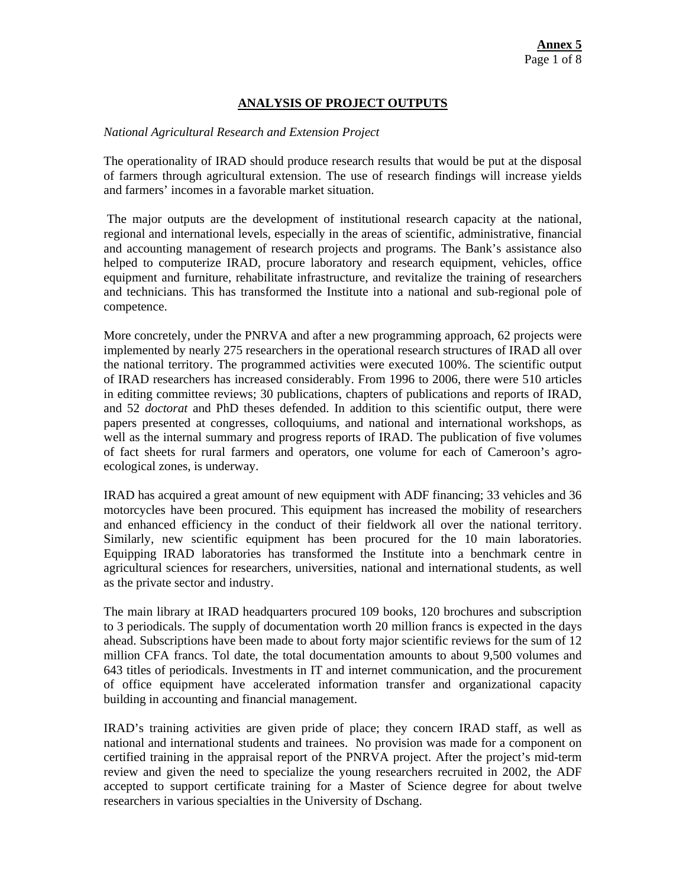**Annex 5**

## ANALYSIS OF PROJECT OUTPUTS

*National Agricultural Research and Extension Project*

The operationality of IRAD should produce research results that would be put at the disposal of farmers through agricultural extension. The use of research findings will increase yields and farmers' incomes in a favorable market situation.

The major outputs are the development of institutional research capacity at the national, regional and international levels, especially in the areas of scientific, administrative, financial and accounting management of research projects and programs. The Bank's assistance also helped to computerize IRAD, procure laboratory and research equipment, vehicles, office equipment and furniture, rehabilitate infrastructure, and revitalize the training of researchers and technicians. This has transformed the Institute into a national and sub-regional pole of competence.

More concretely, under the PNRVA and after a new programming approach, 62 projects were implemented by nearly 275 researchers in the operational research structures of IRAD all over the national territory. The programmed activities were executed 100%. The scientific output of IRAD researchers has increased considerably. From 1996 to 2006, there were 510 articles in editing committee reviews; 30 publications, chapters of publications and reports of IRAD, and 52 *doctorat* and PhD theses defended. In addition to this scientific output, there were papers presented at congresses, colloquiums, and national and international workshops, as well as the internal summary and progress reports of IRAD. The publication of five volumes of fact sheets for rural farmers and operators, one volume for each of Cameroon's agro-ecological zones, is underway.

IRAD has acquired a great amount of new equipment with ADF financing; 33 vehicles and 36 motorcycles have been procured. This equipment has increased the mobility of researchers and enhanced efficiency in the conduct of their fieldwork all over the national territory. Similarly, new scientific equipment has been procured for the 10 main laboratories. Equipping IRAD laboratories has transformed the Institute into a benchmark centre in agricultural sciences for researchers, universities, national and international students, as well as the private sector and industry.

The main library at IRAD headquarters procured 109 books, 120 brochures and subscription to 3 periodicals. The supply of documentation worth 20 million francs is expected in the days ahead. Subscriptions have been made to about forty major scientific reviews for the sum of 12 million CFA francs. Tol date, the total documentation amounts to about 9,500 volumes and 643 titles of periodicals. Investments in IT and internet communication, and the procurement of office equipment have accelerated information transfer and organizational capacity building in accounting and financial management.

IRAD's training activities are given pride of place; they concern IRAD staff, as well as national and international students and trainees. No provision was made for a component on certified training in the appraisal report of the PNRVA project. After the project's mid-term review and given the need to specialize the young researchers recruited in 2002, the ADF accepted to support certificate training for a Master of Science degree for about twelve researchers in various specialties in the University of Dschang.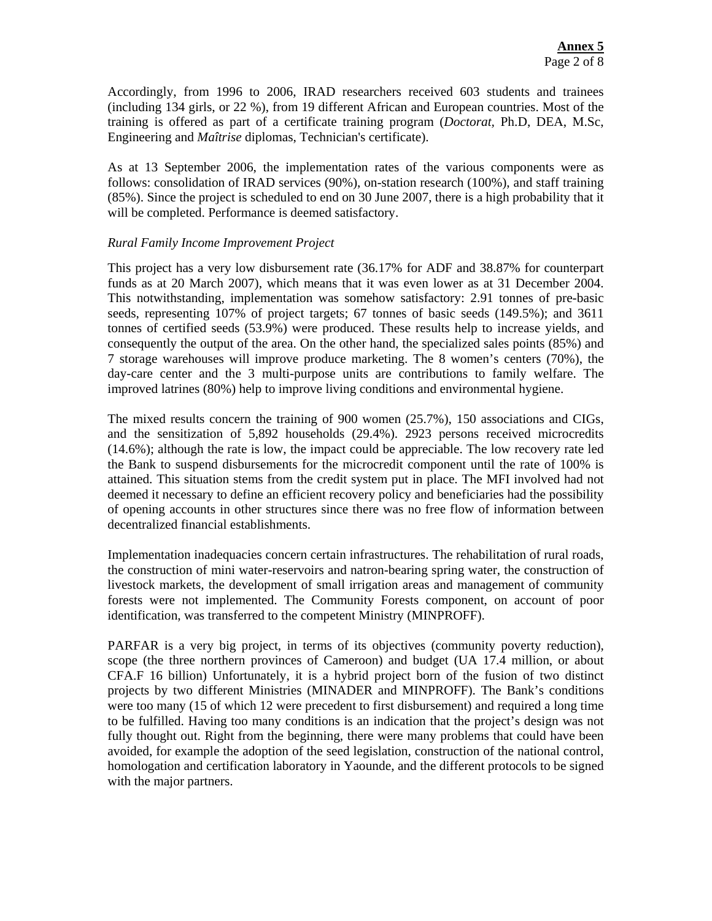Accordingly, from 1996 to 2006, IRAD researchers received 603 students and trainees (including 134 girls, or 22 %), from 19 different African and European countries. Most of the training is offered as part of a certificate training program (*Doctorat*, Ph.D, DEA, M.Sc, Engineering and *Maîtrise* diplomas, Technician's certificate).

As at 13 September 2006, the implementation rates of the various components were as follows: consolidation of IRAD services (90%), on-station research (100%), and staff training (85%). Since the project is scheduled to end on 30 June 2007, there is a high probability that it will be completed. Performance is deemed satisfactory.

*Rural Family Income Improvement Project*

This project has a very low disbursement rate (36.17% for ADF and 38.87% for counterpart funds as at 20 March 2007), which means that it was even lower as at 31 December 2004. This notwithstanding, implementation was somehow satisfactory: 2.91 tonnes of pre-basic seeds, representing 107% of project targets; 67 tonnes of basic seeds (149.5%); and 3611 tonnes of certified seeds (53.9%) were produced. These results help to increase yields, and consequently the output of the area. On the other hand, the specialized sales points (85%) and 7 storage warehouses will improve produce marketing. The 8 women's centers (70%), the day-care center and the 3 multi-purpose units are contributions to family welfare. The improved latrines (80%) help to improve living conditions and environmental hygiene.

The mixed results concern the training of 900 women (25.7%), 150 associations and CIGs, and the sensitization of 5,892 households (29.4%). 2923 persons received microcredits (14.6%); although the rate is low, the impact could be appreciable. The low recovery rate led the Bank to suspend disbursements for the microcredit component until the rate of 100% is attained. This situation stems from the credit system put in place. The MFI involved had not deemed it necessary to define an efficient recovery policy and beneficiaries had the possibility of opening accounts in other structures since there was no free flow of information between decentralized financial establishments.

Implementation inadequacies concern certain infrastructures. The rehabilitation of rural roads, the construction of mini water-reservoirs and natron-bearing spring water, the construction of livestock markets, the development of small irrigation areas and management of community forests were not implemented. The Community Forests component, on account of poor identification, was transferred to the competent Ministry (MINPROFF).

PARFAR is a very big project, in terms of its objectives (community poverty reduction), scope (the three northern provinces of Cameroon) and budget (UA 17.4 million, or about CFA.F 16 billion) Unfortunately, it is a hybrid project born of the fusion of two distinct projects by two different Ministries (MINADER and MINPROFF). The Bank's conditions were too many (15 of which 12 were precedent to first disbursement) and required a long time to be fulfilled. Having too many conditions is an indication that the project's design was not fully thought out. Right from the beginning, there were many problems that could have been avoided, for example the adoption of the seed legislation, construction of the national control, homologation and certification laboratory in Yaounde, and the different protocols to be signed with the major partners.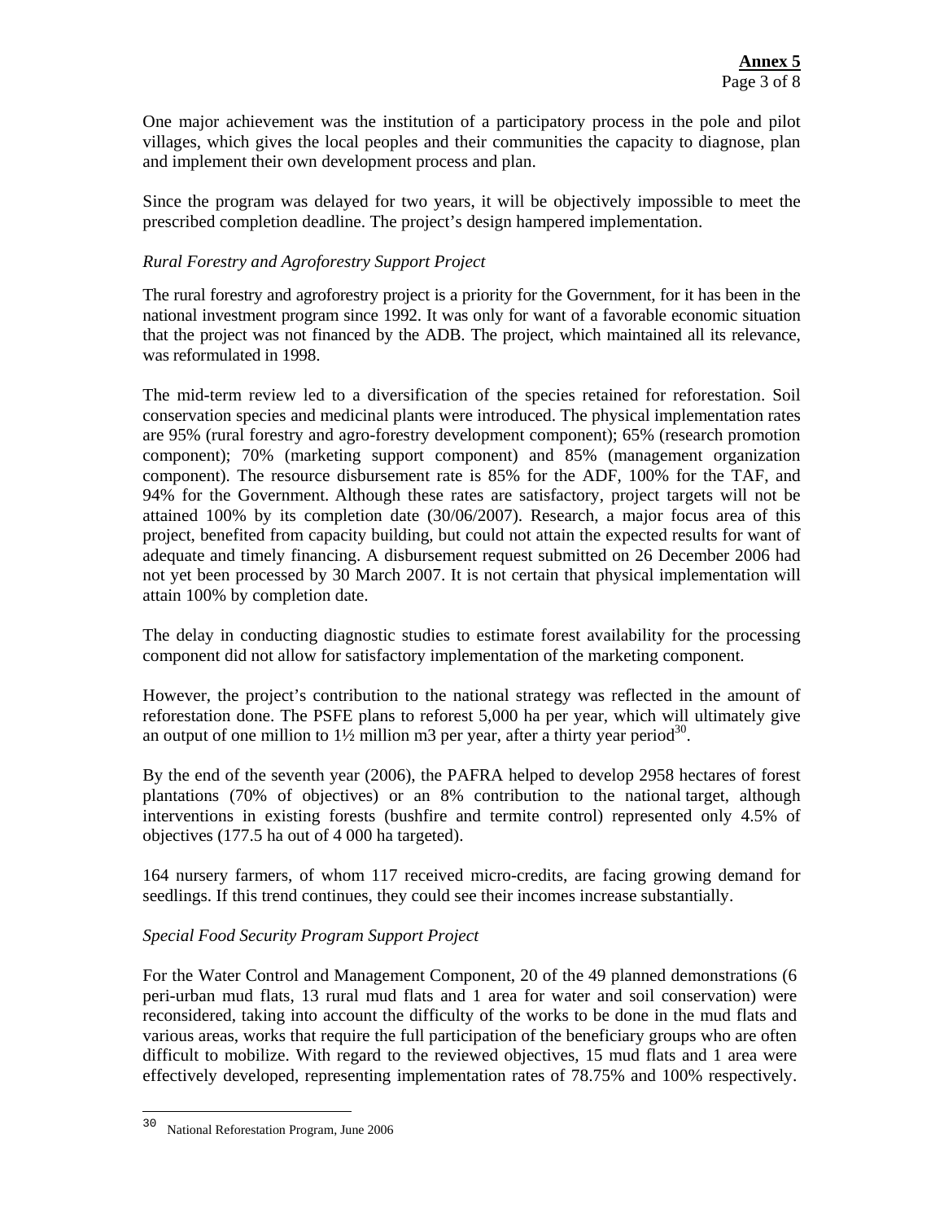One major achievement was the institution of a participatory process in the pole and pilot villages, which gives the local peoples and their communities the capacity to diagnose, plan and implement their own development process and plan.

Since the program was delayed for two years, it will be objectively impossible to meet the prescribed completion deadline. The project's design hampered implementation.

*Rural Forestry and Agroforestry Support Project*

The rural forestry and agroforestry project is a priority for the Government, for it has been in the national investment program since 1992. It was only for want of a favorable economic situation that the project was not financed by the ADB. The project, which maintained all its relevance, was reformulated in 1998.

The mid-term review led to a diversification of the species retained for reforestation. Soil conservation species and medicinal plants were introduced. The physical implementation rates are 95% (rural forestry and agro-forestry development component); 65% (research promotion component); 70% (marketing support component) and 85% (management organization component). The resource disbursement rate is 85% for the ADF, 100% for the TAF, and 94% for the Government. Although these rates are satisfactory, project targets will not be attained 100% by its completion date (30/06/2007). Research, a major focus area of this project, benefited from capacity building, but could not attain the expected results for want of adequate and timely financing. A disbursement request submitted on 26 December 2006 had not yet been processed by 30 March 2007. It is not certain that physical implementation will attain 100% by completion date.

The delay in conducting diagnostic studies to estimate forest availability for the processing component did not allow for satisfactory implementation of the marketing component.

However, the project's contribution to the national strategy was reflected in the amount of reforestation done. The PSFE plans to reforest 5,000 ha per year, which will ultimately give an output of one million to 1½ million m3 per year, after a thirty year period[30].

By the end of the seventh year (2006), the PAFRA helped to develop 2958 hectares of forest plantations (70% of objectives) or an 8% contribution to the national target, although interventions in existing forests (bushfire and termite control) represented only 4.5% of objectives (177.5 ha out of 4 000 ha targeted).

164 nursery farmers, of whom 117 received micro-credits, are facing growing demand for seedlings. If this trend continues, they could see their incomes increase substantially.

*Special Food Security Program Support Project*

For the Water Control and Management Component, 20 of the 49 planned demonstrations (6 peri-urban mud flats, 13 rural mud flats and 1 area for water and soil conservation) were reconsidered, taking into account the difficulty of the works to be done in the mud flats and various areas, works that require the full participation of the beneficiary groups who are often difficult to mobilize. With regard to the reviewed objectives, 15 mud flats and 1 area were effectively developed, representing implementation rates of 78.75% and 100% respectively.

---

[30] National Reforestation Program, June 2006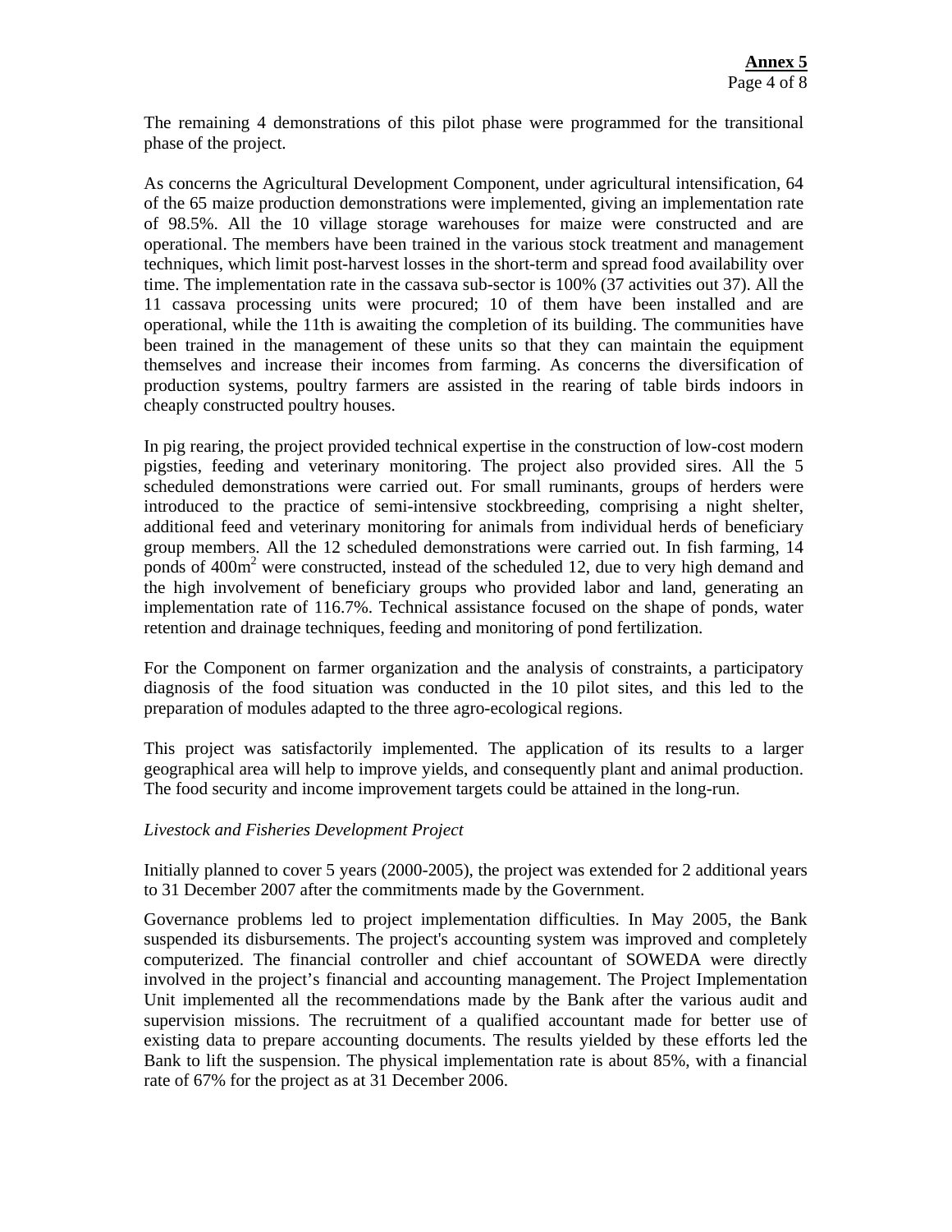The remaining 4 demonstrations of this pilot phase were programmed for the transitional phase of the project.

As concerns the Agricultural Development Component, under agricultural intensification, 64 of the 65 maize production demonstrations were implemented, giving an implementation rate of 98.5%. All the 10 village storage warehouses for maize were constructed and are operational. The members have been trained in the various stock treatment and management techniques, which limit post-harvest losses in the short-term and spread food availability over time. The implementation rate in the cassava sub-sector is 100% (37 activities out 37). All the 11 cassava processing units were procured; 10 of them have been installed and are operational, while the 11th is awaiting the completion of its building. The communities have been trained in the management of these units so that they can maintain the equipment themselves and increase their incomes from farming. As concerns the diversification of production systems, poultry farmers are assisted in the rearing of table birds indoors in cheaply constructed poultry houses.

In pig rearing, the project provided technical expertise in the construction of low-cost modern pigsties, feeding and veterinary monitoring. The project also provided sires. All the 5 scheduled demonstrations were carried out. For small ruminants, groups of herders were introduced to the practice of semi-intensive stockbreeding, comprising a night shelter, additional feed and veterinary monitoring for animals from individual herds of beneficiary group members. All the 12 scheduled demonstrations were carried out. In fish farming, 14 ponds of $400m^2$ were constructed, instead of the scheduled 12, due to very high demand and the high involvement of beneficiary groups who provided labor and land, generating an implementation rate of 116.7%. Technical assistance focused on the shape of ponds, water retention and drainage techniques, feeding and monitoring of pond fertilization.

For the Component on farmer organization and the analysis of constraints, a participatory diagnosis of the food situation was conducted in the 10 pilot sites, and this led to the preparation of modules adapted to the three agro-ecological regions.

This project was satisfactorily implemented. The application of its results to a larger geographical area will help to improve yields, and consequently plant and animal production. The food security and income improvement targets could be attained in the long-run.

*Livestock and Fisheries Development Project*

Initially planned to cover 5 years (2000-2005), the project was extended for 2 additional years to 31 December 2007 after the commitments made by the Government.

Governance problems led to project implementation difficulties. In May 2005, the Bank suspended its disbursements. The project's accounting system was improved and completely computerized. The financial controller and chief accountant of SOWEDA were directly involved in the project's financial and accounting management. The Project Implementation Unit implemented all the recommendations made by the Bank after the various audit and supervision missions. The recruitment of a qualified accountant made for better use of existing data to prepare accounting documents. The results yielded by these efforts led the Bank to lift the suspension. The physical implementation rate is about 85%, with a financial rate of 67% for the project as at 31 December 2006.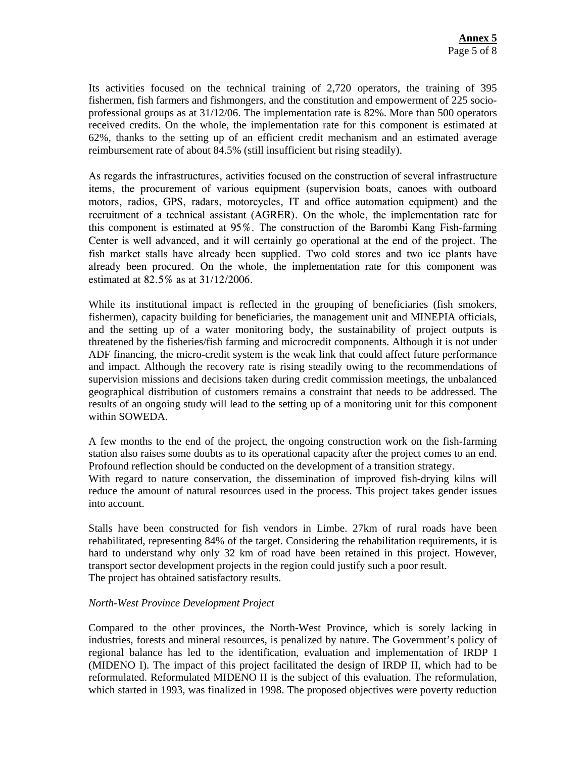Its activities focused on the technical training of 2,720 operators, the training of 395 fishermen, fish farmers and fishmongers, and the constitution and empowerment of 225 socio-professional groups as at 31/12/06. The implementation rate is 82%. More than 500 operators received credits. On the whole, the implementation rate for this component is estimated at 62%, thanks to the setting up of an efficient credit mechanism and an estimated average reimbursement rate of about 84.5% (still insufficient but rising steadily).

As regards the infrastructures, activities focused on the construction of several infrastructure items, the procurement of various equipment (supervision boats, canoes with outboard motors, radios, GPS, radars, motorcycles, IT and office automation equipment) and the recruitment of a technical assistant (AGRER). On the whole, the implementation rate for this component is estimated at 95%. The construction of the Barombi Kang Fish-farming Center is well advanced, and it will certainly go operational at the end of the project. The fish market stalls have already been supplied. Two cold stores and two ice plants have already been procured. On the whole, the implementation rate for this component was estimated at 82.5% as at 31/12/2006.

While its institutional impact is reflected in the grouping of beneficiaries (fish smokers, fishermen), capacity building for beneficiaries, the management unit and MINEPIA officials, and the setting up of a water monitoring body, the sustainability of project outputs is threatened by the fisheries/fish farming and microcredit components. Although it is not under ADF financing, the micro-credit system is the weak link that could affect future performance and impact. Although the recovery rate is rising steadily owing to the recommendations of supervision missions and decisions taken during credit commission meetings, the unbalanced geographical distribution of customers remains a constraint that needs to be addressed. The results of an ongoing study will lead to the setting up of a monitoring unit for this component within SOWEDA.

A few months to the end of the project, the ongoing construction work on the fish-farming station also raises some doubts as to its operational capacity after the project comes to an end. Profound reflection should be conducted on the development of a transition strategy.
With regard to nature conservation, the dissemination of improved fish-drying kilns will reduce the amount of natural resources used in the process. This project takes gender issues into account.

Stalls have been constructed for fish vendors in Limbe. 27km of rural roads have been rehabilitated, representing 84% of the target. Considering the rehabilitation requirements, it is hard to understand why only 32 km of road have been retained in this project. However, transport sector development projects in the region could justify such a poor result.
The project has obtained satisfactory results.

*North-West Province Development Project*

Compared to the other provinces, the North-West Province, which is sorely lacking in industries, forests and mineral resources, is penalized by nature. The Government's policy of regional balance has led to the identification, evaluation and implementation of IRDP I (MIDENO I). The impact of this project facilitated the design of IRDP II, which had to be reformulated. Reformulated MIDENO II is the subject of this evaluation. The reformulation, which started in 1993, was finalized in 1998. The proposed objectives were poverty reduction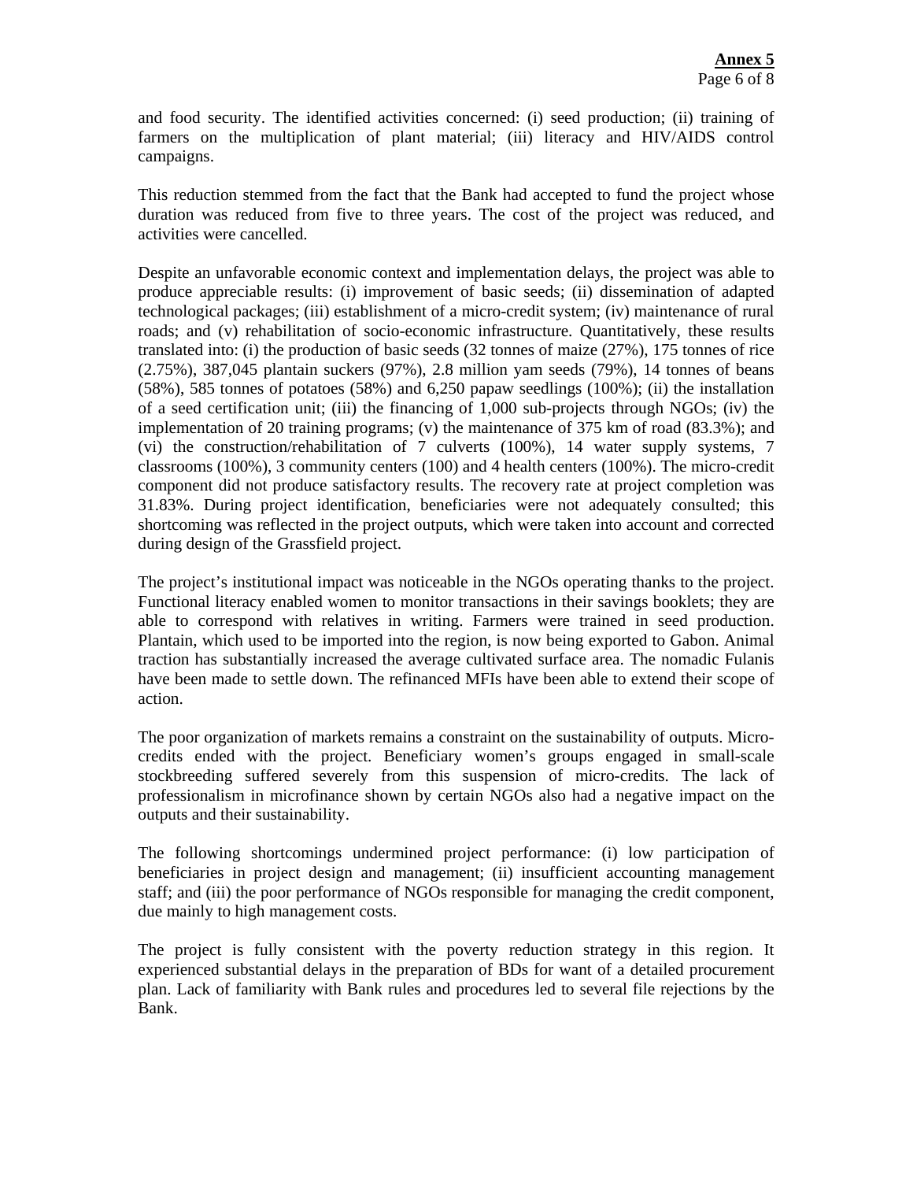and food security. The identified activities concerned: (i) seed production; (ii) training of farmers on the multiplication of plant material; (iii) literacy and HIV/AIDS control campaigns.

This reduction stemmed from the fact that the Bank had accepted to fund the project whose duration was reduced from five to three years. The cost of the project was reduced, and activities were cancelled.

Despite an unfavorable economic context and implementation delays, the project was able to produce appreciable results: (i) improvement of basic seeds; (ii) dissemination of adapted technological packages; (iii) establishment of a micro-credit system; (iv) maintenance of rural roads; and (v) rehabilitation of socio-economic infrastructure. Quantitatively, these results translated into: (i) the production of basic seeds (32 tonnes of maize (27%), 175 tonnes of rice (2.75%), 387,045 plantain suckers (97%), 2.8 million yam seeds (79%), 14 tonnes of beans (58%), 585 tonnes of potatoes (58%) and 6,250 papaw seedlings (100%); (ii) the installation of a seed certification unit; (iii) the financing of 1,000 sub-projects through NGOs; (iv) the implementation of 20 training programs; (v) the maintenance of 375 km of road (83.3%); and (vi) the construction/rehabilitation of 7 culverts (100%), 14 water supply systems, 7 classrooms (100%), 3 community centers (100) and 4 health centers (100%). The micro-credit component did not produce satisfactory results. The recovery rate at project completion was 31.83%. During project identification, beneficiaries were not adequately consulted; this shortcoming was reflected in the project outputs, which were taken into account and corrected during design of the Grassfield project.

The project's institutional impact was noticeable in the NGOs operating thanks to the project. Functional literacy enabled women to monitor transactions in their savings booklets; they are able to correspond with relatives in writing. Farmers were trained in seed production. Plantain, which used to be imported into the region, is now being exported to Gabon. Animal traction has substantially increased the average cultivated surface area. The nomadic Fulanis have been made to settle down. The refinanced MFIs have been able to extend their scope of action.

The poor organization of markets remains a constraint on the sustainability of outputs. Micro-credits ended with the project. Beneficiary women's groups engaged in small-scale stockbreeding suffered severely from this suspension of micro-credits. The lack of professionalism in microfinance shown by certain NGOs also had a negative impact on the outputs and their sustainability.

The following shortcomings undermined project performance: (i) low participation of beneficiaries in project design and management; (ii) insufficient accounting management staff; and (iii) the poor performance of NGOs responsible for managing the credit component, due mainly to high management costs.

The project is fully consistent with the poverty reduction strategy in this region. It experienced substantial delays in the preparation of BDs for want of a detailed procurement plan. Lack of familiarity with Bank rules and procedures led to several file rejections by the Bank.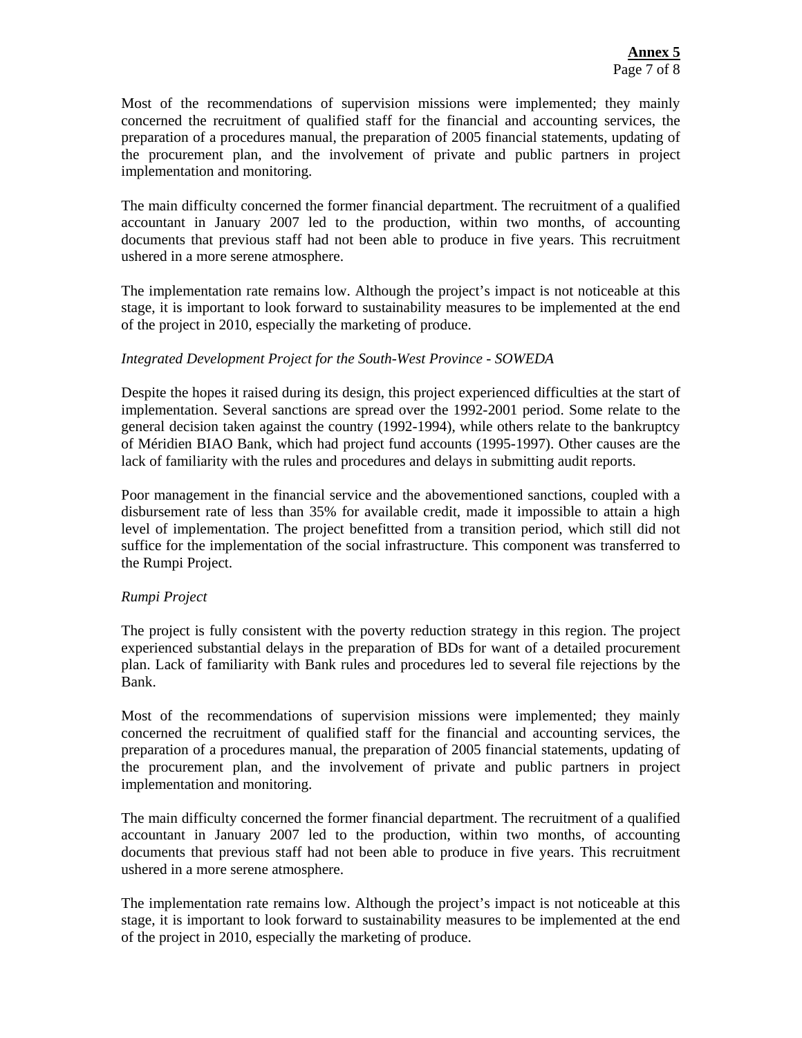Most of the recommendations of supervision missions were implemented; they mainly concerned the recruitment of qualified staff for the financial and accounting services, the preparation of a procedures manual, the preparation of 2005 financial statements, updating of the procurement plan, and the involvement of private and public partners in project implementation and monitoring.

The main difficulty concerned the former financial department. The recruitment of a qualified accountant in January 2007 led to the production, within two months, of accounting documents that previous staff had not been able to produce in five years. This recruitment ushered in a more serene atmosphere.

The implementation rate remains low. Although the project's impact is not noticeable at this stage, it is important to look forward to sustainability measures to be implemented at the end of the project in 2010, especially the marketing of produce.

*Integrated Development Project for the South-West Province - SOWEDA*

Despite the hopes it raised during its design, this project experienced difficulties at the start of implementation. Several sanctions are spread over the 1992-2001 period. Some relate to the general decision taken against the country (1992-1994), while others relate to the bankruptcy of Méridien BIAO Bank, which had project fund accounts (1995-1997). Other causes are the lack of familiarity with the rules and procedures and delays in submitting audit reports.

Poor management in the financial service and the abovementioned sanctions, coupled with a disbursement rate of less than 35% for available credit, made it impossible to attain a high level of implementation. The project benefitted from a transition period, which still did not suffice for the implementation of the social infrastructure. This component was transferred to the Rumpi Project.

*Rumpi Project*

The project is fully consistent with the poverty reduction strategy in this region. The project experienced substantial delays in the preparation of BDs for want of a detailed procurement plan. Lack of familiarity with Bank rules and procedures led to several file rejections by the Bank.

Most of the recommendations of supervision missions were implemented; they mainly concerned the recruitment of qualified staff for the financial and accounting services, the preparation of a procedures manual, the preparation of 2005 financial statements, updating of the procurement plan, and the involvement of private and public partners in project implementation and monitoring.

The main difficulty concerned the former financial department. The recruitment of a qualified accountant in January 2007 led to the production, within two months, of accounting documents that previous staff had not been able to produce in five years. This recruitment ushered in a more serene atmosphere.

The implementation rate remains low. Although the project's impact is not noticeable at this stage, it is important to look forward to sustainability measures to be implemented at the end of the project in 2010, especially the marketing of produce.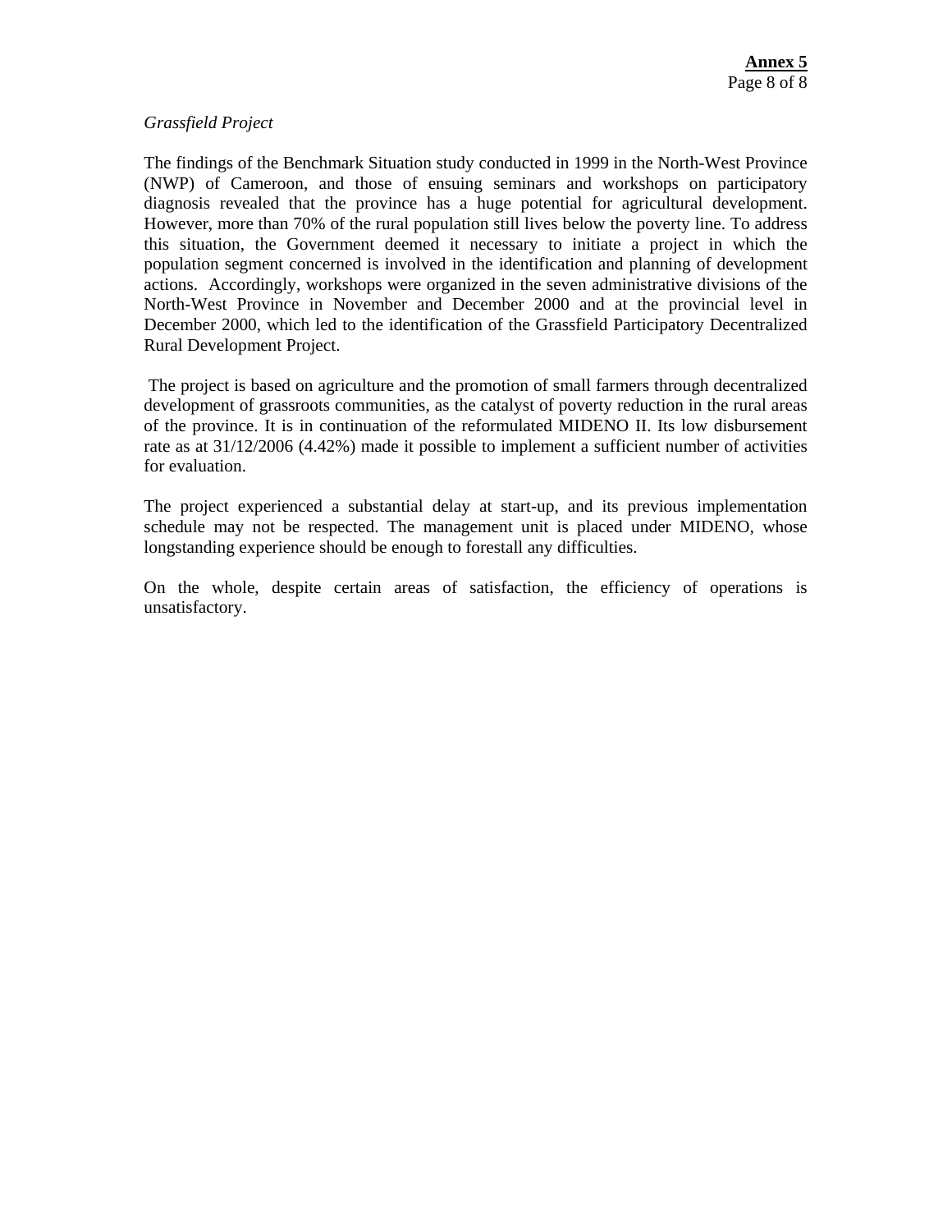*Grassfield Project*

The findings of the Benchmark Situation study conducted in 1999 in the North-West Province (NWP) of Cameroon, and those of ensuing seminars and workshops on participatory diagnosis revealed that the province has a huge potential for agricultural development. However, more than 70% of the rural population still lives below the poverty line. To address this situation, the Government deemed it necessary to initiate a project in which the population segment concerned is involved in the identification and planning of development actions. Accordingly, workshops were organized in the seven administrative divisions of the North-West Province in November and December 2000 and at the provincial level in December 2000, which led to the identification of the Grassfield Participatory Decentralized Rural Development Project.

The project is based on agriculture and the promotion of small farmers through decentralized development of grassroots communities, as the catalyst of poverty reduction in the rural areas of the province. It is in continuation of the reformulated MIDENO II. Its low disbursement rate as at 31/12/2006 (4.42%) made it possible to implement a sufficient number of activities for evaluation.

The project experienced a substantial delay at start-up, and its previous implementation schedule may not be respected. The management unit is placed under MIDENO, whose longstanding experience should be enough to forestall any difficulties.

On the whole, despite certain areas of satisfaction, the efficiency of operations is unsatisfactory.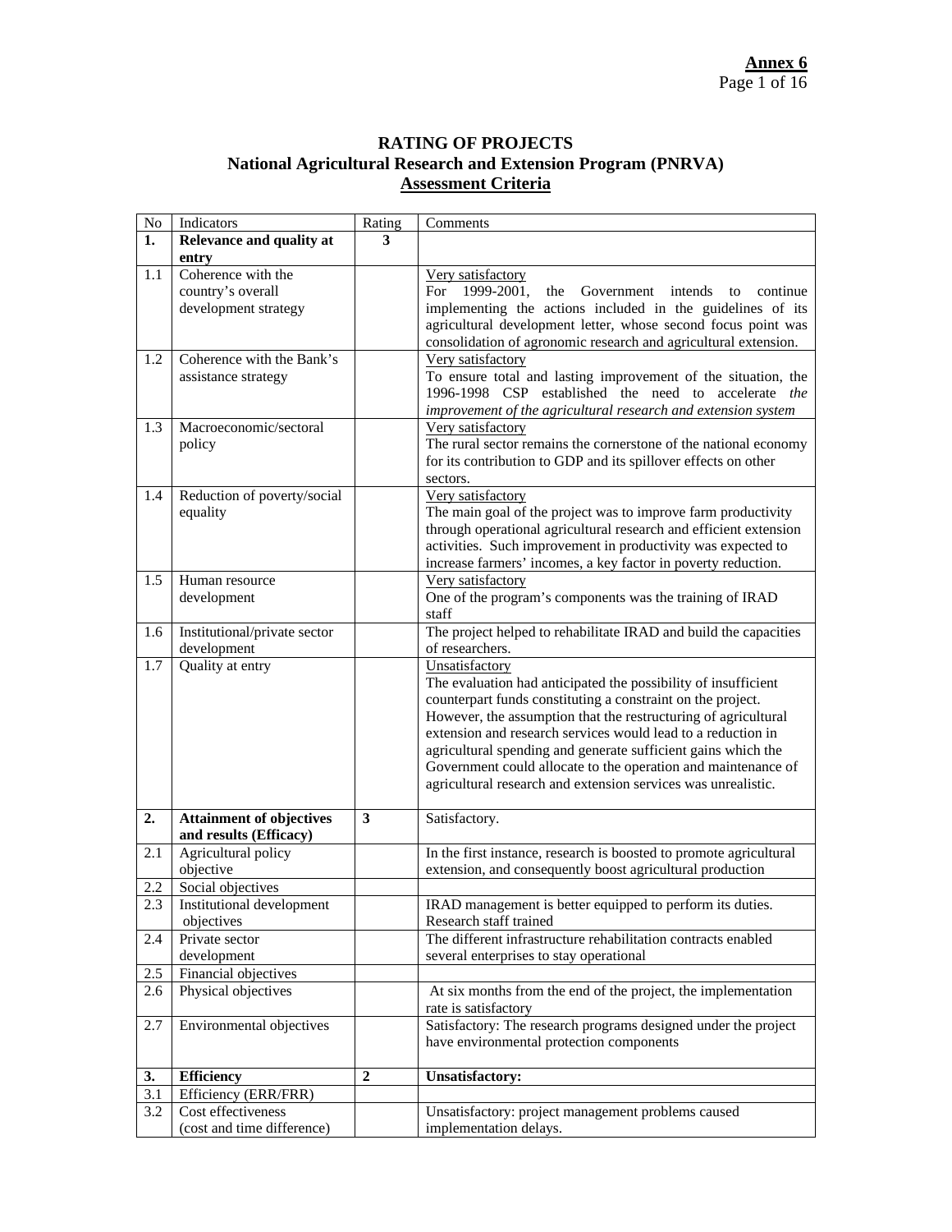**Annex 6**

# RATING OF PROJECTS
## National Agricultural Research and Extension Program (PNRVA)
### Assessment Criteria

| No | Indicators | Rating | Comments |
|---|---|---|---|
| **1.** | **Relevance and quality at entry** | **3** | |
| 1.1 | Coherence with the country's overall development strategy | | Very satisfactory<br>For 1999-2001, the Government intends to continue implementing the actions included in the guidelines of its agricultural development letter, whose second focus point was consolidation of agronomic research and agricultural extension. |
| 1.2 | Coherence with the Bank's assistance strategy | | Very satisfactory<br>To ensure total and lasting improvement of the situation, the 1996-1998 CSP established the need to accelerate *the improvement of the agricultural research and extension system* |
| 1.3 | Macroeconomic/sectoral policy | | Very satisfactory<br>The rural sector remains the cornerstone of the national economy for its contribution to GDP and its spillover effects on other sectors. |
| 1.4 | Reduction of poverty/social equality | | Very satisfactory<br>The main goal of the project was to improve farm productivity through operational agricultural research and efficient extension activities. Such improvement in productivity was expected to increase farmers' incomes, a key factor in poverty reduction. |
| 1.5 | Human resource development | | Very satisfactory<br>One of the program's components was the training of IRAD staff |
| 1.6 | Institutional/private sector development | | The project helped to rehabilitate IRAD and build the capacities of researchers. |
| 1.7 | Quality at entry | | Unsatisfactory<br>The evaluation had anticipated the possibility of insufficient counterpart funds constituting a constraint on the project. However, the assumption that the restructuring of agricultural extension and research services would lead to a reduction in agricultural spending and generate sufficient gains which the Government could allocate to the operation and maintenance of agricultural research and extension services was unrealistic. |
| **2.** | **Attainment of objectives and results (Efficacy)** | **3** | Satisfactory. |
| 2.1 | Agricultural policy objective | | In the first instance, research is boosted to promote agricultural extension, and consequently boost agricultural production |
| 2.2 | Social objectives | | |
| 2.3 | Institutional development objectives | | IRAD management is better equipped to perform its duties. Research staff trained |
| 2.4 | Private sector development | | The different infrastructure rehabilitation contracts enabled several enterprises to stay operational |
| 2.5 | Financial objectives | | |
| 2.6 | Physical objectives | | At six months from the end of the project, the implementation rate is satisfactory |
| 2.7 | Environmental objectives | | Satisfactory: The research programs designed under the project have environmental protection components |
| **3.** | **Efficiency** | **2** | **Unsatisfactory:** |
| 3.1 | Efficiency (ERR/FRR) | | |
| 3.2 | Cost effectiveness (cost and time difference) | | Unsatisfactory: project management problems caused implementation delays. |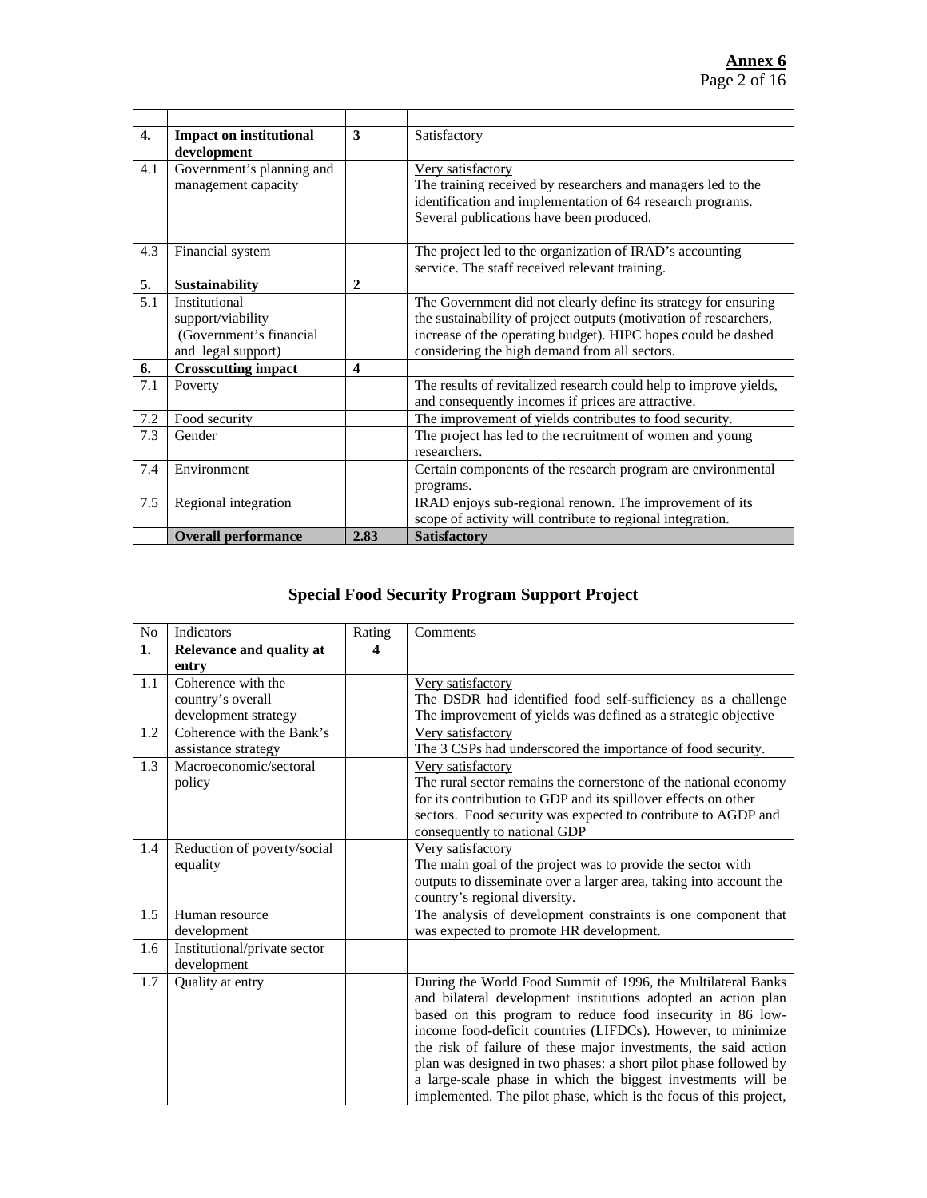|  |  |  |  |
|---|---|---|---|
| **4.** | **Impact on institutional development** | **3** | Satisfactory |
| 4.1 | Government's planning and management capacity |  | Very satisfactory<br>The training received by researchers and managers led to the identification and implementation of 64 research programs. Several publications have been produced. |
| 4.3 | Financial system |  | The project led to the organization of IRAD's accounting service. The staff received relevant training. |
| **5.** | **Sustainability** | **2** |  |
| 5.1 | Institutional support/viability (Government's financial and legal support) |  | The Government did not clearly define its strategy for ensuring the sustainability of project outputs (motivation of researchers, increase of the operating budget). HIPC hopes could be dashed considering the high demand from all sectors. |
| **6.** | **Crosscutting impact** | **4** |  |
| 7.1 | Poverty |  | The results of revitalized research could help to improve yields, and consequently incomes if prices are attractive. |
| 7.2 | Food security |  | The improvement of yields contributes to food security. |
| 7.3 | Gender |  | The project has led to the recruitment of women and young researchers. |
| 7.4 | Environment |  | Certain components of the research program are environmental programs. |
| 7.5 | Regional integration |  | IRAD enjoys sub-regional renown. The improvement of its scope of activity will contribute to regional integration. |
|  | **Overall performance** | **2.83** | **Satisfactory** |

## Special Food Security Program Support Project

| No | Indicators | Rating | Comments |
|---|---|---|---|
| **1.** | **Relevance and quality at entry** | **4** |  |
| 1.1 | Coherence with the country's overall development strategy |  | Very satisfactory<br>The DSDR had identified food self-sufficiency as a challenge The improvement of yields was defined as a strategic objective |
| 1.2 | Coherence with the Bank's assistance strategy |  | Very satisfactory<br>The 3 CSPs had underscored the importance of food security. |
| 1.3 | Macroeconomic/sectoral policy |  | Very satisfactory<br>The rural sector remains the cornerstone of the national economy for its contribution to GDP and its spillover effects on other sectors. Food security was expected to contribute to AGDP and consequently to national GDP |
| 1.4 | Reduction of poverty/social equality |  | Very satisfactory<br>The main goal of the project was to provide the sector with outputs to disseminate over a larger area, taking into account the country's regional diversity. |
| 1.5 | Human resource development |  | The analysis of development constraints is one component that was expected to promote HR development. |
| 1.6 | Institutional/private sector development |  |  |
| 1.7 | Quality at entry |  | During the World Food Summit of 1996, the Multilateral Banks and bilateral development institutions adopted an action plan based on this program to reduce food insecurity in 86 low-income food-deficit countries (LIFDCs). However, to minimize the risk of failure of these major investments, the said action plan was designed in two phases: a short pilot phase followed by a large-scale phase in which the biggest investments will be implemented. The pilot phase, which is the focus of this project, |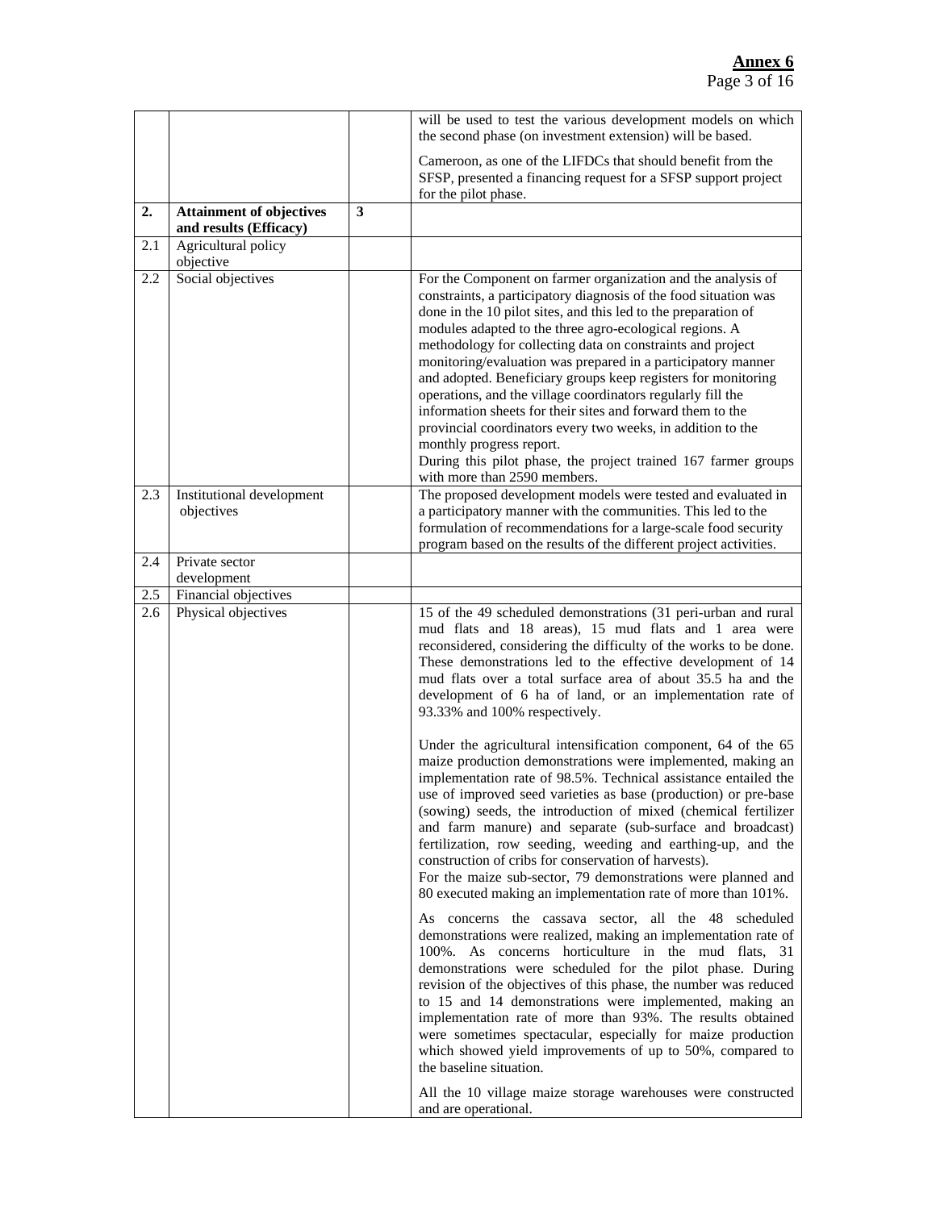| | | | |
|---|---|---|---|
| | | | will be used to test the various development models on which the second phase (on investment extension) will be based.<br><br>Cameroon, as one of the LIFDCs that should benefit from the SFSP, presented a financing request for a SFSP support project for the pilot phase. |
| **2.** | **Attainment of objectives and results (Efficacy)** | **3** | |
| 2.1 | Agricultural policy objective | | |
| 2.2 | Social objectives | | For the Component on farmer organization and the analysis of constraints, a participatory diagnosis of the food situation was done in the 10 pilot sites, and this led to the preparation of modules adapted to the three agro-ecological regions. A methodology for collecting data on constraints and project monitoring/evaluation was prepared in a participatory manner and adopted. Beneficiary groups keep registers for monitoring operations, and the village coordinators regularly fill the information sheets for their sites and forward them to the provincial coordinators every two weeks, in addition to the monthly progress report.<br>During this pilot phase, the project trained 167 farmer groups with more than 2590 members. |
| 2.3 | Institutional development objectives | | The proposed development models were tested and evaluated in a participatory manner with the communities. This led to the formulation of recommendations for a large-scale food security program based on the results of the different project activities. |
| 2.4 | Private sector development | | |
| 2.5 | Financial objectives | | |
| 2.6 | Physical objectives | | 15 of the 49 scheduled demonstrations (31 peri-urban and rural mud flats and 18 areas), 15 mud flats and 1 area were reconsidered, considering the difficulty of the works to be done. These demonstrations led to the effective development of 14 mud flats over a total surface area of about 35.5 ha and the development of 6 ha of land, or an implementation rate of 93.33% and 100% respectively.<br><br>Under the agricultural intensification component, 64 of the 65 maize production demonstrations were implemented, making an implementation rate of 98.5%. Technical assistance entailed the use of improved seed varieties as base (production) or pre-base (sowing) seeds, the introduction of mixed (chemical fertilizer and farm manure) and separate (sub-surface and broadcast) fertilization, row seeding, weeding and earthing-up, and the construction of cribs for conservation of harvests).<br>For the maize sub-sector, 79 demonstrations were planned and 80 executed making an implementation rate of more than 101%.<br><br>As concerns the cassava sector, all the 48 scheduled demonstrations were realized, making an implementation rate of 100%. As concerns horticulture in the mud flats, 31 demonstrations were scheduled for the pilot phase. During revision of the objectives of this phase, the number was reduced to 15 and 14 demonstrations were implemented, making an implementation rate of more than 93%. The results obtained were sometimes spectacular, especially for maize production which showed yield improvements of up to 50%, compared to the baseline situation.<br><br>All the 10 village maize storage warehouses were constructed and are operational. |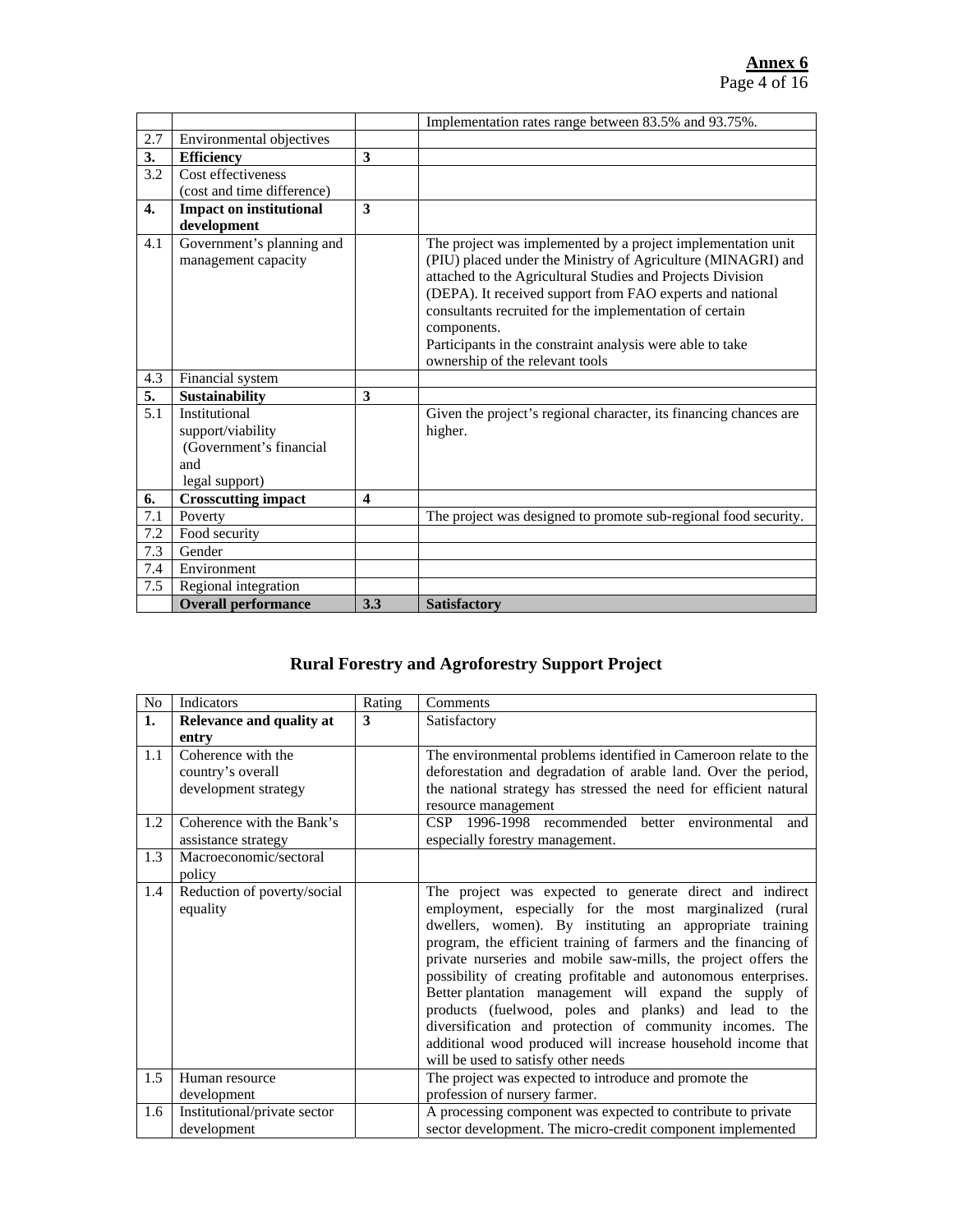| | | | Implementation rates range between 83.5% and 93.75%. |
|---|---|---|---|
| 2.7 | Environmental objectives | | |
| **3.** | **Efficiency** | **3** | |
| 3.2 | Cost effectiveness (cost and time difference) | | |
| **4.** | **Impact on institutional development** | **3** | |
| 4.1 | Government's planning and management capacity | | The project was implemented by a project implementation unit (PIU) placed under the Ministry of Agriculture (MINAGRI) and attached to the Agricultural Studies and Projects Division (DEPA). It received support from FAO experts and national consultants recruited for the implementation of certain components. Participants in the constraint analysis were able to take ownership of the relevant tools |
| 4.3 | Financial system | | |
| **5.** | **Sustainability** | **3** | |
| 5.1 | Institutional support/viability (Government's financial and legal support) | | Given the project's regional character, its financing chances are higher. |
| **6.** | **Crosscutting impact** | **4** | |
| 7.1 | Poverty | | The project was designed to promote sub-regional food security. |
| 7.2 | Food security | | |
| 7.3 | Gender | | |
| 7.4 | Environment | | |
| 7.5 | Regional integration | | |
| | **Overall performance** | **3.3** | **Satisfactory** |

## Rural Forestry and Agroforestry Support Project

| No | Indicators | Rating | Comments |
|---|---|---|---|
| **1.** | **Relevance and quality at entry** | **3** | Satisfactory |
| 1.1 | Coherence with the country's overall development strategy | | The environmental problems identified in Cameroon relate to the deforestation and degradation of arable land. Over the period, the national strategy has stressed the need for efficient natural resource management |
| 1.2 | Coherence with the Bank's assistance strategy | | CSP 1996-1998 recommended better environmental and especially forestry management. |
| 1.3 | Macroeconomic/sectoral policy | | |
| 1.4 | Reduction of poverty/social equality | | The project was expected to generate direct and indirect employment, especially for the most marginalized (rural dwellers, women). By instituting an appropriate training program, the efficient training of farmers and the financing of private nurseries and mobile saw-mills, the project offers the possibility of creating profitable and autonomous enterprises. Better plantation management will expand the supply of products (fuelwood, poles and planks) and lead to the diversification and protection of community incomes. The additional wood produced will increase household income that will be used to satisfy other needs |
| 1.5 | Human resource development | | The project was expected to introduce and promote the profession of nursery farmer. |
| 1.6 | Institutional/private sector development | | A processing component was expected to contribute to private sector development. The micro-credit component implemented |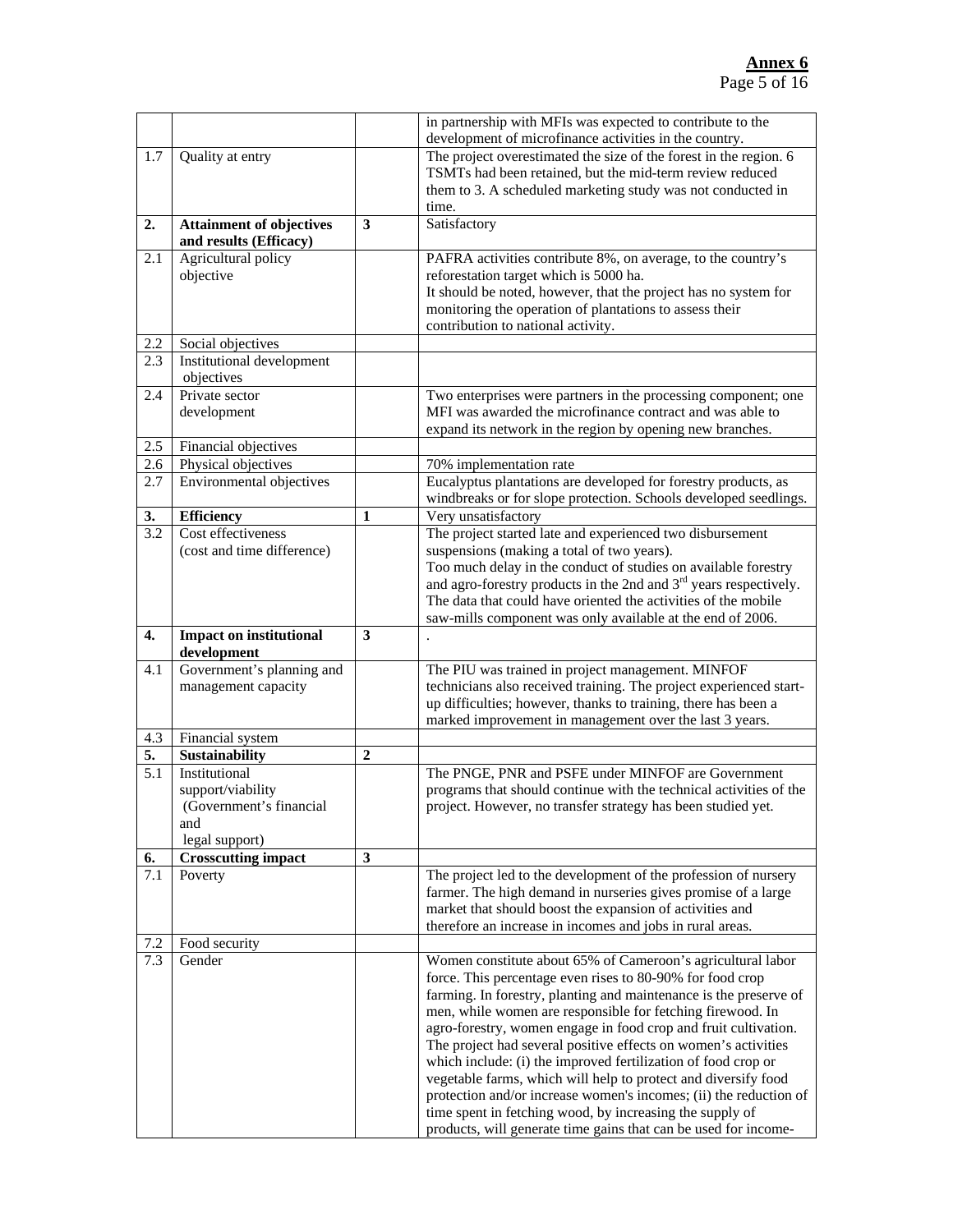**Annex 6**

| | | | |
|---|---|---|---|
| | | | in partnership with MFIs was expected to contribute to the development of microfinance activities in the country. |
| 1.7 | Quality at entry | | The project overestimated the size of the forest in the region. 6 TSMTs had been retained, but the mid-term review reduced them to 3. A scheduled marketing study was not conducted in time. |
| **2.** | **Attainment of objectives and results (Efficacy)** | **3** | Satisfactory |
| 2.1 | Agricultural policy objective | | PAFRA activities contribute 8%, on average, to the country's reforestation target which is 5000 ha. It should be noted, however, that the project has no system for monitoring the operation of plantations to assess their contribution to national activity. |
| 2.2 | Social objectives | | |
| 2.3 | Institutional development objectives | | |
| 2.4 | Private sector development | | Two enterprises were partners in the processing component; one MFI was awarded the microfinance contract and was able to expand its network in the region by opening new branches. |
| 2.5 | Financial objectives | | |
| 2.6 | Physical objectives | | 70% implementation rate |
| 2.7 | Environmental objectives | | Eucalyptus plantations are developed for forestry products, as windbreaks or for slope protection. Schools developed seedlings. |
| **3.** | **Efficiency** | **1** | Very unsatisfactory |
| 3.2 | Cost effectiveness (cost and time difference) | | The project started late and experienced two disbursement suspensions (making a total of two years). Too much delay in the conduct of studies on available forestry and agro-forestry products in the 2nd and 3rd years respectively. The data that could have oriented the activities of the mobile saw-mills component was only available at the end of 2006. |
| **4.** | **Impact on institutional development** | **3** | . |
| 4.1 | Government's planning and management capacity | | The PIU was trained in project management. MINFOF technicians also received training. The project experienced start-up difficulties; however, thanks to training, there has been a marked improvement in management over the last 3 years. |
| 4.3 | Financial system | | |
| **5.** | **Sustainability** | **2** | |
| 5.1 | Institutional support/viability (Government's financial and legal support) | | The PNGE, PNR and PSFE under MINFOF are Government programs that should continue with the technical activities of the project. However, no transfer strategy has been studied yet. |
| **6.** | **Crosscutting impact** | **3** | |
| 7.1 | Poverty | | The project led to the development of the profession of nursery farmer. The high demand in nurseries gives promise of a large market that should boost the expansion of activities and therefore an increase in incomes and jobs in rural areas. |
| 7.2 | Food security | | |
| 7.3 | Gender | | Women constitute about 65% of Cameroon's agricultural labor force. This percentage even rises to 80-90% for food crop farming. In forestry, planting and maintenance is the preserve of men, while women are responsible for fetching firewood. In agro-forestry, women engage in food crop and fruit cultivation. The project had several positive effects on women's activities which include: (i) the improved fertilization of food crop or vegetable farms, which will help to protect and diversify food protection and/or increase women's incomes; (ii) the reduction of time spent in fetching wood, by increasing the supply of products, will generate time gains that can be used for income- |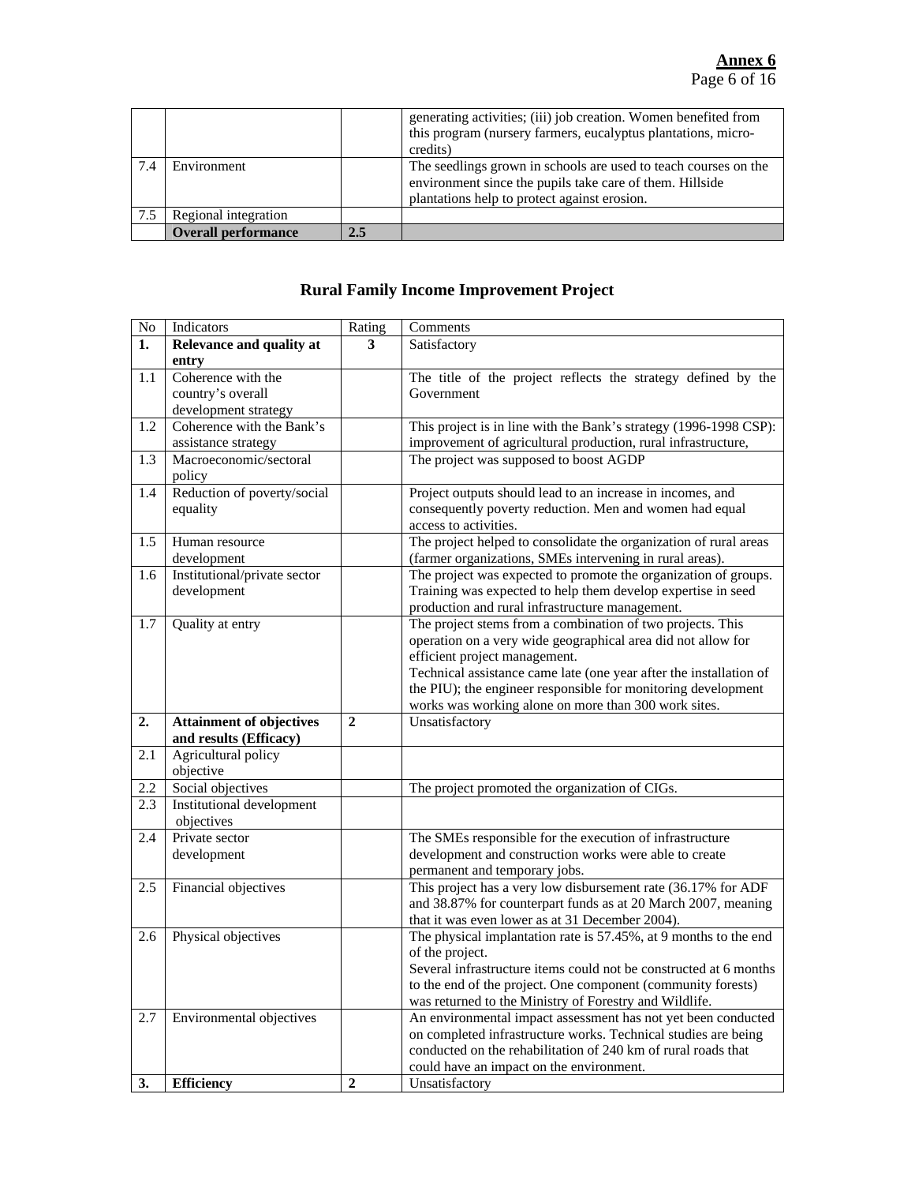| | | | |
|---|---|---|---|
| | | | generating activities; (iii) job creation. Women benefited from this program (nursery farmers, eucalyptus plantations, micro-credits) |
| 7.4 | Environment | | The seedlings grown in schools are used to teach courses on the environment since the pupils take care of them. Hillside plantations help to protect against erosion. |
| 7.5 | Regional integration | | |
| | **Overall performance** | **2.5** | |

## Rural Family Income Improvement Project

| No | Indicators | Rating | Comments |
|---|---|---|---|
| **1.** | **Relevance and quality at entry** | **3** | Satisfactory |
| 1.1 | Coherence with the country's overall development strategy | | The title of the project reflects the strategy defined by the Government |
| 1.2 | Coherence with the Bank's assistance strategy | | This project is in line with the Bank's strategy (1996-1998 CSP): improvement of agricultural production, rural infrastructure, |
| 1.3 | Macroeconomic/sectoral policy | | The project was supposed to boost AGDP |
| 1.4 | Reduction of poverty/social equality | | Project outputs should lead to an increase in incomes, and consequently poverty reduction. Men and women had equal access to activities. |
| 1.5 | Human resource development | | The project helped to consolidate the organization of rural areas (farmer organizations, SMEs intervening in rural areas). |
| 1.6 | Institutional/private sector development | | The project was expected to promote the organization of groups. Training was expected to help them develop expertise in seed production and rural infrastructure management. |
| 1.7 | Quality at entry | | The project stems from a combination of two projects. This operation on a very wide geographical area did not allow for efficient project management.<br>Technical assistance came late (one year after the installation of the PIU); the engineer responsible for monitoring development works was working alone on more than 300 work sites. |
| **2.** | **Attainment of objectives and results (Efficacy)** | **2** | Unsatisfactory |
| 2.1 | Agricultural policy objective | | |
| 2.2 | Social objectives | | The project promoted the organization of CIGs. |
| 2.3 | Institutional development objectives | | |
| 2.4 | Private sector development | | The SMEs responsible for the execution of infrastructure development and construction works were able to create permanent and temporary jobs. |
| 2.5 | Financial objectives | | This project has a very low disbursement rate (36.17% for ADF and 38.87% for counterpart funds as at 20 March 2007, meaning that it was even lower as at 31 December 2004). |
| 2.6 | Physical objectives | | The physical implantation rate is 57.45%, at 9 months to the end of the project.<br>Several infrastructure items could not be constructed at 6 months to the end of the project. One component (community forests) was returned to the Ministry of Forestry and Wildlife. |
| 2.7 | Environmental objectives | | An environmental impact assessment has not yet been conducted on completed infrastructure works. Technical studies are being conducted on the rehabilitation of 240 km of rural roads that could have an impact on the environment. |
| **3.** | **Efficiency** | **2** | Unsatisfactory |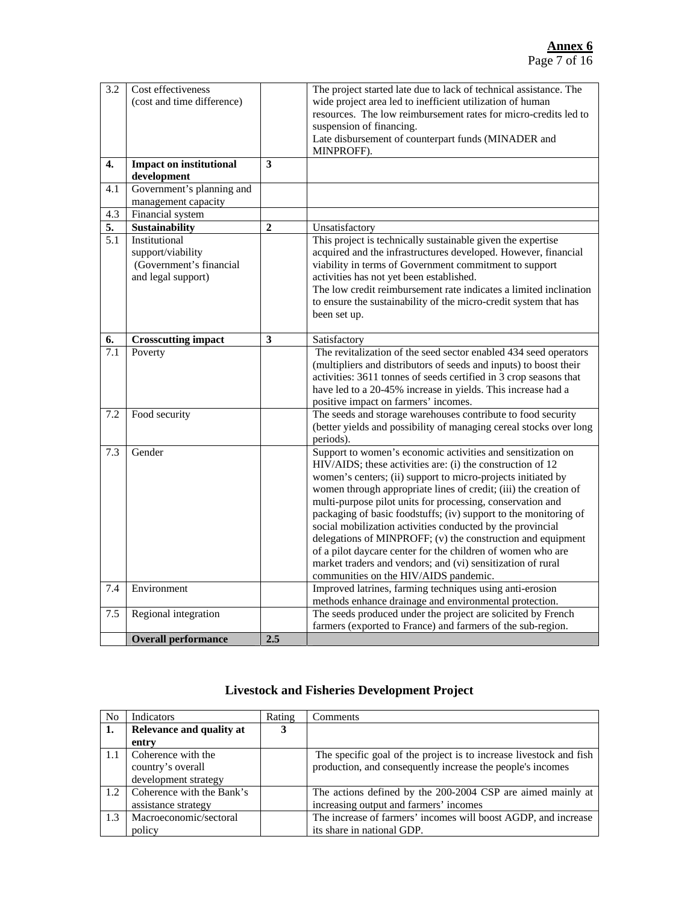| | | | |
|---|---|---|---|
| 3.2 | Cost effectiveness (cost and time difference) | | The project started late due to lack of technical assistance. The wide project area led to inefficient utilization of human resources. The low reimbursement rates for micro-credits led to suspension of financing. Late disbursement of counterpart funds (MINADER and MINPROFF). |
| **4.** | **Impact on institutional development** | **3** | |
| 4.1 | Government's planning and management capacity | | |
| 4.3 | Financial system | | |
| **5.** | **Sustainability** | **2** | Unsatisfactory |
| 5.1 | Institutional support/viability (Government's financial and legal support) | | This project is technically sustainable given the expertise acquired and the infrastructures developed. However, financial viability in terms of Government commitment to support activities has not yet been established. The low credit reimbursement rate indicates a limited inclination to ensure the sustainability of the micro-credit system that has been set up. |
| **6.** | **Crosscutting impact** | **3** | Satisfactory |
| 7.1 | Poverty | | The revitalization of the seed sector enabled 434 seed operators (multipliers and distributors of seeds and inputs) to boost their activities: 3611 tonnes of seeds certified in 3 crop seasons that have led to a 20-45% increase in yields. This increase had a positive impact on farmers' incomes. |
| 7.2 | Food security | | The seeds and storage warehouses contribute to food security (better yields and possibility of managing cereal stocks over long periods). |
| 7.3 | Gender | | Support to women's economic activities and sensitization on HIV/AIDS; these activities are: (i) the construction of 12 women's centers; (ii) support to micro-projects initiated by women through appropriate lines of credit; (iii) the creation of multi-purpose pilot units for processing, conservation and packaging of basic foodstuffs; (iv) support to the monitoring of social mobilization activities conducted by the provincial delegations of MINPROFF; (v) the construction and equipment of a pilot daycare center for the children of women who are market traders and vendors; and (vi) sensitization of rural communities on the HIV/AIDS pandemic. |
| 7.4 | Environment | | Improved latrines, farming techniques using anti-erosion methods enhance drainage and environmental protection. |
| 7.5 | Regional integration | | The seeds produced under the project are solicited by French farmers (exported to France) and farmers of the sub-region. |
| | **Overall performance** | **2.5** | |

## Livestock and Fisheries Development Project

| No | Indicators | Rating | Comments |
|---|---|---|---|
| **1.** | **Relevance and quality at entry** | **3** | |
| 1.1 | Coherence with the country's overall development strategy | | The specific goal of the project is to increase livestock and fish production, and consequently increase the people's incomes |
| 1.2 | Coherence with the Bank's assistance strategy | | The actions defined by the 200-2004 CSP are aimed mainly at increasing output and farmers' incomes |
| 1.3 | Macroeconomic/sectoral policy | | The increase of farmers' incomes will boost AGDP, and increase its share in national GDP. |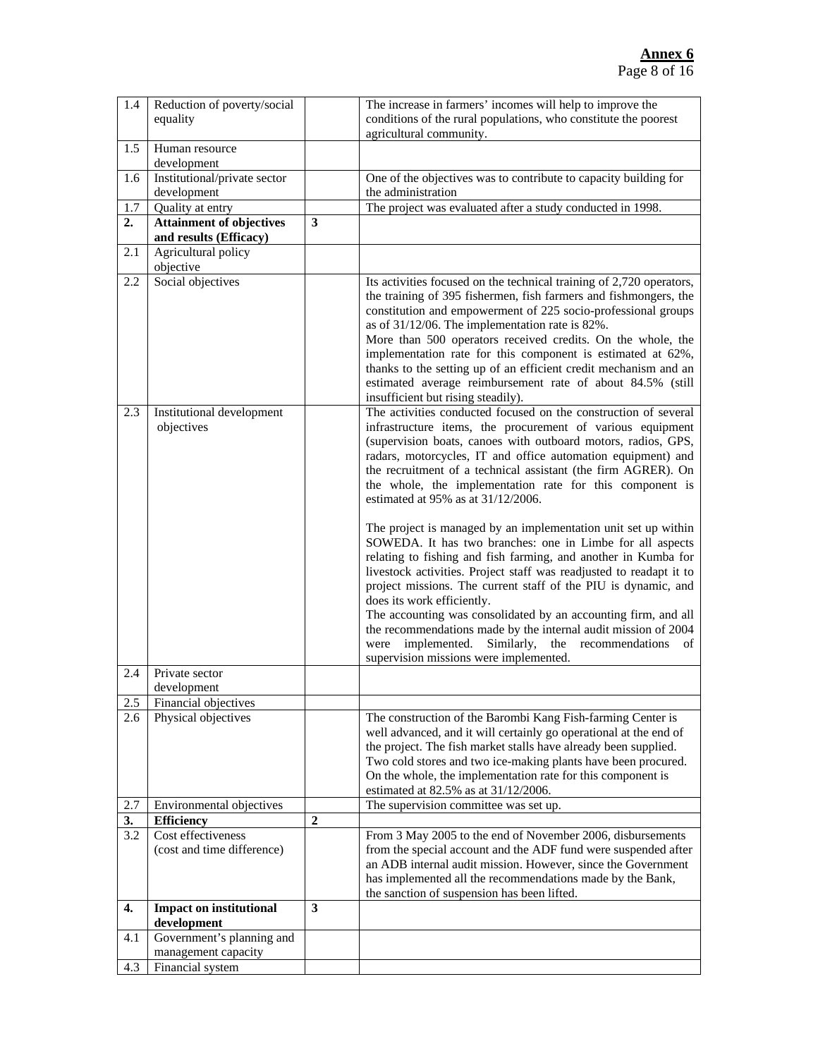**Annex 6**

| | | | |
|---|---|---|---|
| 1.4 | Reduction of poverty/social equality | | The increase in farmers' incomes will help to improve the conditions of the rural populations, who constitute the poorest agricultural community. |
| 1.5 | Human resource development | | |
| 1.6 | Institutional/private sector development | | One of the objectives was to contribute to capacity building for the administration |
| 1.7 | Quality at entry | | The project was evaluated after a study conducted in 1998. |
| **2.** | **Attainment of objectives and results (Efficacy)** | **3** | |
| 2.1 | Agricultural policy objective | | |
| 2.2 | Social objectives | | Its activities focused on the technical training of 2,720 operators, the training of 395 fishermen, fish farmers and fishmongers, the constitution and empowerment of 225 socio-professional groups as of 31/12/06. The implementation rate is 82%.<br>More than 500 operators received credits. On the whole, the implementation rate for this component is estimated at 62%, thanks to the setting up of an efficient credit mechanism and an estimated average reimbursement rate of about 84.5% (still insufficient but rising steadily). |
| 2.3 | Institutional development objectives | | The activities conducted focused on the construction of several infrastructure items, the procurement of various equipment (supervision boats, canoes with outboard motors, radios, GPS, radars, motorcycles, IT and office automation equipment) and the recruitment of a technical assistant (the firm AGRER). On the whole, the implementation rate for this component is estimated at 95% as at 31/12/2006.<br><br>The project is managed by an implementation unit set up within SOWEDA. It has two branches: one in Limbe for all aspects relating to fishing and fish farming, and another in Kumba for livestock activities. Project staff was readjusted to readapt it to project missions. The current staff of the PIU is dynamic, and does its work efficiently.<br>The accounting was consolidated by an accounting firm, and all the recommendations made by the internal audit mission of 2004 were implemented. Similarly, the recommendations of supervision missions were implemented. |
| 2.4 | Private sector development | | |
| 2.5 | Financial objectives | | |
| 2.6 | Physical objectives | | The construction of the Barombi Kang Fish-farming Center is well advanced, and it will certainly go operational at the end of the project. The fish market stalls have already been supplied. Two cold stores and two ice-making plants have been procured. On the whole, the implementation rate for this component is estimated at 82.5% as at 31/12/2006. |
| 2.7 | Environmental objectives | | The supervision committee was set up. |
| **3.** | **Efficiency** | **2** | |
| 3.2 | Cost effectiveness (cost and time difference) | | From 3 May 2005 to the end of November 2006, disbursements from the special account and the ADF fund were suspended after an ADB internal audit mission. However, since the Government has implemented all the recommendations made by the Bank, the sanction of suspension has been lifted. |
| **4.** | **Impact on institutional development** | **3** | |
| 4.1 | Government's planning and management capacity | | |
| 4.3 | Financial system | | |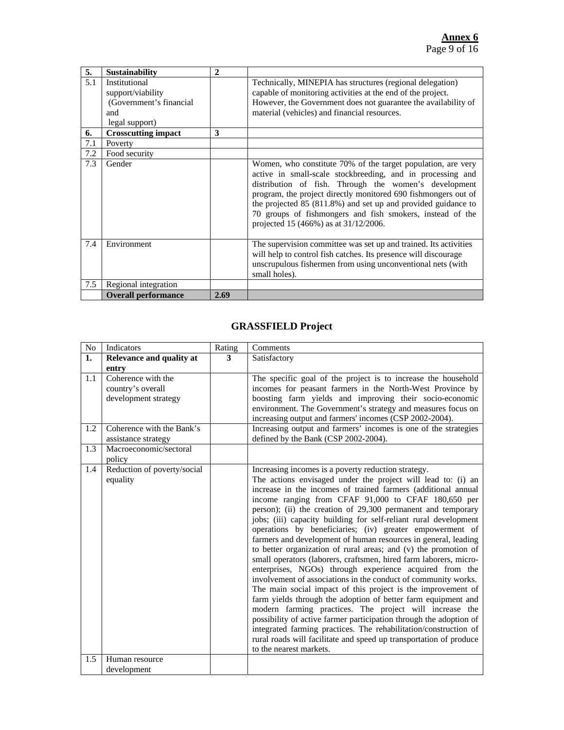| 5. | **Sustainability** | **2** | |
|---|---|---|---|
| 5.1 | Institutional support/viability (Government's financial and legal support) | | Technically, MINEPIA has structures (regional delegation) capable of monitoring activities at the end of the project. However, the Government does not guarantee the availability of material (vehicles) and financial resources. |
| **6.** | **Crosscutting impact** | **3** | |
| 7.1 | Poverty | | |
| 7.2 | Food security | | |
| 7.3 | Gender | | Women, who constitute 70% of the target population, are very active in small-scale stockbreeding, and in processing and distribution of fish. Through the women's development program, the project directly monitored 690 fishmongers out of the projected 85 (811.8%) and set up and provided guidance to 70 groups of fishmongers and fish smokers, instead of the projected 15 (466%) as at 31/12/2006. |
| 7.4 | Environment | | The supervision committee was set up and trained. Its activities will help to control fish catches. Its presence will discourage unscrupulous fishermen from using unconventional nets (with small holes). |
| 7.5 | Regional integration | | |
| | **Overall performance** | **2.69** | |

## GRASSFIELD Project

| No | Indicators | Rating | Comments |
|---|---|---|---|
| **1.** | **Relevance and quality at entry** | **3** | Satisfactory |
| 1.1 | Coherence with the country's overall development strategy | | The specific goal of the project is to increase the household incomes for peasant farmers in the North-West Province by boosting farm yields and improving their socio-economic environment. The Government's strategy and measures focus on increasing output and farmers' incomes (CSP 2002-2004). |
| 1.2 | Coherence with the Bank's assistance strategy | | Increasing output and farmers' incomes is one of the strategies defined by the Bank (CSP 2002-2004). |
| 1.3 | Macroeconomic/sectoral policy | | |
| 1.4 | Reduction of poverty/social equality | | Increasing incomes is a poverty reduction strategy. The actions envisaged under the project will lead to: (i) an increase in the incomes of trained farmers (additional annual income ranging from CFAF 91,000 to CFAF 180,650 per person); (ii) the creation of 29,300 permanent and temporary jobs; (iii) capacity building for self-reliant rural development operations by beneficiaries; (iv) greater empowerment of farmers and development of human resources in general, leading to better organization of rural areas; and (v) the promotion of small operators (laborers, craftsmen, hired farm laborers, micro-enterprises, NGOs) through experience acquired from the involvement of associations in the conduct of community works. The main social impact of this project is the improvement of farm yields through the adoption of better farm equipment and modern farming practices. The project will increase the possibility of active farmer participation through the adoption of integrated farming practices. The rehabilitation/construction of rural roads will facilitate and speed up transportation of produce to the nearest markets. |
| 1.5 | Human resource development | | |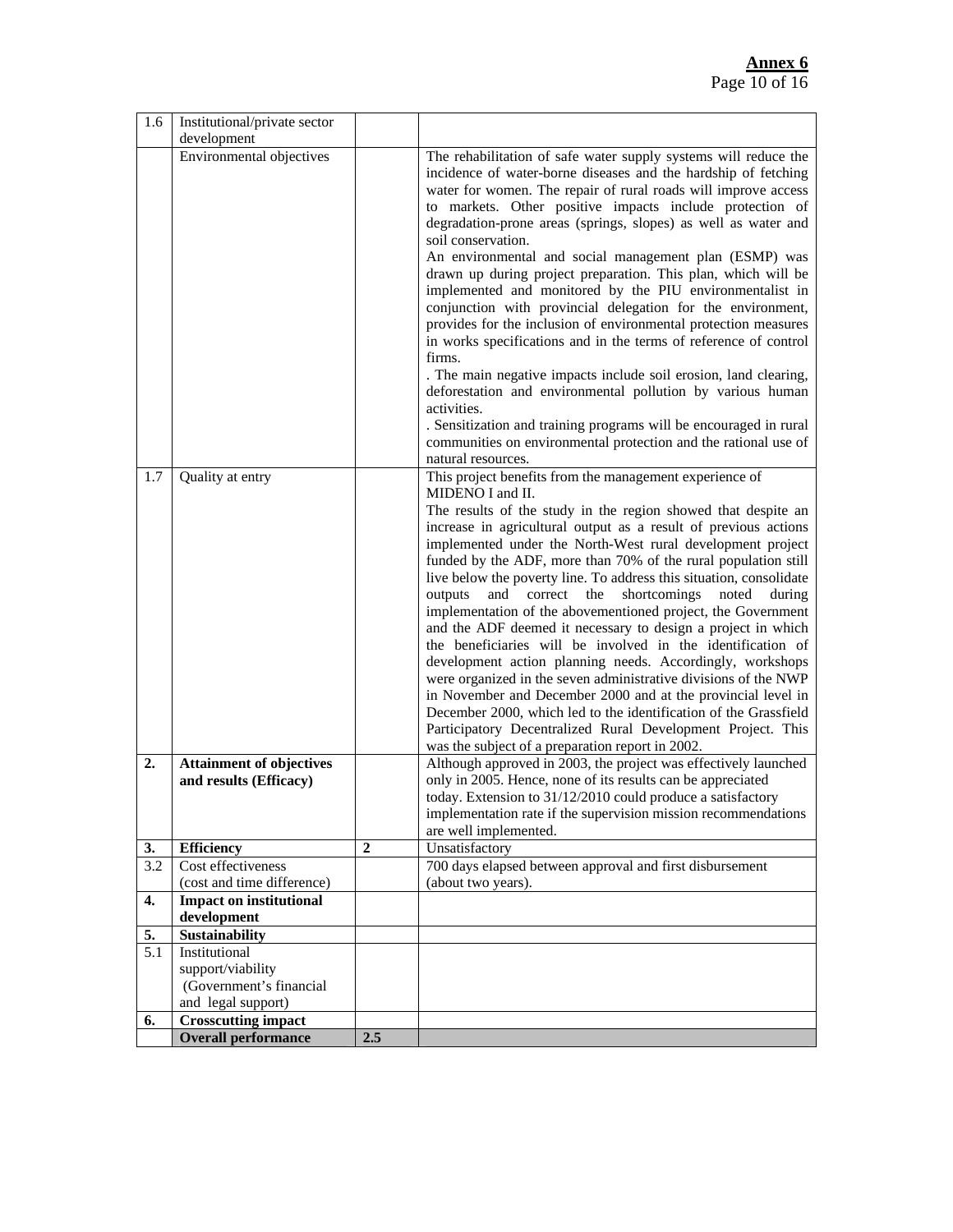**Annex 6**

| 1.6 | Institutional/private sector development | | |
|---|---|---|---|
| | Environmental objectives | | The rehabilitation of safe water supply systems will reduce the incidence of water-borne diseases and the hardship of fetching water for women. The repair of rural roads will improve access to markets. Other positive impacts include protection of degradation-prone areas (springs, slopes) as well as water and soil conservation.<br>An environmental and social management plan (ESMP) was drawn up during project preparation. This plan, which will be implemented and monitored by the PIU environmentalist in conjunction with provincial delegation for the environment, provides for the inclusion of environmental protection measures in works specifications and in the terms of reference of control firms.<br>. The main negative impacts include soil erosion, land clearing, deforestation and environmental pollution by various human activities.<br>. Sensitization and training programs will be encouraged in rural communities on environmental protection and the rational use of natural resources. |
| 1.7 | Quality at entry | | This project benefits from the management experience of MIDENO I and II.<br>The results of the study in the region showed that despite an increase in agricultural output as a result of previous actions implemented under the North-West rural development project funded by the ADF, more than 70% of the rural population still live below the poverty line. To address this situation, consolidate outputs and correct the shortcomings noted during implementation of the abovementioned project, the Government and the ADF deemed it necessary to design a project in which the beneficiaries will be involved in the identification of development action planning needs. Accordingly, workshops were organized in the seven administrative divisions of the NWP in November and December 2000 and at the provincial level in December 2000, which led to the identification of the Grassfield Participatory Decentralized Rural Development Project. This was the subject of a preparation report in 2002. |
| **2.** | **Attainment of objectives and results (Efficacy)** | | Although approved in 2003, the project was effectively launched only in 2005. Hence, none of its results can be appreciated today. Extension to 31/12/2010 could produce a satisfactory implementation rate if the supervision mission recommendations are well implemented. |
| **3.** | **Efficiency** | **2** | Unsatisfactory |
| 3.2 | Cost effectiveness (cost and time difference) | | 700 days elapsed between approval and first disbursement (about two years). |
| **4.** | **Impact on institutional development** | | |
| **5.** | **Sustainability** | | |
| 5.1 | Institutional support/viability (Government's financial and legal support) | | |
| **6.** | **Crosscutting impact** | | |
| | **Overall performance** | **2.5** | |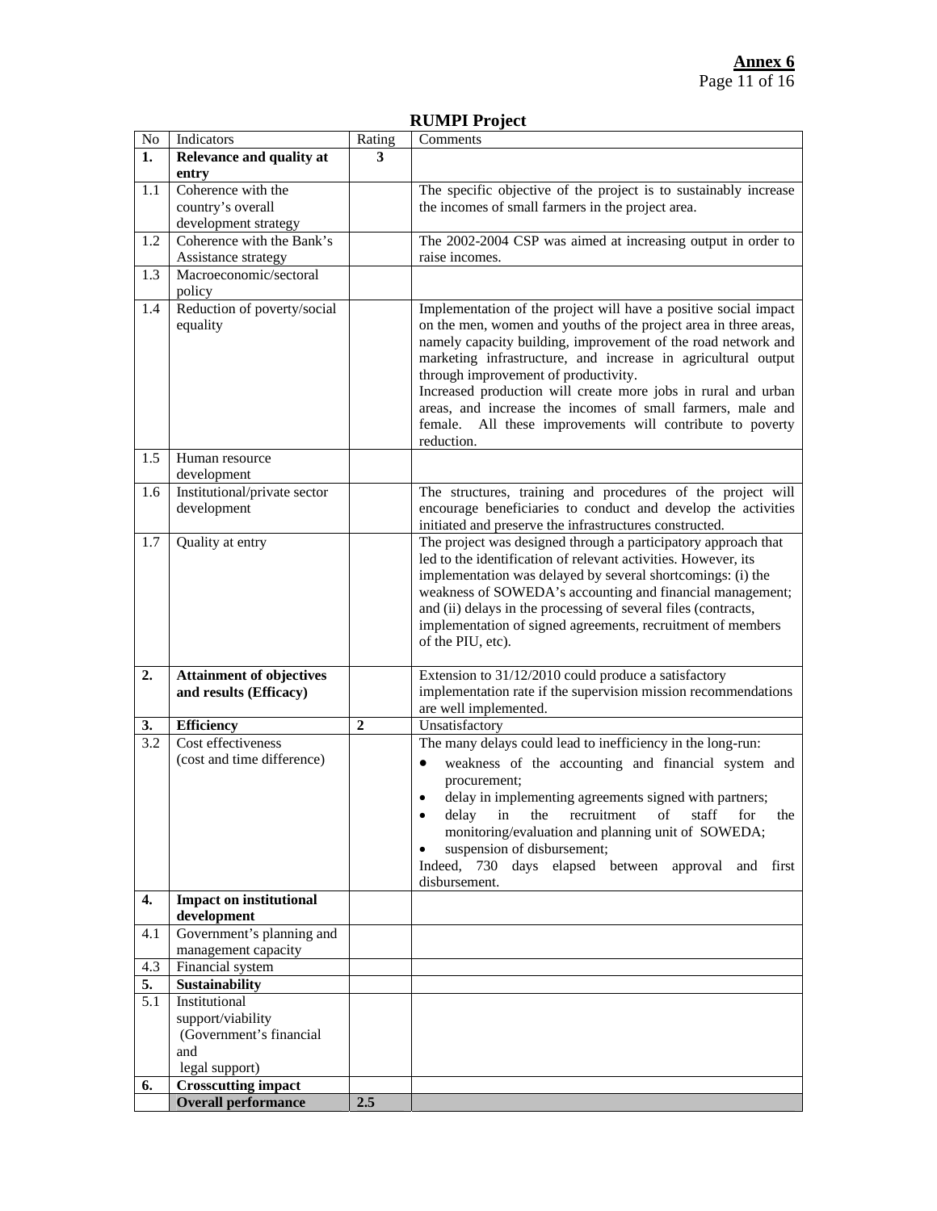**Annex 6**

## RUMPI Project

| No | Indicators | Rating | Comments |
|---|---|---|---|
| **1.** | **Relevance and quality at entry** | **3** | |
| 1.1 | Coherence with the country's overall development strategy | | The specific objective of the project is to sustainably increase the incomes of small farmers in the project area. |
| 1.2 | Coherence with the Bank's Assistance strategy | | The 2002-2004 CSP was aimed at increasing output in order to raise incomes. |
| 1.3 | Macroeconomic/sectoral policy | | |
| 1.4 | Reduction of poverty/social equality | | Implementation of the project will have a positive social impact on the men, women and youths of the project area in three areas, namely capacity building, improvement of the road network and marketing infrastructure, and increase in agricultural output through improvement of productivity.<br>Increased production will create more jobs in rural and urban areas, and increase the incomes of small farmers, male and female. All these improvements will contribute to poverty reduction. |
| 1.5 | Human resource development | | |
| 1.6 | Institutional/private sector development | | The structures, training and procedures of the project will encourage beneficiaries to conduct and develop the activities initiated and preserve the infrastructures constructed. |
| 1.7 | Quality at entry | | The project was designed through a participatory approach that led to the identification of relevant activities. However, its implementation was delayed by several shortcomings: (i) the weakness of SOWEDA's accounting and financial management; and (ii) delays in the processing of several files (contracts, implementation of signed agreements, recruitment of members of the PIU, etc). |
| **2.** | **Attainment of objectives and results (Efficacy)** | | Extension to 31/12/2010 could produce a satisfactory implementation rate if the supervision mission recommendations are well implemented. |
| **3.** | **Efficiency** | **2** | Unsatisfactory |
| 3.2 | Cost effectiveness (cost and time difference) | | The many delays could lead to inefficiency in the long-run:<br>• weakness of the accounting and financial system and procurement;<br>• delay in implementing agreements signed with partners;<br>• delay in the recruitment of staff for the monitoring/evaluation and planning unit of SOWEDA;<br>• suspension of disbursement;<br>Indeed, 730 days elapsed between approval and first disbursement. |
| **4.** | **Impact on institutional development** | | |
| 4.1 | Government's planning and management capacity | | |
| 4.3 | Financial system | | |
| **5.** | **Sustainability** | | |
| 5.1 | Institutional support/viability (Government's financial and legal support) | | |
| **6.** | **Crosscutting impact** | | |
| | **Overall performance** | **2.5** | |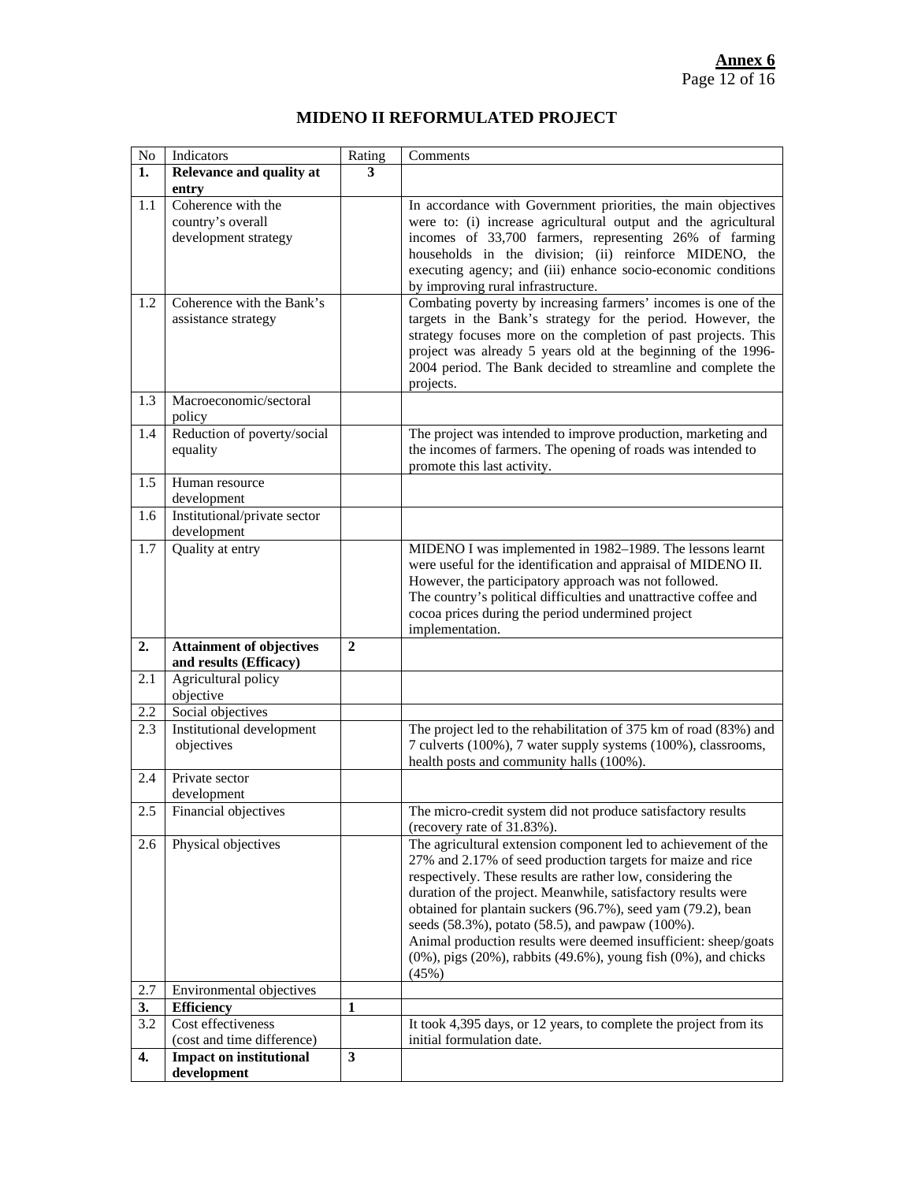## MIDENO II REFORMULATED PROJECT

| No | Indicators | Rating | Comments |
|---|---|---|---|
| **1.** | **Relevance and quality at entry** | **3** | |
| 1.1 | Coherence with the country's overall development strategy | | In accordance with Government priorities, the main objectives were to: (i) increase agricultural output and the agricultural incomes of 33,700 farmers, representing 26% of farming households in the division; (ii) reinforce MIDENO, the executing agency; and (iii) enhance socio-economic conditions by improving rural infrastructure. |
| 1.2 | Coherence with the Bank's assistance strategy | | Combating poverty by increasing farmers' incomes is one of the targets in the Bank's strategy for the period. However, the strategy focuses more on the completion of past projects. This project was already 5 years old at the beginning of the 1996-2004 period. The Bank decided to streamline and complete the projects. |
| 1.3 | Macroeconomic/sectoral policy | | |
| 1.4 | Reduction of poverty/social equality | | The project was intended to improve production, marketing and the incomes of farmers. The opening of roads was intended to promote this last activity. |
| 1.5 | Human resource development | | |
| 1.6 | Institutional/private sector development | | |
| 1.7 | Quality at entry | | MIDENO I was implemented in 1982–1989. The lessons learnt were useful for the identification and appraisal of MIDENO II. However, the participatory approach was not followed. The country's political difficulties and unattractive coffee and cocoa prices during the period undermined project implementation. |
| **2.** | **Attainment of objectives and results (Efficacy)** | **2** | |
| 2.1 | Agricultural policy objective | | |
| 2.2 | Social objectives | | |
| 2.3 | Institutional development objectives | | The project led to the rehabilitation of 375 km of road (83%) and 7 culverts (100%), 7 water supply systems (100%), classrooms, health posts and community halls (100%). |
| 2.4 | Private sector development | | |
| 2.5 | Financial objectives | | The micro-credit system did not produce satisfactory results (recovery rate of 31.83%). |
| 2.6 | Physical objectives | | The agricultural extension component led to achievement of the 27% and 2.17% of seed production targets for maize and rice respectively. These results are rather low, considering the duration of the project. Meanwhile, satisfactory results were obtained for plantain suckers (96.7%), seed yam (79.2), bean seeds (58.3%), potato (58.5), and pawpaw (100%). Animal production results were deemed insufficient: sheep/goats (0%), pigs (20%), rabbits (49.6%), young fish (0%), and chicks (45%) |
| 2.7 | Environmental objectives | | |
| **3.** | **Efficiency** | **1** | |
| 3.2 | Cost effectiveness (cost and time difference) | | It took 4,395 days, or 12 years, to complete the project from its initial formulation date. |
| **4.** | **Impact on institutional development** | **3** | |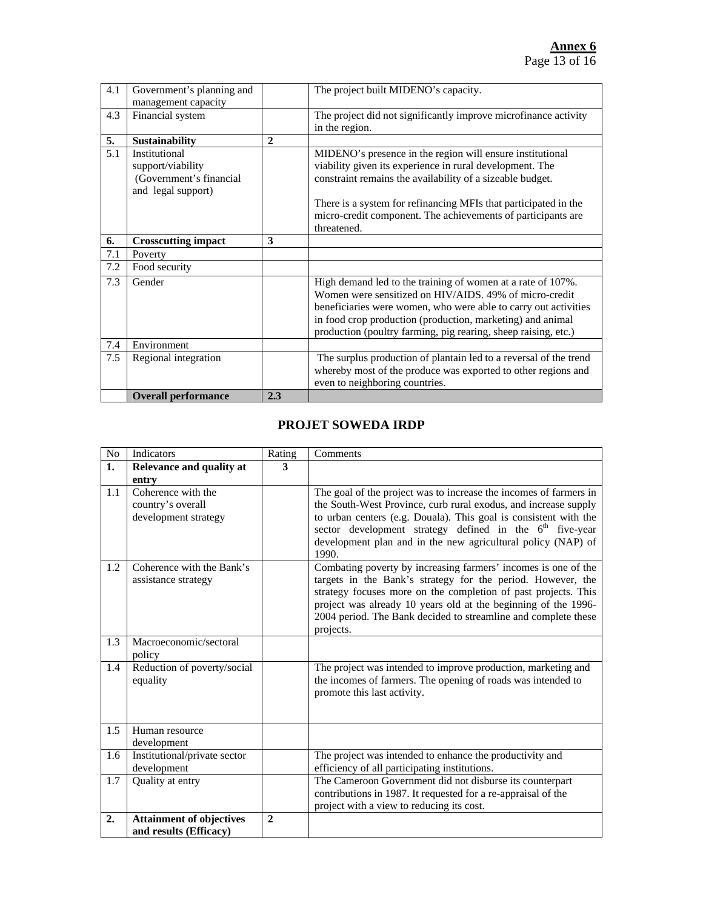**Annex 6**

| 4.1 | Government's planning and management capacity | | The project built MIDENO's capacity. |
|---|---|---|---|
| 4.3 | Financial system | | The project did not significantly improve microfinance activity in the region. |
| **5.** | **Sustainability** | **2** | |
| 5.1 | Institutional support/viability (Government's financial and legal support) | | MIDENO's presence in the region will ensure institutional viability given its experience in rural development. The constraint remains the availability of a sizeable budget.<br><br>There is a system for refinancing MFIs that participated in the micro-credit component. The achievements of participants are threatened. |
| **6.** | **Crosscutting impact** | **3** | |
| 7.1 | Poverty | | |
| 7.2 | Food security | | |
| 7.3 | Gender | | High demand led to the training of women at a rate of 107%. Women were sensitized on HIV/AIDS. 49% of micro-credit beneficiaries were women, who were able to carry out activities in food crop production (production, marketing) and animal production (poultry farming, pig rearing, sheep raising, etc.) |
| 7.4 | Environment | | |
| 7.5 | Regional integration | | The surplus production of plantain led to a reversal of the trend whereby most of the produce was exported to other regions and even to neighboring countries. |
| | **Overall performance** | **2.3** | |

## PROJET SOWEDA IRDP

| No | Indicators | Rating | Comments |
|---|---|---|---|
| **1.** | **Relevance and quality at entry** | **3** | |
| 1.1 | Coherence with the country's overall development strategy | | The goal of the project was to increase the incomes of farmers in the South-West Province, curb rural exodus, and increase supply to urban centers (e.g. Douala). This goal is consistent with the sector development strategy defined in the 6th five-year development plan and in the new agricultural policy (NAP) of 1990. |
| 1.2 | Coherence with the Bank's assistance strategy | | Combating poverty by increasing farmers' incomes is one of the targets in the Bank's strategy for the period. However, the strategy focuses more on the completion of past projects. This project was already 10 years old at the beginning of the 1996-2004 period. The Bank decided to streamline and complete these projects. |
| 1.3 | Macroeconomic/sectoral policy | | |
| 1.4 | Reduction of poverty/social equality | | The project was intended to improve production, marketing and the incomes of farmers. The opening of roads was intended to promote this last activity. |
| 1.5 | Human resource development | | |
| 1.6 | Institutional/private sector development | | The project was intended to enhance the productivity and efficiency of all participating institutions. |
| 1.7 | Quality at entry | | The Cameroon Government did not disburse its counterpart contributions in 1987. It requested for a re-appraisal of the project with a view to reducing its cost. |
| **2.** | **Attainment of objectives and results (Efficacy)** | **2** | |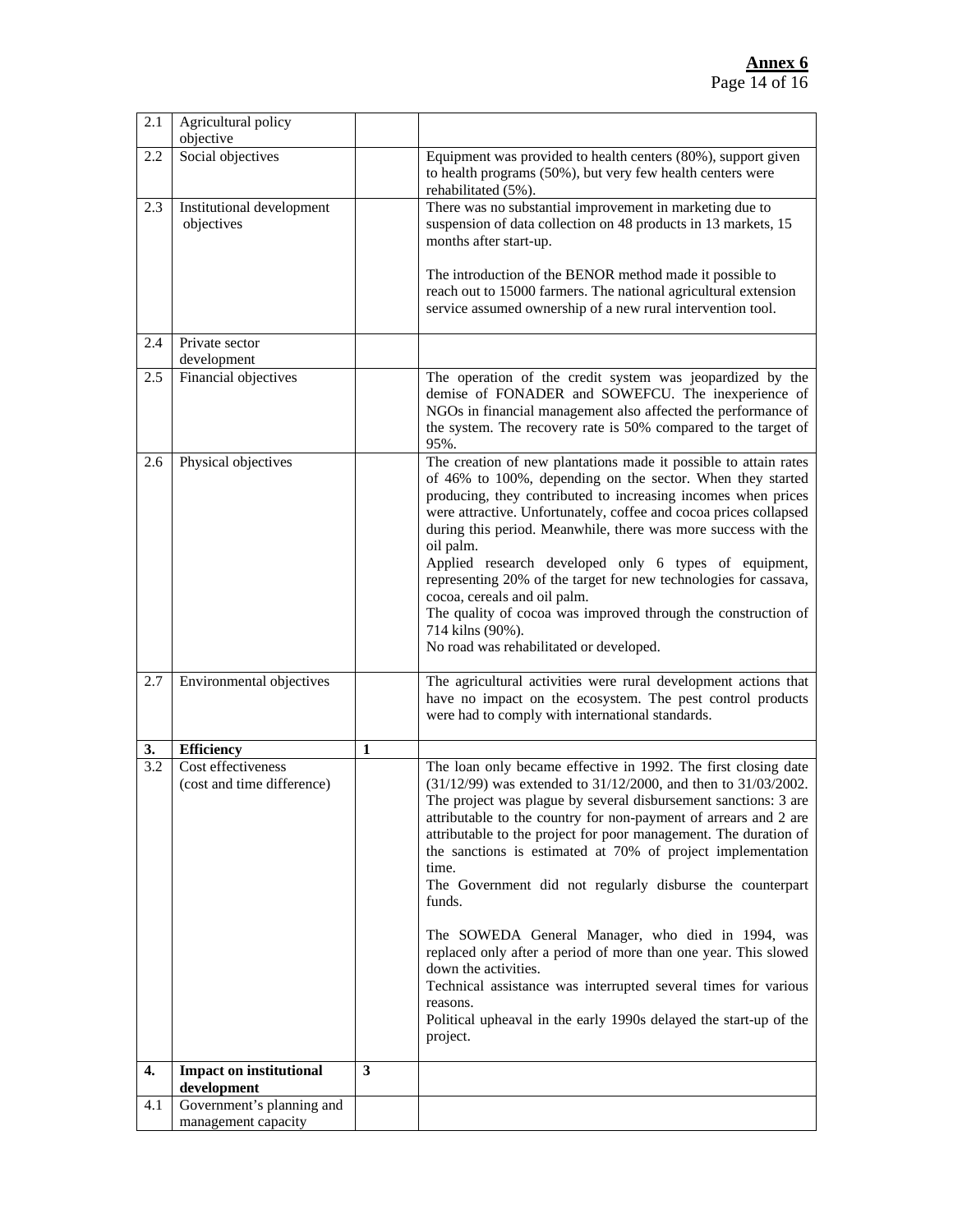**Annex 6**

| 2.1 | Agricultural policy objective | | |
|---|---|---|---|
| 2.2 | Social objectives | | Equipment was provided to health centers (80%), support given to health programs (50%), but very few health centers were rehabilitated (5%). |
| 2.3 | Institutional development objectives | | There was no substantial improvement in marketing due to suspension of data collection on 48 products in 13 markets, 15 months after start-up.<br><br>The introduction of the BENOR method made it possible to reach out to 15000 farmers. The national agricultural extension service assumed ownership of a new rural intervention tool. |
| 2.4 | Private sector development | | |
| 2.5 | Financial objectives | | The operation of the credit system was jeopardized by the demise of FONADER and SOWEFCU. The inexperience of NGOs in financial management also affected the performance of the system. The recovery rate is 50% compared to the target of 95%. |
| 2.6 | Physical objectives | | The creation of new plantations made it possible to attain rates of 46% to 100%, depending on the sector. When they started producing, they contributed to increasing incomes when prices were attractive. Unfortunately, coffee and cocoa prices collapsed during this period. Meanwhile, there was more success with the oil palm.<br>Applied research developed only 6 types of equipment, representing 20% of the target for new technologies for cassava, cocoa, cereals and oil palm.<br>The quality of cocoa was improved through the construction of 714 kilns (90%).<br>No road was rehabilitated or developed. |
| 2.7 | Environmental objectives | | The agricultural activities were rural development actions that have no impact on the ecosystem. The pest control products were had to comply with international standards. |
| **3.** | **Efficiency** | **1** | |
| 3.2 | Cost effectiveness (cost and time difference) | | The loan only became effective in 1992. The first closing date (31/12/99) was extended to 31/12/2000, and then to 31/03/2002. The project was plague by several disbursement sanctions: 3 are attributable to the country for non-payment of arrears and 2 are attributable to the project for poor management. The duration of the sanctions is estimated at 70% of project implementation time.<br>The Government did not regularly disburse the counterpart funds.<br><br>The SOWEDA General Manager, who died in 1994, was replaced only after a period of more than one year. This slowed down the activities.<br>Technical assistance was interrupted several times for various reasons.<br>Political upheaval in the early 1990s delayed the start-up of the project. |
| **4.** | **Impact on institutional development** | **3** | |
| 4.1 | Government's planning and management capacity | | |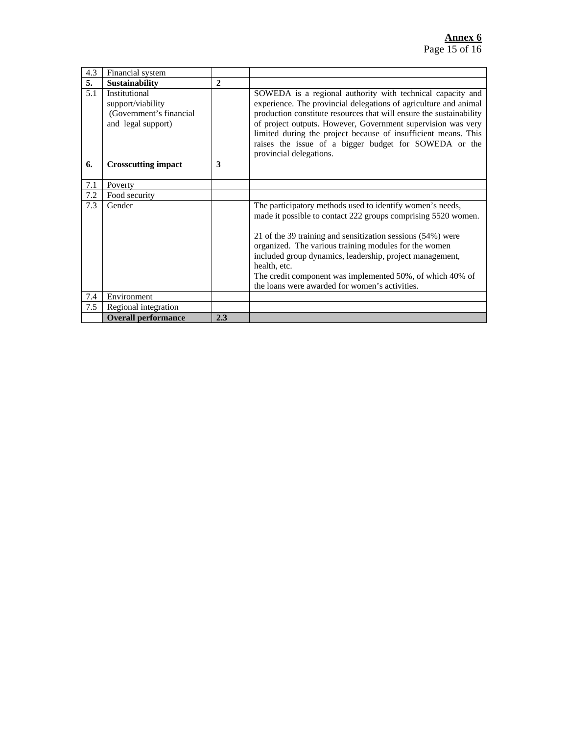| 4.3 | Financial system | | |
|---|---|---|---|
| **5.** | **Sustainability** | **2** | |
| 5.1 | Institutional support/viability (Government's financial and legal support) | | SOWEDA is a regional authority with technical capacity and experience. The provincial delegations of agriculture and animal production constitute resources that will ensure the sustainability of project outputs. However, Government supervision was very limited during the project because of insufficient means. This raises the issue of a bigger budget for SOWEDA or the provincial delegations. |
| **6.** | **Crosscutting impact** | **3** | |
| 7.1 | Poverty | | |
| 7.2 | Food security | | |
| 7.3 | Gender | | The participatory methods used to identify women's needs, made it possible to contact 222 groups comprising 5520 women.<br><br>21 of the 39 training and sensitization sessions (54%) were organized. The various training modules for the women included group dynamics, leadership, project management, health, etc.<br>The credit component was implemented 50%, of which 40% of the loans were awarded for women's activities. |
| 7.4 | Environment | | |
| 7.5 | Regional integration | | |
| | **Overall performance** | **2.3** | |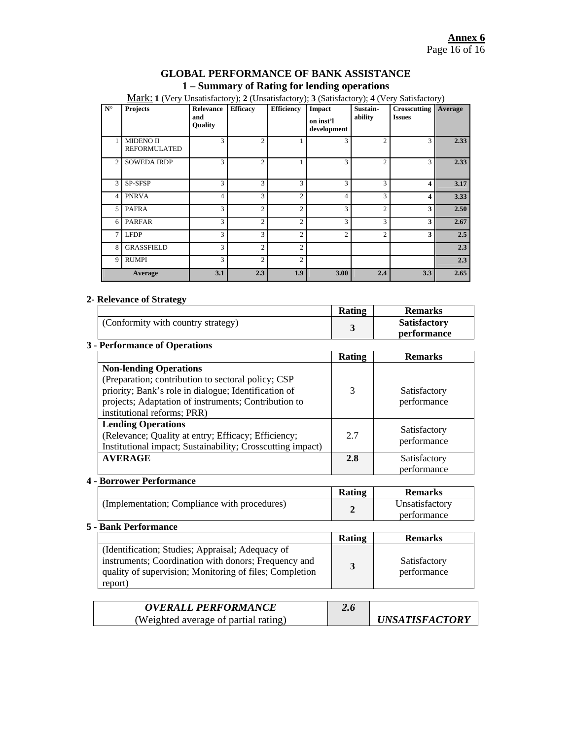**Annex 6**

## GLOBAL PERFORMANCE OF BANK ASSISTANCE

### 1 – Summary of Rating for lending operations

Mark: **1** (Very Unsatisfactory); **2** (Unsatisfactory); **3** (Satisfactory); **4** (Very Satisfactory)

| N° | Projects | Relevance and Quality | Efficacy | Efficiency | Impact on inst'l development | Sustain-ability | Crosscutting Issues | Average |
|---|---|---|---|---|---|---|---|---|
| 1 | MIDENO II REFORMULATED | 3 | 2 | 1 | 3 | 2 | 3 | **2.33** |
| 2 | SOWEDA IRDP | 3 | 2 | 1 | 3 | 2 | 3 | **2.33** |
| 3 | SP-SFSP | 3 | 3 | 3 | 3 | 3 | **4** | **3.17** |
| 4 | PNRVA | 4 | 3 | 2 | 4 | 3 | **4** | **3.33** |
| 5 | PAFRA | 3 | 2 | 2 | 3 | 2 | **3** | **2.50** |
| 6 | PARFAR | 3 | 2 | 2 | 3 | 3 | **3** | **2.67** |
| 7 | LFDP | 3 | 3 | 2 | 2 | 2 | **3** | **2.5** |
| 8 | GRASSFIELD | 3 | 2 | 2 | | | | **2.3** |
| 9 | RUMPI | 3 | 2 | 2 | | | | **2.3** |
| | **Average** | **3.1** | **2.3** | **1.9** | **3.00** | **2.4** | **3.3** | **2.65** |

### 2- Relevance of Strategy

| | Rating | Remarks |
|---|---|---|
| (Conformity with country strategy) | **3** | **Satisfactory performance** |

### 3 - Performance of Operations

| | Rating | Remarks |
|---|---|---|
| **Non-lending Operations**<br>(Preparation; contribution to sectoral policy; CSP priority; Bank's role in dialogue; Identification of projects; Adaptation of instruments; Contribution to institutional reforms; PRR) | 3 | Satisfactory performance |
| **Lending Operations**<br>(Relevance; Quality at entry; Efficacy; Efficiency; Institutional impact; Sustainability; Crosscutting impact) | 2.7 | Satisfactory performance |
| **AVERAGE** | **2.8** | Satisfactory performance |

### 4 - Borrower Performance

| | Rating | Remarks |
|---|---|---|
| (Implementation; Compliance with procedures) | **2** | Unsatisfactory performance |

### 5 - Bank Performance

| | Rating | Remarks |
|---|---|---|
| (Identification; Studies; Appraisal; Adequacy of instruments; Coordination with donors; Frequency and quality of supervision; Monitoring of files; Completion report) | **3** | Satisfactory performance |

| ***OVERALL PERFORMANCE***<br>(Weighted average of partial rating) | ***2.6*** | ***UNSATISFACTORY*** |
|---|---|---|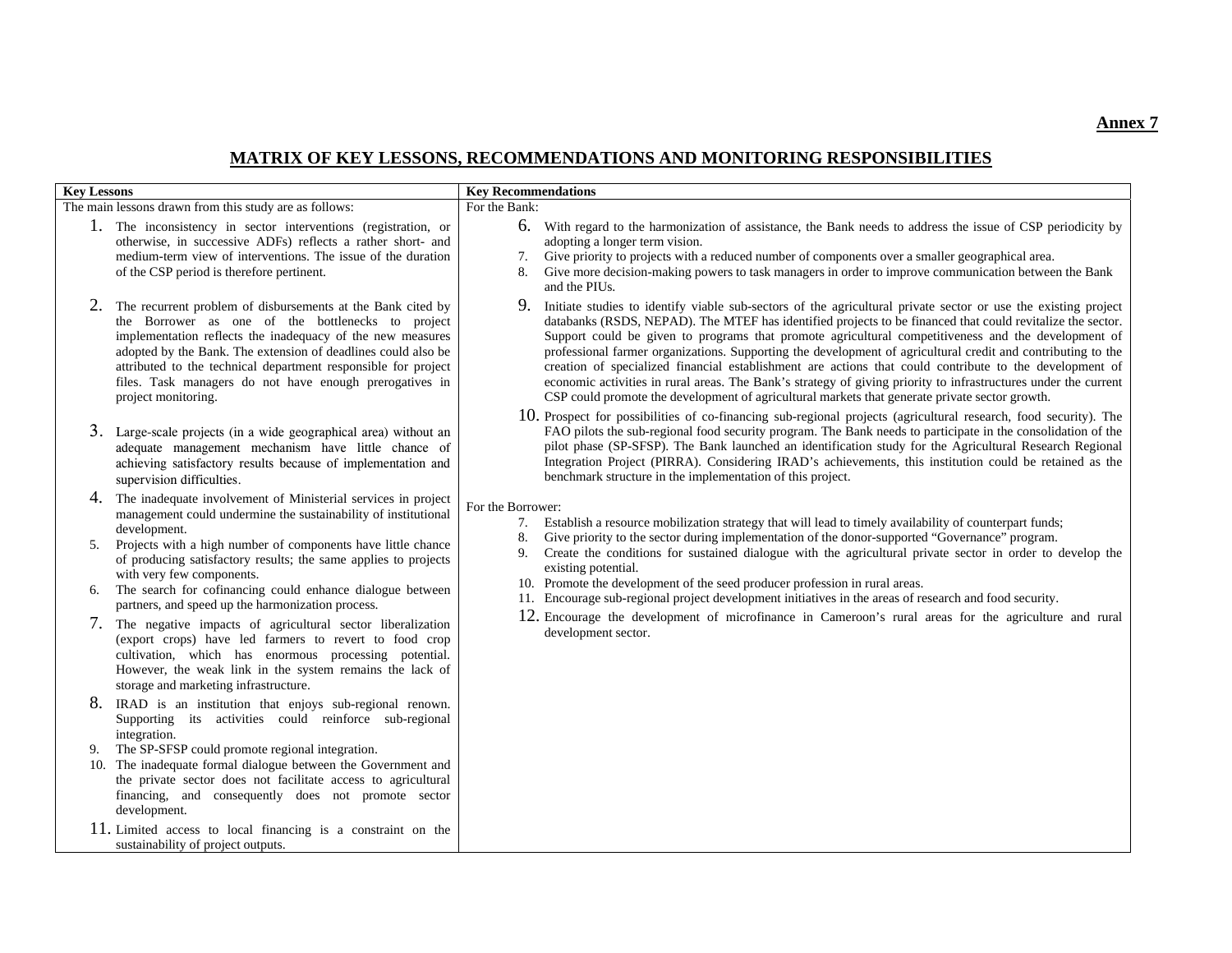**Annex 7**

## MATRIX OF KEY LESSONS, RECOMMENDATIONS AND MONITORING RESPONSIBILITIES

| Key Lessons | Key Recommendations |
|---|---|
| The main lessons drawn from this study are as follows:<br>1. The inconsistency in sector interventions (registration, or otherwise, in successive ADFs) reflects a rather short- and medium-term view of interventions. The issue of the duration of the CSP period is therefore pertinent.<br>2. The recurrent problem of disbursements at the Bank cited by the Borrower as one of the bottlenecks to project implementation reflects the inadequacy of the new measures adopted by the Bank. The extension of deadlines could also be attributed to the technical department responsible for project files. Task managers do not have enough prerogatives in project monitoring.<br>3. Large-scale projects (in a wide geographical area) without an adequate management mechanism have little chance of achieving satisfactory results because of implementation and supervision difficulties.<br>4. The inadequate involvement of Ministerial services in project management could undermine the sustainability of institutional development.<br>5. Projects with a high number of components have little chance of producing satisfactory results; the same applies to projects with very few components.<br>6. The search for cofinancing could enhance dialogue between partners, and speed up the harmonization process.<br>7. The negative impacts of agricultural sector liberalization (export crops) have led farmers to revert to food crop cultivation, which has enormous processing potential. However, the weak link in the system remains the lack of storage and marketing infrastructure.<br>8. IRAD is an institution that enjoys sub-regional renown. Supporting its activities could reinforce sub-regional integration.<br>9. The SP-SFSP could promote regional integration.<br>10. The inadequate formal dialogue between the Government and the private sector does not facilitate access to agricultural financing, and consequently does not promote sector development.<br>11. Limited access to local financing is a constraint on the sustainability of project outputs. | For the Bank:<br>6. With regard to the harmonization of assistance, the Bank needs to address the issue of CSP periodicity by adopting a longer term vision.<br>7. Give priority to projects with a reduced number of components over a smaller geographical area.<br>8. Give more decision-making powers to task managers in order to improve communication between the Bank and the PIUs.<br>9. Initiate studies to identify viable sub-sectors of the agricultural private sector or use the existing project databanks (RSDS, NEPAD). The MTEF has identified projects to be financed that could revitalize the sector. Support could be given to programs that promote agricultural competitiveness and the development of professional farmer organizations. Supporting the development of agricultural credit and contributing to the creation of specialized financial establishment are actions that could contribute to the development of economic activities in rural areas. The Bank's strategy of giving priority to infrastructures under the current CSP could promote the development of agricultural markets that generate private sector growth.<br>10. Prospect for possibilities of co-financing sub-regional projects (agricultural research, food security). The FAO pilots the sub-regional food security program. The Bank needs to participate in the consolidation of the pilot phase (SP-SFSP). The Bank launched an identification study for the Agricultural Research Regional Integration Project (PIRRA). Considering IRAD's achievements, this institution could be retained as the benchmark structure in the implementation of this project.<br><br>For the Borrower:<br>7. Establish a resource mobilization strategy that will lead to timely availability of counterpart funds;<br>8. Give priority to the sector during implementation of the donor-supported "Governance" program.<br>9. Create the conditions for sustained dialogue with the agricultural private sector in order to develop the existing potential.<br>10. Promote the development of the seed producer profession in rural areas.<br>11. Encourage sub-regional project development initiatives in the areas of research and food security.<br>12. Encourage the development of microfinance in Cameroon's rural areas for the agriculture and rural development sector. |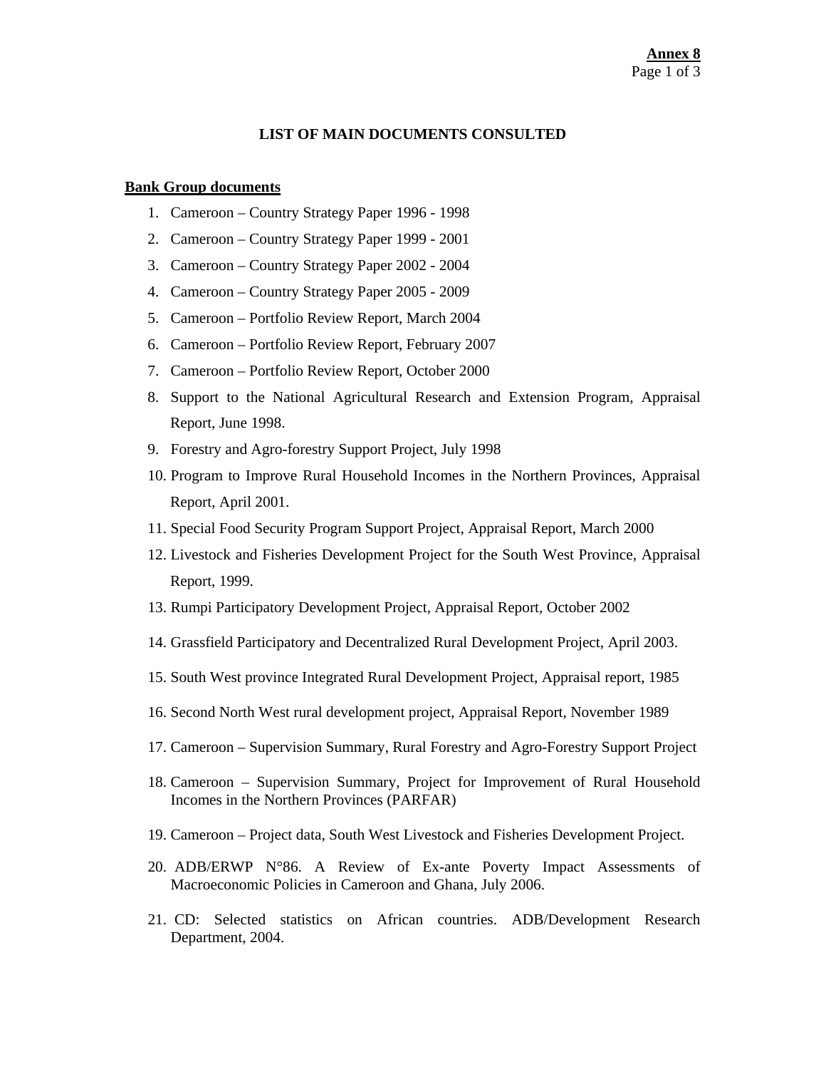**Annex 8**

# LIST OF MAIN DOCUMENTS CONSULTED

**Bank Group documents**

1. Cameroon – Country Strategy Paper 1996 - 1998
2. Cameroon – Country Strategy Paper 1999 - 2001
3. Cameroon – Country Strategy Paper 2002 - 2004
4. Cameroon – Country Strategy Paper 2005 - 2009
5. Cameroon – Portfolio Review Report, March 2004
6. Cameroon – Portfolio Review Report, February 2007
7. Cameroon – Portfolio Review Report, October 2000
8. Support to the National Agricultural Research and Extension Program, Appraisal Report, June 1998.
9. Forestry and Agro-forestry Support Project, July 1998
10. Program to Improve Rural Household Incomes in the Northern Provinces, Appraisal Report, April 2001.
11. Special Food Security Program Support Project, Appraisal Report, March 2000
12. Livestock and Fisheries Development Project for the South West Province, Appraisal Report, 1999.
13. Rumpi Participatory Development Project, Appraisal Report, October 2002
14. Grassfield Participatory and Decentralized Rural Development Project, April 2003.
15. South West province Integrated Rural Development Project, Appraisal report, 1985
16. Second North West rural development project, Appraisal Report, November 1989
17. Cameroon – Supervision Summary, Rural Forestry and Agro-Forestry Support Project
18. Cameroon – Supervision Summary, Project for Improvement of Rural Household Incomes in the Northern Provinces (PARFAR)
19. Cameroon – Project data, South West Livestock and Fisheries Development Project.
20. ADB/ERWP N°86. A Review of Ex-ante Poverty Impact Assessments of Macroeconomic Policies in Cameroon and Ghana, July 2006.
21. CD: Selected statistics on African countries. ADB/Development Research Department, 2004.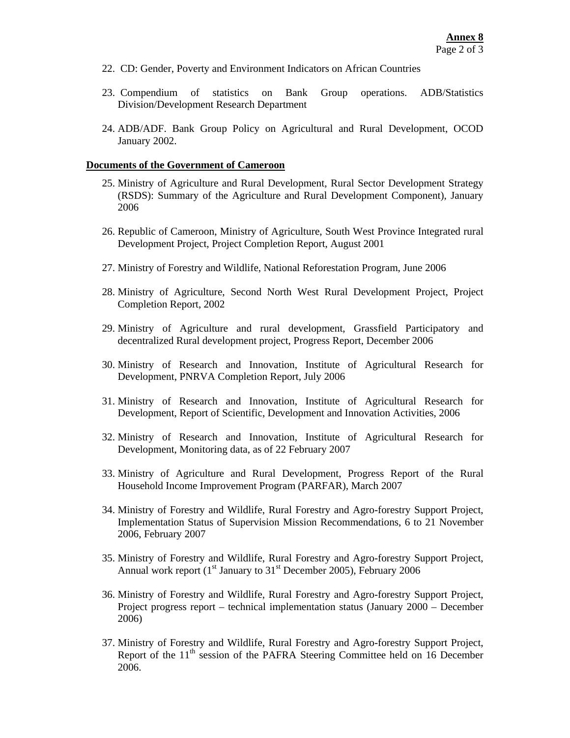22. CD: Gender, Poverty and Environment Indicators on African Countries

23. Compendium of statistics on Bank Group operations. ADB/Statistics Division/Development Research Department

24. ADB/ADF. Bank Group Policy on Agricultural and Rural Development, OCOD January 2002.

**Documents of the Government of Cameroon**

25. Ministry of Agriculture and Rural Development, Rural Sector Development Strategy (RSDS): Summary of the Agriculture and Rural Development Component), January 2006

26. Republic of Cameroon, Ministry of Agriculture, South West Province Integrated rural Development Project, Project Completion Report, August 2001

27. Ministry of Forestry and Wildlife, National Reforestation Program, June 2006

28. Ministry of Agriculture, Second North West Rural Development Project, Project Completion Report, 2002

29. Ministry of Agriculture and rural development, Grassfield Participatory and decentralized Rural development project, Progress Report, December 2006

30. Ministry of Research and Innovation, Institute of Agricultural Research for Development, PNRVA Completion Report, July 2006

31. Ministry of Research and Innovation, Institute of Agricultural Research for Development, Report of Scientific, Development and Innovation Activities, 2006

32. Ministry of Research and Innovation, Institute of Agricultural Research for Development, Monitoring data, as of 22 February 2007

33. Ministry of Agriculture and Rural Development, Progress Report of the Rural Household Income Improvement Program (PARFAR), March 2007

34. Ministry of Forestry and Wildlife, Rural Forestry and Agro-forestry Support Project, Implementation Status of Supervision Mission Recommendations, 6 to 21 November 2006, February 2007

35. Ministry of Forestry and Wildlife, Rural Forestry and Agro-forestry Support Project, Annual work report (1st January to 31st December 2005), February 2006

36. Ministry of Forestry and Wildlife, Rural Forestry and Agro-forestry Support Project, Project progress report – technical implementation status (January 2000 – December 2006)

37. Ministry of Forestry and Wildlife, Rural Forestry and Agro-forestry Support Project, Report of the 11th session of the PAFRA Steering Committee held on 16 December 2006.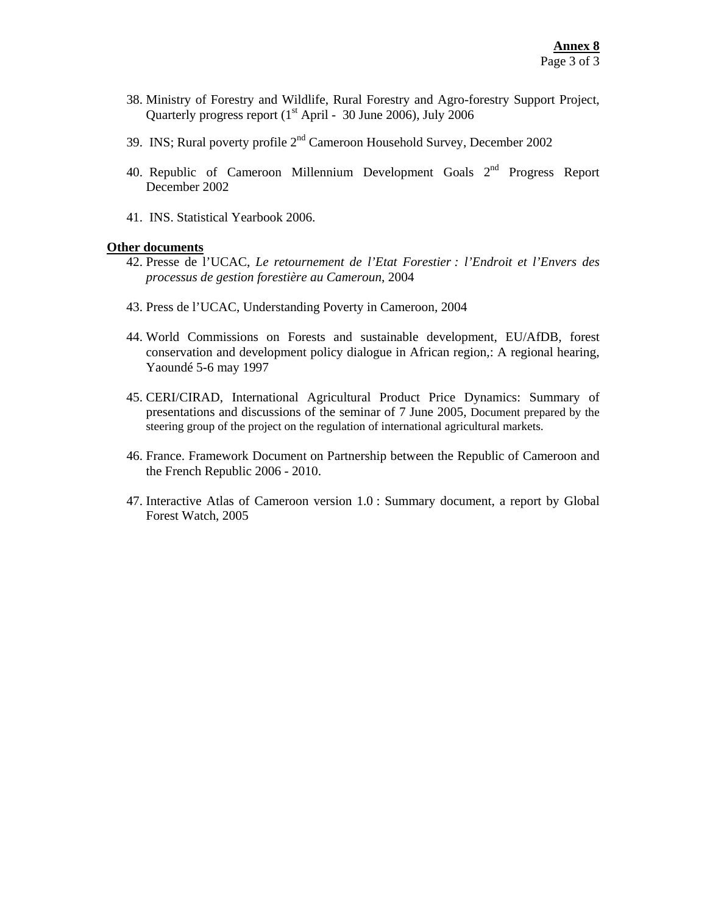38. Ministry of Forestry and Wildlife, Rural Forestry and Agro-forestry Support Project, Quarterly progress report (1st April - 30 June 2006), July 2006

39. INS; Rural poverty profile 2nd Cameroon Household Survey, December 2002

40. Republic of Cameroon Millennium Development Goals 2nd Progress Report December 2002

41. INS. Statistical Yearbook 2006.

**Other documents**

42. Presse de l'UCAC, *Le retournement de l'Etat Forestier : l'Endroit et l'Envers des processus de gestion forestière au Cameroun*, 2004

43. Press de l'UCAC, Understanding Poverty in Cameroon, 2004

44. World Commissions on Forests and sustainable development, EU/AfDB, forest conservation and development policy dialogue in African region,: A regional hearing, Yaoundé 5-6 may 1997

45. CERI/CIRAD, International Agricultural Product Price Dynamics: Summary of presentations and discussions of the seminar of 7 June 2005, Document prepared by the steering group of the project on the regulation of international agricultural markets.

46. France. Framework Document on Partnership between the Republic of Cameroon and the French Republic 2006 - 2010.

47. Interactive Atlas of Cameroon version 1.0 : Summary document, a report by Global Forest Watch, 2005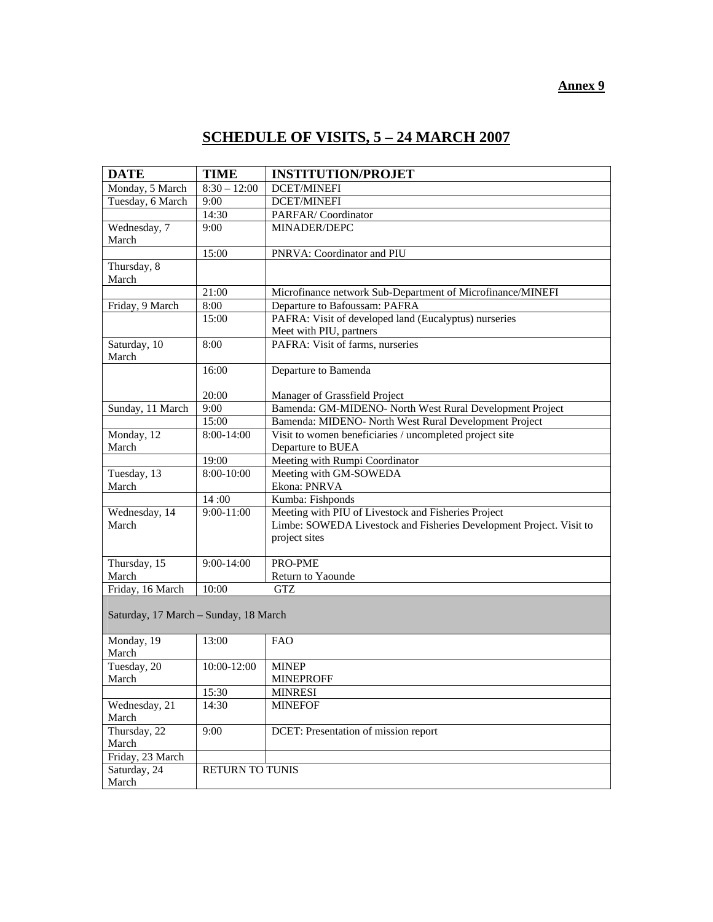**Annex 9**

# SCHEDULE OF VISITS, 5 – 24 MARCH 2007

| DATE | TIME | INSTITUTION/PROJET |
|---|---|---|
| Monday, 5 March | 8:30 – 12:00 | DCET/MINEFI |
| Tuesday, 6 March | 9:00 | DCET/MINEFI |
| | 14:30 | PARFAR/ Coordinator |
| Wednesday, 7 March | 9:00 | MINADER/DEPC |
| | 15:00 | PNRVA: Coordinator and PIU |
| Thursday, 8 March | | |
| | 21:00 | Microfinance network Sub-Department of Microfinance/MINEFI |
| Friday, 9 March | 8:00 | Departure to Bafoussam: PAFRA |
| | 15:00 | PAFRA: Visit of developed land (Eucalyptus) nurseries<br>Meet with PIU, partners |
| Saturday, 10 March | 8:00 | PAFRA: Visit of farms, nurseries |
| | 16:00<br><br>20:00 | Departure to Bamenda<br><br>Manager of Grassfield Project |
| Sunday, 11 March | 9:00 | Bamenda: GM-MIDENO- North West Rural Development Project |
| | 15:00 | Bamenda: MIDENO- North West Rural Development Project |
| Monday, 12 March | 8:00-14:00 | Visit to women beneficiaries / uncompleted project site<br>Departure to BUEA |
| | 19:00 | Meeting with Rumpi Coordinator |
| Tuesday, 13 March | 8:00-10:00 | Meeting with GM-SOWEDA<br>Ekona: PNRVA |
| | 14 :00 | Kumba: Fishponds |
| Wednesday, 14 March | 9:00-11:00 | Meeting with PIU of Livestock and Fisheries Project<br>Limbe: SOWEDA Livestock and Fisheries Development Project. Visit to project sites |
| Thursday, 15 March | 9:00-14:00 | PRO-PME<br>Return to Yaounde |
| Friday, 16 March | 10:00 | GTZ |
| Saturday, 17 March – Sunday, 18 March | | |
| Monday, 19 March | 13:00 | FAO |
| Tuesday, 20 March | 10:00-12:00 | MINEP<br>MINEPROFF |
| | 15:30 | MINRESI |
| Wednesday, 21 March | 14:30 | MINEFOF |
| Thursday, 22 March | 9:00 | DCET: Presentation of mission report |
| Friday, 23 March | | |
| Saturday, 24 March | RETURN TO TUNIS | |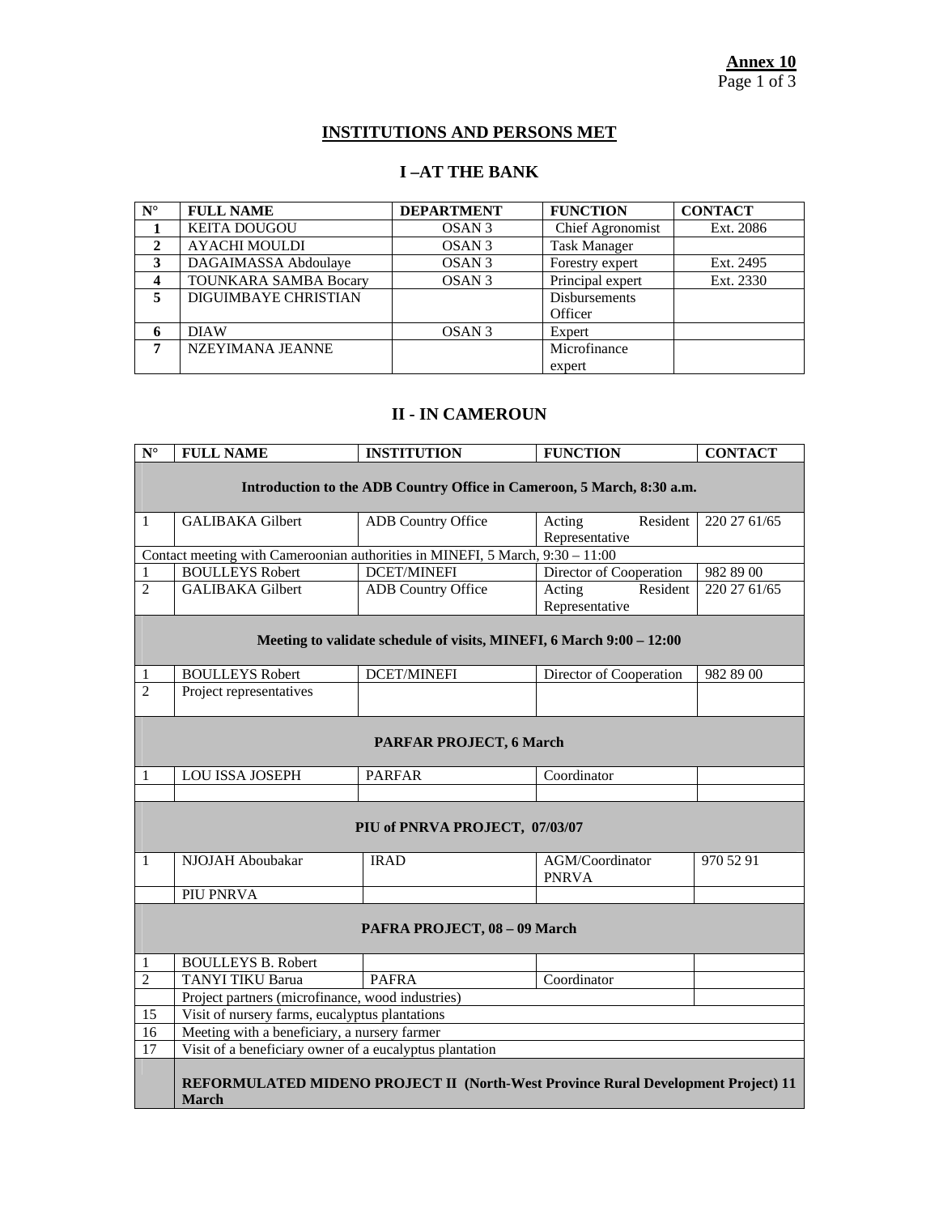**Annex 10**

## INSTITUTIONS AND PERSONS MET

### I –AT THE BANK

| N° | FULL NAME | DEPARTMENT | FUNCTION | CONTACT |
|---|---|---|---|---|
| 1 | KEITA DOUGOU | OSAN 3 | Chief Agronomist | Ext. 2086 |
| 2 | AYACHI MOULDI | OSAN 3 | Task Manager | |
| 3 | DAGAIMASSA Abdoulaye | OSAN 3 | Forestry expert | Ext. 2495 |
| 4 | TOUNKARA SAMBA Bocary | OSAN 3 | Principal expert | Ext. 2330 |
| 5 | DIGUIMBAYE CHRISTIAN | | Disbursements Officer | |
| 6 | DIAW | OSAN 3 | Expert | |
| 7 | NZEYIMANA JEANNE | | Microfinance expert | |

### II - IN CAMEROUN

| N° | FULL NAME | INSTITUTION | FUNCTION | CONTACT |
|---|---|---|---|---|
| **Introduction to the ADB Country Office in Cameroon, 5 March, 8:30 a.m.** | | | | |
| 1 | GALIBAKA Gilbert | ADB Country Office | Acting Resident Representative | 220 27 61/65 |
| Contact meeting with Cameroonian authorities in MINEFI, 5 March, 9:30 – 11:00 | | | | |
| 1 | BOULLEYS Robert | DCET/MINEFI | Director of Cooperation | 982 89 00 |
| 2 | GALIBAKA Gilbert | ADB Country Office | Acting Resident Representative | 220 27 61/65 |
| **Meeting to validate schedule of visits, MINEFI, 6 March 9:00 – 12:00** | | | | |
| 1 | BOULLEYS Robert | DCET/MINEFI | Director of Cooperation | 982 89 00 |
| 2 | Project representatives | | | |
| **PARFAR PROJECT, 6 March** | | | | |
| 1 | LOU ISSA JOSEPH | PARFAR | Coordinator | |
| | | | | |
| **PIU of PNRVA PROJECT, 07/03/07** | | | | |
| 1 | NJOJAH Aboubakar | IRAD | AGM/Coordinator PNRVA | 970 52 91 |
| | PIU PNRVA | | | |
| **PAFRA PROJECT, 08 – 09 March** | | | | |
| 1 | BOULLEYS B. Robert | | | |
| 2 | TANYI TIKU Barua | PAFRA | Coordinator | |
| | Project partners (microfinance, wood industries) | | | |
| 15 | Visit of nursery farms, eucalyptus plantations | | | |
| 16 | Meeting with a beneficiary, a nursery farmer | | | |
| 17 | Visit of a beneficiary owner of a eucalyptus plantation | | | |
| | **REFORMULATED MIDENO PROJECT II (North-West Province Rural Development Project) 11 March** | | | |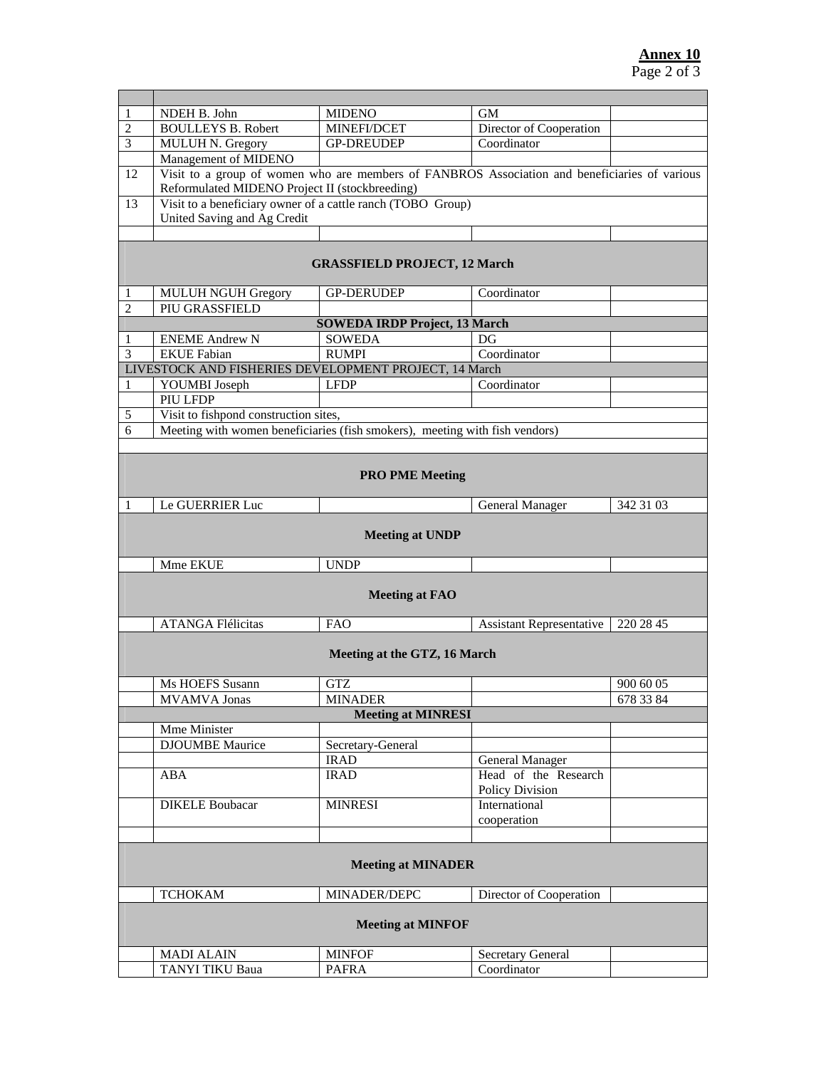**Annex 10**

| | | | | |
|---|---|---|---|---|
| 1 | NDEH B. John | MIDENO | GM | |
| 2 | BOULLEYS B. Robert | MINEFI/DCET | Director of Cooperation | |
| 3 | MULUH N. Gregory | GP-DREUDEP | Coordinator | |
| | Management of MIDENO | | | |
| 12 | Visit to a group of women who are members of FANBROS Association and beneficiaries of various Reformulated MIDENO Project II (stockbreeding) | | | |
| 13 | Visit to a beneficiary owner of a cattle ranch (TOBO Group) United Saving and Ag Credit | | | |
| | | | | |
| **GRASSFIELD PROJECT, 12 March** | | | | |
| 1 | MULUH NGUH Gregory | GP-DERUDEP | Coordinator | |
| 2 | PIU GRASSFIELD | | | |
| **SOWEDA IRDP Project, 13 March** | | | | |
| 1 | ENEME Andrew N | SOWEDA | DG | |
| 3 | EKUE Fabian | RUMPI | Coordinator | |
| LIVESTOCK AND FISHERIES DEVELOPMENT PROJECT, 14 March | | | | |
| 1 | YOUMBI Joseph | LFDP | Coordinator | |
| | PIU LFDP | | | |
| 5 | Visit to fishpond construction sites, | | | |
| 6 | Meeting with women beneficiaries (fish smokers), meeting with fish vendors) | | | |
| | | | | |
| **PRO PME Meeting** | | | | |
| 1 | Le GUERRIER Luc | | General Manager | 342 31 03 |
| **Meeting at UNDP** | | | | |
| | Mme EKUE | UNDP | | |
| **Meeting at FAO** | | | | |
| | ATANGA Flélicitas | FAO | Assistant Representative | 220 28 45 |
| **Meeting at the GTZ, 16 March** | | | | |
| | Ms HOEFS Susann | GTZ | | 900 60 05 |
| | MVAMVA Jonas | MINADER | | 678 33 84 |
| **Meeting at MINRESI** | | | | |
| | Mme Minister | | | |
| | DJOUMBE Maurice | Secretary-General | | |
| | | IRAD | General Manager | |
| | ABA | IRAD | Head of the Research Policy Division | |
| | DIKELE Boubacar | MINRESI | International cooperation | |
| | | | | |
| **Meeting at MINADER** | | | | |
| | TCHOKAM | MINADER/DEPC | Director of Cooperation | |
| **Meeting at MINFOF** | | | | |
| | MADI ALAIN | MINFOF | Secretary General | |
| | TANYI TIKU Baua | PAFRA | Coordinator | |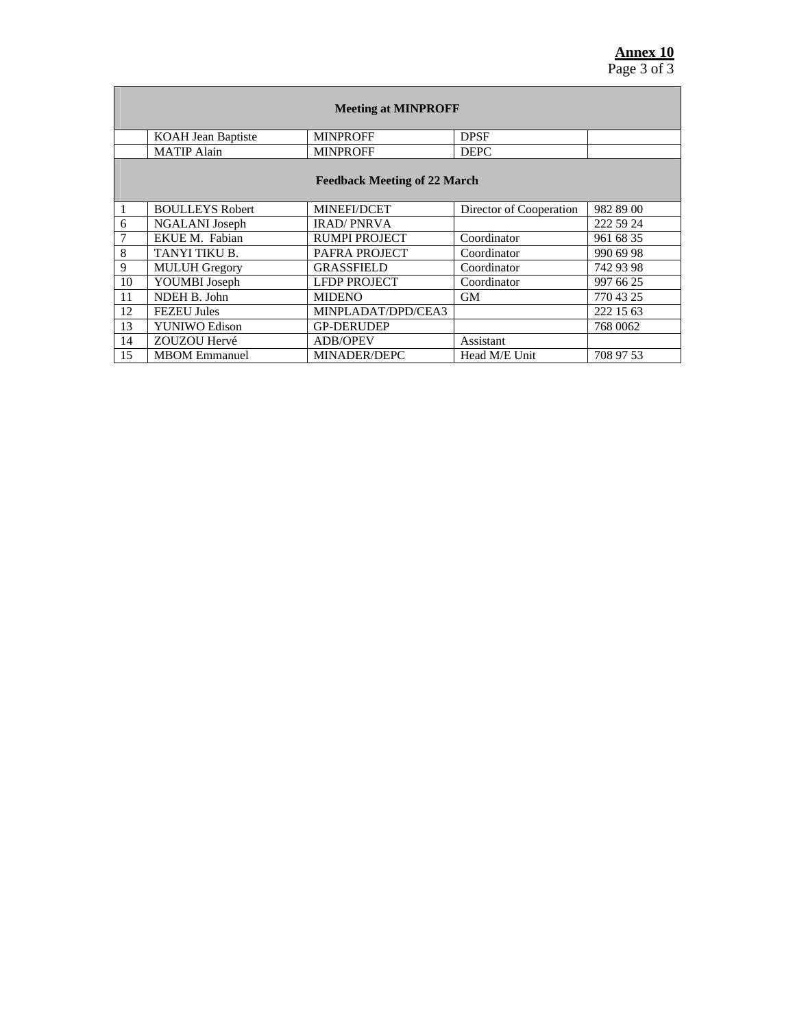**Annex 10**

| | | | | |
|---|---|---|---|---|
| **Meeting at MINPROFF** | | | | |
| | KOAH Jean Baptiste | MINPROFF | DPSF | |
| | MATIP Alain | MINPROFF | DEPC | |
| **Feedback Meeting of 22 March** | | | | |
| 1 | BOULLEYS Robert | MINEFI/DCET | Director of Cooperation | 982 89 00 |
| 6 | NGALANI Joseph | IRAD/ PNRVA | | 222 59 24 |
| 7 | EKUE M. Fabian | RUMPI PROJECT | Coordinator | 961 68 35 |
| 8 | TANYI TIKU B. | PAFRA PROJECT | Coordinator | 990 69 98 |
| 9 | MULUH Gregory | GRASSFIELD | Coordinator | 742 93 98 |
| 10 | YOUMBI Joseph | LFDP PROJECT | Coordinator | 997 66 25 |
| 11 | NDEH B. John | MIDENO | GM | 770 43 25 |
| 12 | FEZEU Jules | MINPLADAT/DPD/CEA3 | | 222 15 63 |
| 13 | YUNIWO Edison | GP-DERUDEP | | 768 0062 |
| 14 | ZOUZOU Hervé | ADB/OPEV | Assistant | |
| 15 | MBOM Emmanuel | MINADER/DEPC | Head M/E Unit | 708 97 53 |